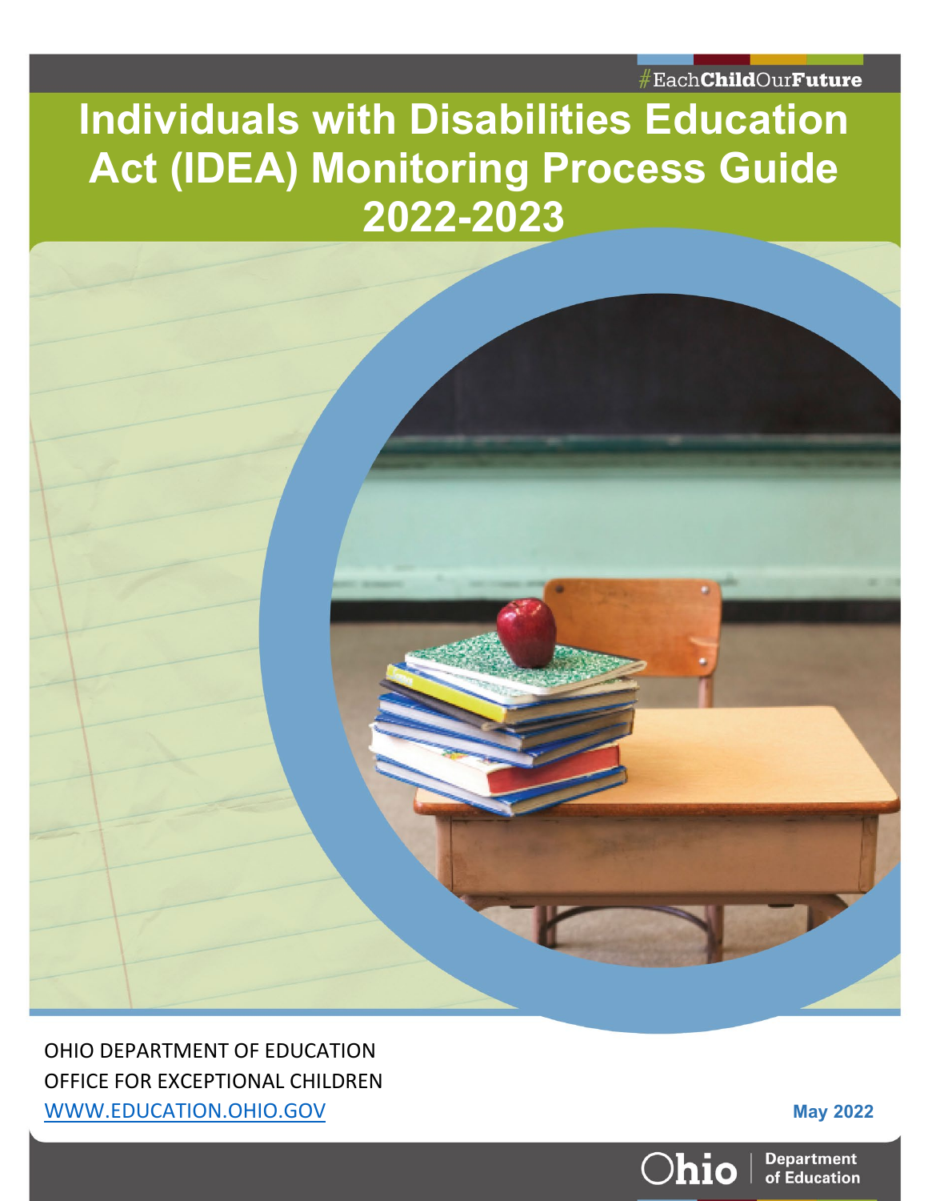#EachChildOurFuture

# Individuals with Disabilities Education Act (IDEA) Monitoring Process Guide 2022-2023

OHIO DEPARTMENT OF EDUCATION
OFFICE FOR EXCEPTIONAL CHILDREN
[WWW.EDUCATION.OHIO.GOV](http://www.education.ohio.gov)

May 2022

Ohio | Department of Education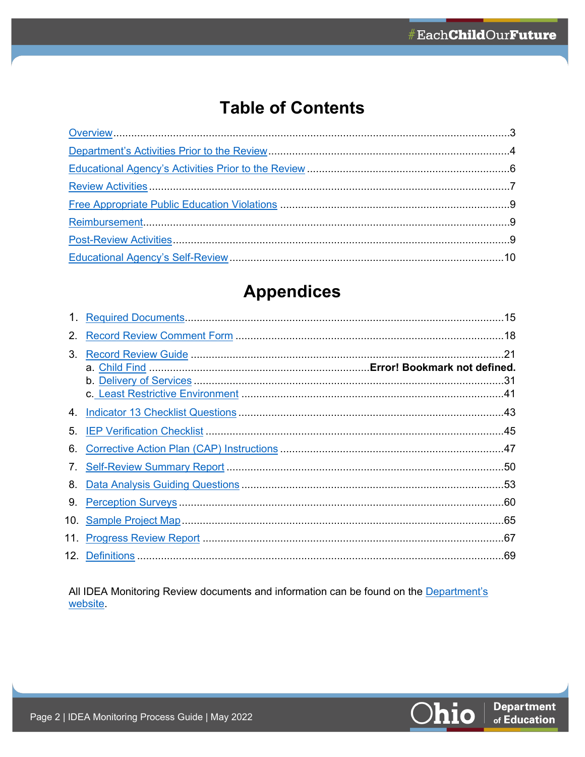# Table of Contents

Overview ..... 3

Department's Activities Prior to the Review ..... 4

Educational Agency's Activities Prior to the Review ..... 6

Review Activities ..... 7

Free Appropriate Public Education Violations ..... 9

Reimbursement ..... 9

Post-Review Activities ..... 9

Educational Agency's Self-Review ..... 10

# Appendices

1. Required Documents ..... 15
2. Record Review Comment Form ..... 18
3. Record Review Guide ..... 21
   a. Child Find ..... **Error! Bookmark not defined.**
   b. Delivery of Services ..... 31
   c. Least Restrictive Environment ..... 41
4. Indicator 13 Checklist Questions ..... 43
5. IEP Verification Checklist ..... 45
6. Corrective Action Plan (CAP) Instructions ..... 47
7. Self-Review Summary Report ..... 50
8. Data Analysis Guiding Questions ..... 53
9. Perception Surveys ..... 60
10. Sample Project Map ..... 65
11. Progress Review Report ..... 67
12. Definitions ..... 69

All IDEA Monitoring Review documents and information can be found on the Department's website.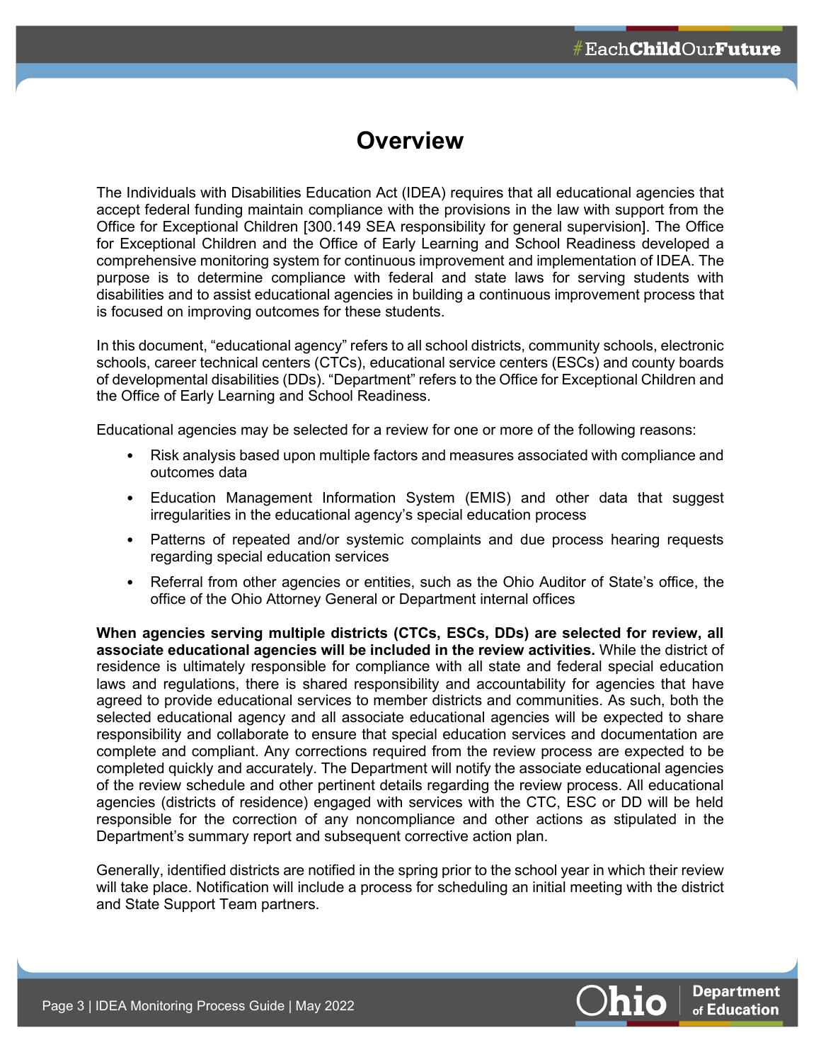# Overview

The Individuals with Disabilities Education Act (IDEA) requires that all educational agencies that accept federal funding maintain compliance with the provisions in the law with support from the Office for Exceptional Children [300.149 SEA responsibility for general supervision]. The Office for Exceptional Children and the Office of Early Learning and School Readiness developed a comprehensive monitoring system for continuous improvement and implementation of IDEA. The purpose is to determine compliance with federal and state laws for serving students with disabilities and to assist educational agencies in building a continuous improvement process that is focused on improving outcomes for these students.

In this document, "educational agency" refers to all school districts, community schools, electronic schools, career technical centers (CTCs), educational service centers (ESCs) and county boards of developmental disabilities (DDs). "Department" refers to the Office for Exceptional Children and the Office of Early Learning and School Readiness.

Educational agencies may be selected for a review for one or more of the following reasons:

- Risk analysis based upon multiple factors and measures associated with compliance and outcomes data
- Education Management Information System (EMIS) and other data that suggest irregularities in the educational agency's special education process
- Patterns of repeated and/or systemic complaints and due process hearing requests regarding special education services
- Referral from other agencies or entities, such as the Ohio Auditor of State's office, the office of the Ohio Attorney General or Department internal offices

**When agencies serving multiple districts (CTCs, ESCs, DDs) are selected for review, all associate educational agencies will be included in the review activities.** While the district of residence is ultimately responsible for compliance with all state and federal special education laws and regulations, there is shared responsibility and accountability for agencies that have agreed to provide educational services to member districts and communities. As such, both the selected educational agency and all associate educational agencies will be expected to share responsibility and collaborate to ensure that special education services and documentation are complete and compliant. Any corrections required from the review process are expected to be completed quickly and accurately. The Department will notify the associate educational agencies of the review schedule and other pertinent details regarding the review process. All educational agencies (districts of residence) engaged with services with the CTC, ESC or DD will be held responsible for the correction of any noncompliance and other actions as stipulated in the Department's summary report and subsequent corrective action plan.

Generally, identified districts are notified in the spring prior to the school year in which their review will take place. Notification will include a process for scheduling an initial meeting with the district and State Support Team partners.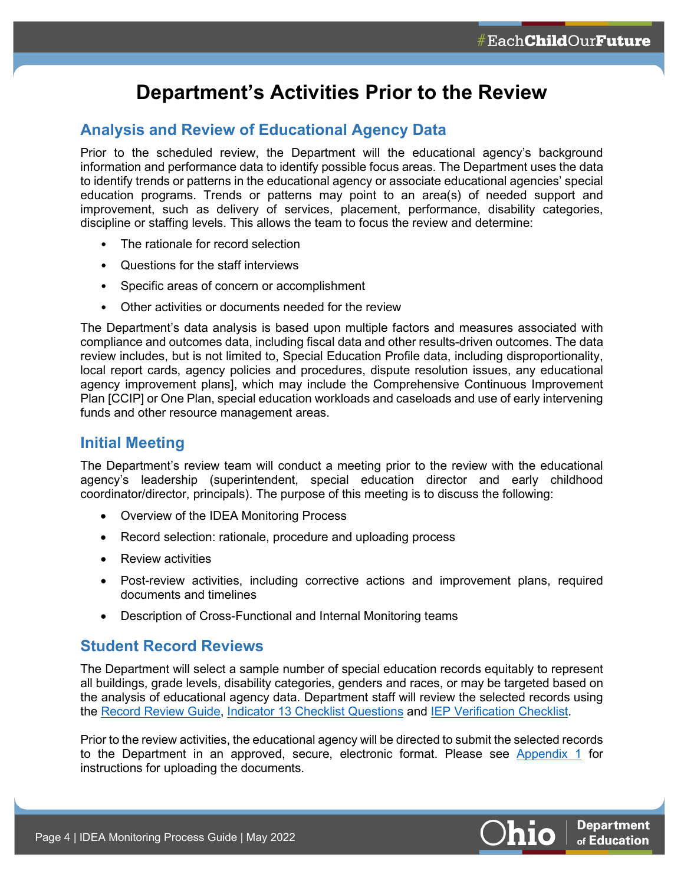# Department's Activities Prior to the Review

## Analysis and Review of Educational Agency Data

Prior to the scheduled review, the Department will the educational agency's background information and performance data to identify possible focus areas. The Department uses the data to identify trends or patterns in the educational agency or associate educational agencies' special education programs. Trends or patterns may point to an area(s) of needed support and improvement, such as delivery of services, placement, performance, disability categories, discipline or staffing levels. This allows the team to focus the review and determine:

- The rationale for record selection
- Questions for the staff interviews
- Specific areas of concern or accomplishment
- Other activities or documents needed for the review

The Department's data analysis is based upon multiple factors and measures associated with compliance and outcomes data, including fiscal data and other results-driven outcomes. The data review includes, but is not limited to, Special Education Profile data, including disproportionality, local report cards, agency policies and procedures, dispute resolution issues, any educational agency improvement plans], which may include the Comprehensive Continuous Improvement Plan [CCIP] or One Plan, special education workloads and caseloads and use of early intervening funds and other resource management areas.

## Initial Meeting

The Department's review team will conduct a meeting prior to the review with the educational agency's leadership (superintendent, special education director and early childhood coordinator/director, principals). The purpose of this meeting is to discuss the following:

- Overview of the IDEA Monitoring Process
- Record selection: rationale, procedure and uploading process
- Review activities
- Post-review activities, including corrective actions and improvement plans, required documents and timelines
- Description of Cross-Functional and Internal Monitoring teams

## Student Record Reviews

The Department will select a sample number of special education records equitably to represent all buildings, grade levels, disability categories, genders and races, or may be targeted based on the analysis of educational agency data. Department staff will review the selected records using the Record Review Guide, Indicator 13 Checklist Questions and IEP Verification Checklist.

Prior to the review activities, the educational agency will be directed to submit the selected records to the Department in an approved, secure, electronic format. Please see Appendix 1 for instructions for uploading the documents.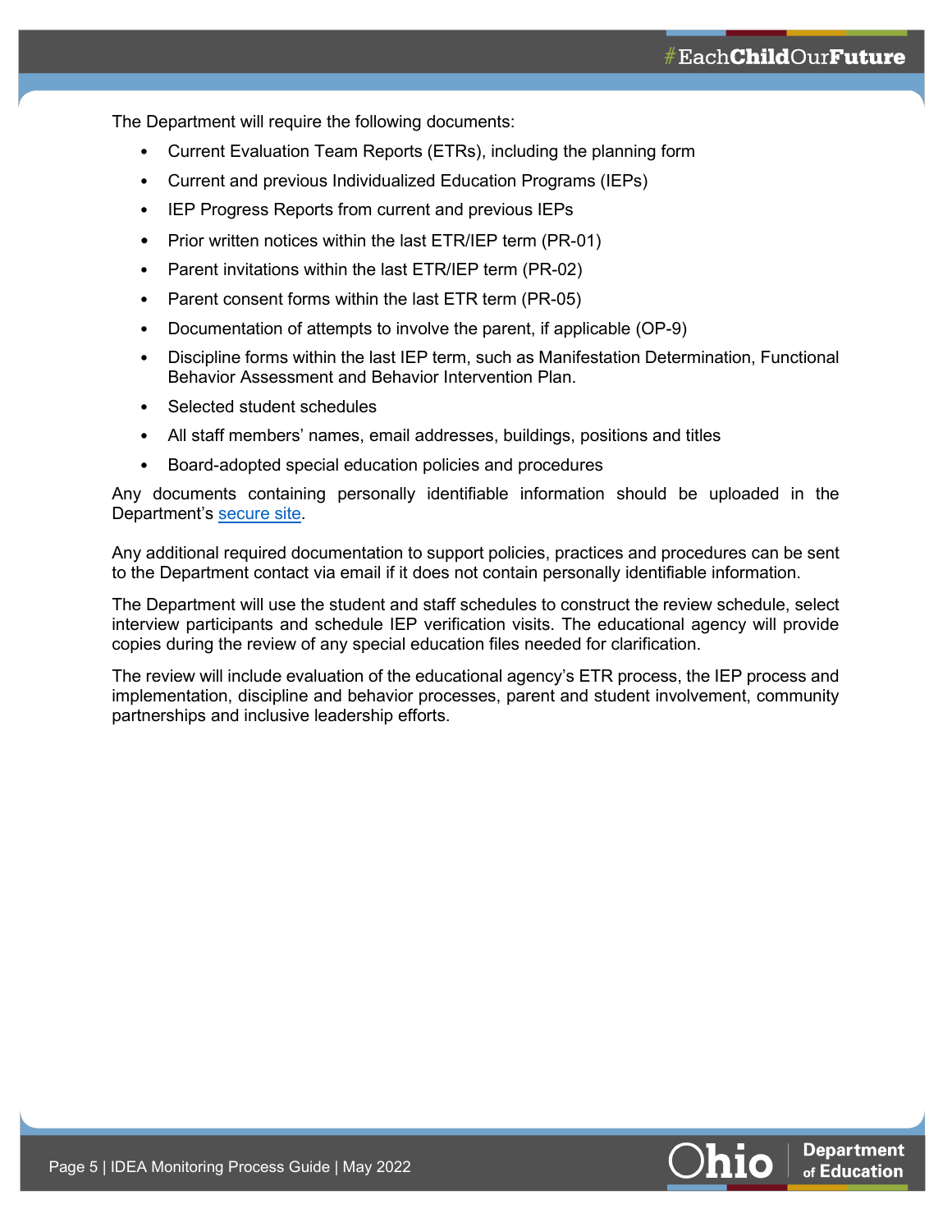The Department will require the following documents:

- Current Evaluation Team Reports (ETRs), including the planning form
- Current and previous Individualized Education Programs (IEPs)
- IEP Progress Reports from current and previous IEPs
- Prior written notices within the last ETR/IEP term (PR-01)
- Parent invitations within the last ETR/IEP term (PR-02)
- Parent consent forms within the last ETR term (PR-05)
- Documentation of attempts to involve the parent, if applicable (OP-9)
- Discipline forms within the last IEP term, such as Manifestation Determination, Functional Behavior Assessment and Behavior Intervention Plan.
- Selected student schedules
- All staff members' names, email addresses, buildings, positions and titles
- Board-adopted special education policies and procedures

Any documents containing personally identifiable information should be uploaded in the Department's secure site.

Any additional required documentation to support policies, practices and procedures can be sent to the Department contact via email if it does not contain personally identifiable information.

The Department will use the student and staff schedules to construct the review schedule, select interview participants and schedule IEP verification visits. The educational agency will provide copies during the review of any special education files needed for clarification.

The review will include evaluation of the educational agency's ETR process, the IEP process and implementation, discipline and behavior processes, parent and student involvement, community partnerships and inclusive leadership efforts.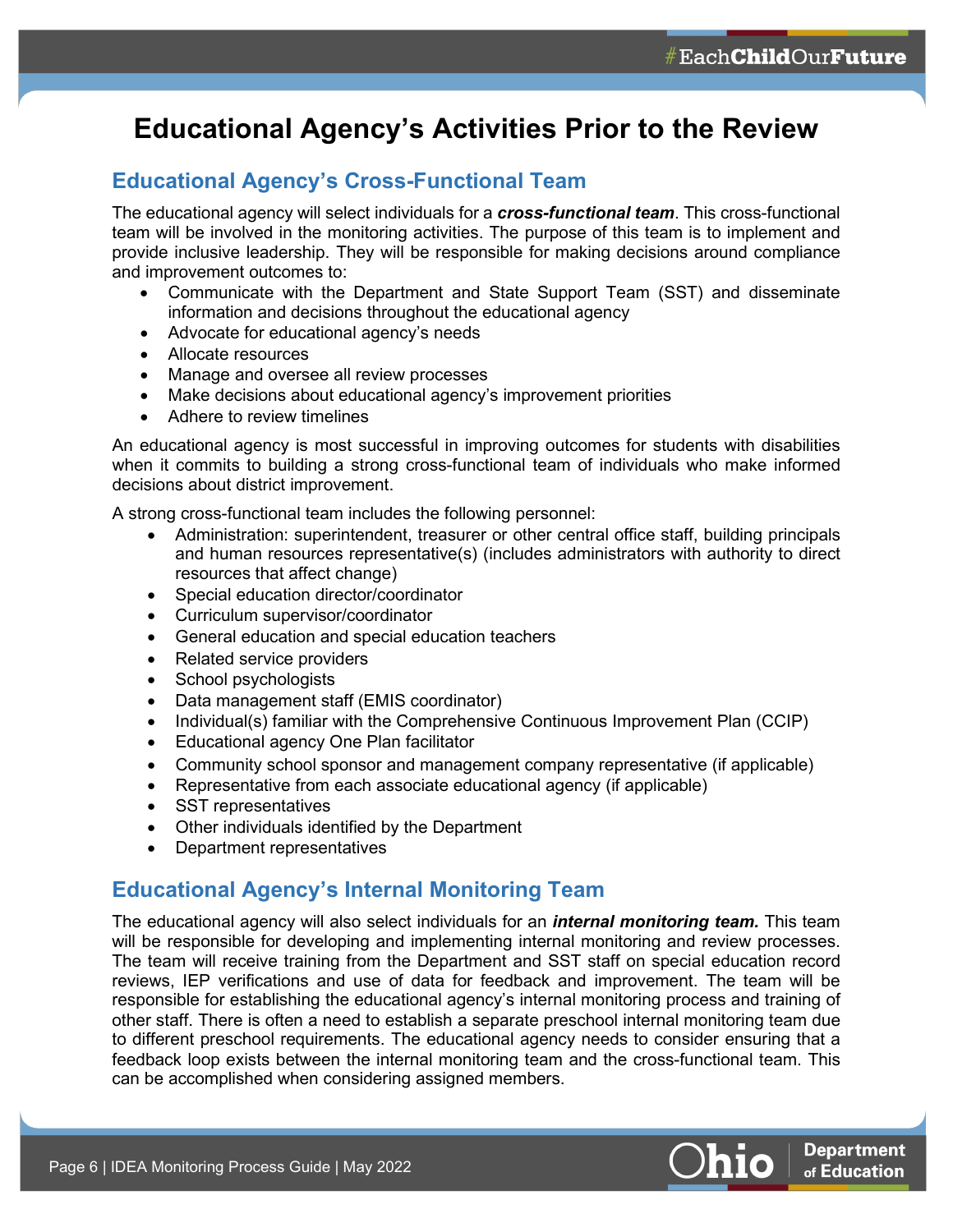# Educational Agency's Activities Prior to the Review

## Educational Agency's Cross-Functional Team

The educational agency will select individuals for a ***cross-functional team***. This cross-functional team will be involved in the monitoring activities. The purpose of this team is to implement and provide inclusive leadership. They will be responsible for making decisions around compliance and improvement outcomes to:

- Communicate with the Department and State Support Team (SST) and disseminate information and decisions throughout the educational agency
- Advocate for educational agency's needs
- Allocate resources
- Manage and oversee all review processes
- Make decisions about educational agency's improvement priorities
- Adhere to review timelines

An educational agency is most successful in improving outcomes for students with disabilities when it commits to building a strong cross-functional team of individuals who make informed decisions about district improvement.

A strong cross-functional team includes the following personnel:

- Administration: superintendent, treasurer or other central office staff, building principals and human resources representative(s) (includes administrators with authority to direct resources that affect change)
- Special education director/coordinator
- Curriculum supervisor/coordinator
- General education and special education teachers
- Related service providers
- School psychologists
- Data management staff (EMIS coordinator)
- Individual(s) familiar with the Comprehensive Continuous Improvement Plan (CCIP)
- Educational agency One Plan facilitator
- Community school sponsor and management company representative (if applicable)
- Representative from each associate educational agency (if applicable)
- SST representatives
- Other individuals identified by the Department
- Department representatives

## Educational Agency's Internal Monitoring Team

The educational agency will also select individuals for an ***internal monitoring team.*** This team will be responsible for developing and implementing internal monitoring and review processes. The team will receive training from the Department and SST staff on special education record reviews, IEP verifications and use of data for feedback and improvement. The team will be responsible for establishing the educational agency's internal monitoring process and training of other staff. There is often a need to establish a separate preschool internal monitoring team due to different preschool requirements. The educational agency needs to consider ensuring that a feedback loop exists between the internal monitoring team and the cross-functional team. This can be accomplished when considering assigned members.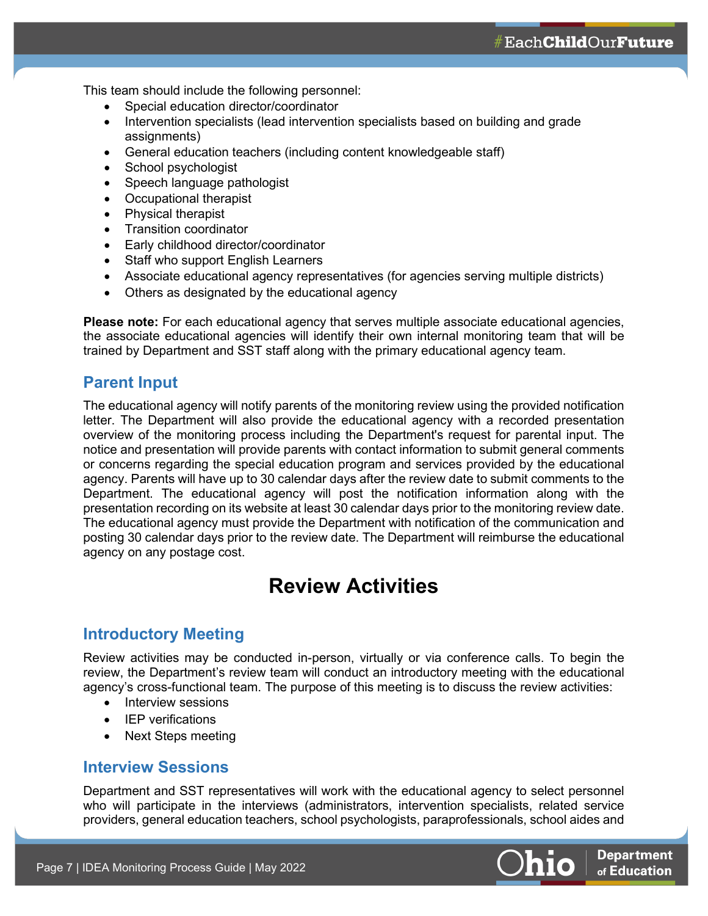This team should include the following personnel:

- Special education director/coordinator
- Intervention specialists (lead intervention specialists based on building and grade assignments)
- General education teachers (including content knowledgeable staff)
- School psychologist
- Speech language pathologist
- Occupational therapist
- Physical therapist
- Transition coordinator
- Early childhood director/coordinator
- Staff who support English Learners
- Associate educational agency representatives (for agencies serving multiple districts)
- Others as designated by the educational agency

**Please note:** For each educational agency that serves multiple associate educational agencies, the associate educational agencies will identify their own internal monitoring team that will be trained by Department and SST staff along with the primary educational agency team.

## Parent Input

The educational agency will notify parents of the monitoring review using the provided notification letter. The Department will also provide the educational agency with a recorded presentation overview of the monitoring process including the Department's request for parental input. The notice and presentation will provide parents with contact information to submit general comments or concerns regarding the special education program and services provided by the educational agency. Parents will have up to 30 calendar days after the review date to submit comments to the Department. The educational agency will post the notification information along with the presentation recording on its website at least 30 calendar days prior to the monitoring review date. The educational agency must provide the Department with notification of the communication and posting 30 calendar days prior to the review date. The Department will reimburse the educational agency on any postage cost.

# Review Activities

## Introductory Meeting

Review activities may be conducted in-person, virtually or via conference calls. To begin the review, the Department's review team will conduct an introductory meeting with the educational agency's cross-functional team. The purpose of this meeting is to discuss the review activities:

- Interview sessions
- IEP verifications
- Next Steps meeting

## Interview Sessions

Department and SST representatives will work with the educational agency to select personnel who will participate in the interviews (administrators, intervention specialists, related service providers, general education teachers, school psychologists, paraprofessionals, school aides and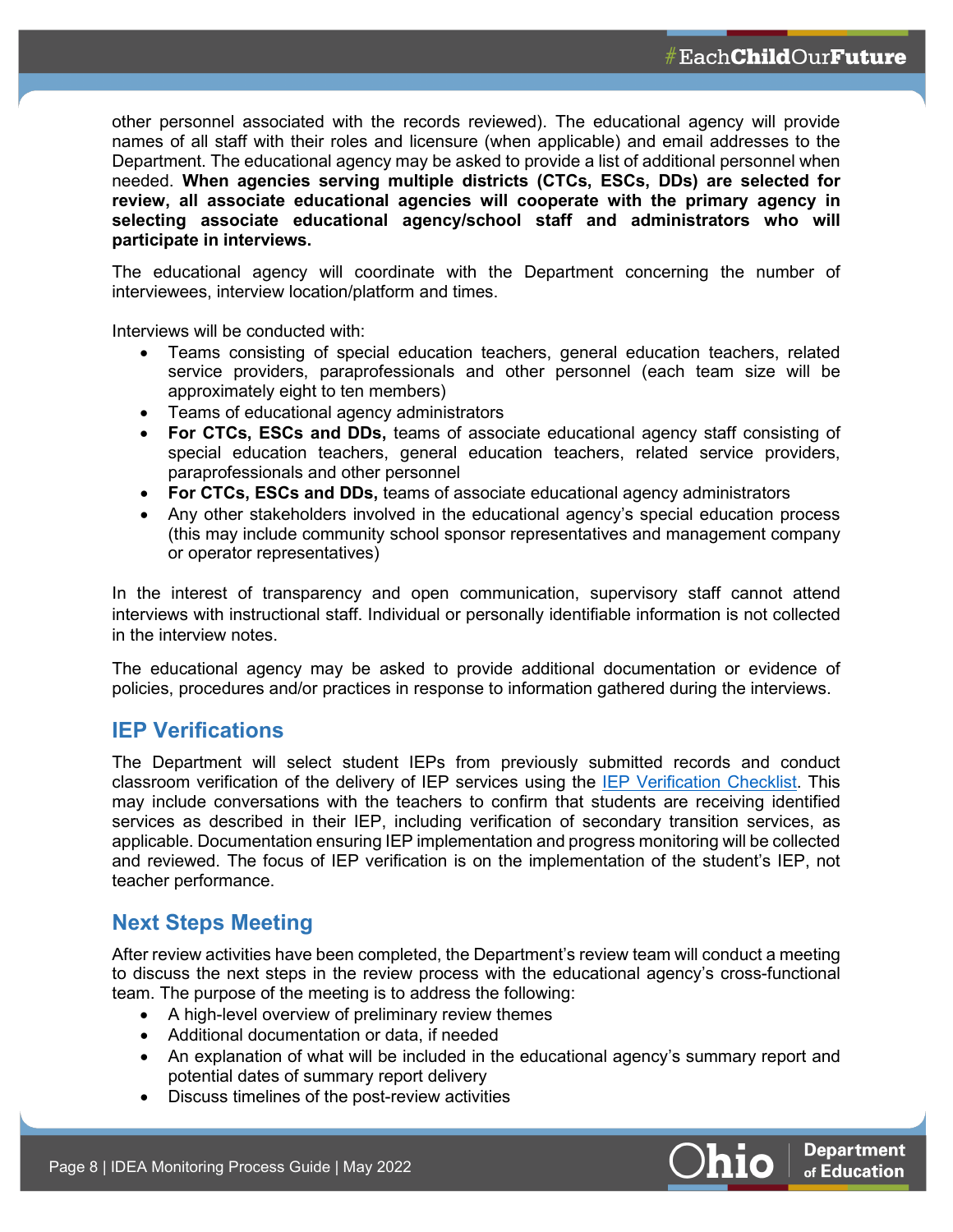other personnel associated with the records reviewed). The educational agency will provide names of all staff with their roles and licensure (when applicable) and email addresses to the Department. The educational agency may be asked to provide a list of additional personnel when needed. **When agencies serving multiple districts (CTCs, ESCs, DDs) are selected for review, all associate educational agencies will cooperate with the primary agency in selecting associate educational agency/school staff and administrators who will participate in interviews.**

The educational agency will coordinate with the Department concerning the number of interviewees, interview location/platform and times.

Interviews will be conducted with:

- Teams consisting of special education teachers, general education teachers, related service providers, paraprofessionals and other personnel (each team size will be approximately eight to ten members)
- Teams of educational agency administrators
- **For CTCs, ESCs and DDs,** teams of associate educational agency staff consisting of special education teachers, general education teachers, related service providers, paraprofessionals and other personnel
- **For CTCs, ESCs and DDs,** teams of associate educational agency administrators
- Any other stakeholders involved in the educational agency's special education process (this may include community school sponsor representatives and management company or operator representatives)

In the interest of transparency and open communication, supervisory staff cannot attend interviews with instructional staff. Individual or personally identifiable information is not collected in the interview notes.

The educational agency may be asked to provide additional documentation or evidence of policies, procedures and/or practices in response to information gathered during the interviews.

## IEP Verifications

The Department will select student IEPs from previously submitted records and conduct classroom verification of the delivery of IEP services using the IEP Verification Checklist. This may include conversations with the teachers to confirm that students are receiving identified services as described in their IEP, including verification of secondary transition services, as applicable. Documentation ensuring IEP implementation and progress monitoring will be collected and reviewed. The focus of IEP verification is on the implementation of the student's IEP, not teacher performance.

## Next Steps Meeting

After review activities have been completed, the Department's review team will conduct a meeting to discuss the next steps in the review process with the educational agency's cross-functional team. The purpose of the meeting is to address the following:

- A high-level overview of preliminary review themes
- Additional documentation or data, if needed
- An explanation of what will be included in the educational agency's summary report and potential dates of summary report delivery
- Discuss timelines of the post-review activities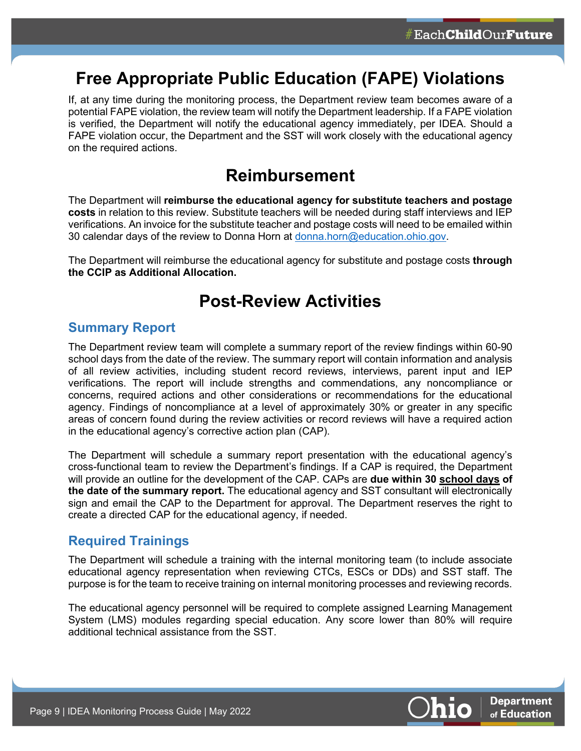# Free Appropriate Public Education (FAPE) Violations

If, at any time during the monitoring process, the Department review team becomes aware of a potential FAPE violation, the review team will notify the Department leadership. If a FAPE violation is verified, the Department will notify the educational agency immediately, per IDEA. Should a FAPE violation occur, the Department and the SST will work closely with the educational agency on the required actions.

# Reimbursement

The Department will **reimburse the educational agency for substitute teachers and postage costs** in relation to this review. Substitute teachers will be needed during staff interviews and IEP verifications. An invoice for the substitute teacher and postage costs will need to be emailed within 30 calendar days of the review to Donna Horn at [donna.horn@education.ohio.gov](mailto:donna.horn@education.ohio.gov).

The Department will reimburse the educational agency for substitute and postage costs **through the CCIP as Additional Allocation.**

# Post-Review Activities

## Summary Report

The Department review team will complete a summary report of the review findings within 60-90 school days from the date of the review. The summary report will contain information and analysis of all review activities, including student record reviews, interviews, parent input and IEP verifications. The report will include strengths and commendations, any noncompliance or concerns, required actions and other considerations or recommendations for the educational agency. Findings of noncompliance at a level of approximately 30% or greater in any specific areas of concern found during the review activities or record reviews will have a required action in the educational agency's corrective action plan (CAP).

The Department will schedule a summary report presentation with the educational agency's cross-functional team to review the Department's findings. If a CAP is required, the Department will provide an outline for the development of the CAP. CAPs are **due within 30 <u>school days</u> of the date of the summary report.** The educational agency and SST consultant will electronically sign and email the CAP to the Department for approval. The Department reserves the right to create a directed CAP for the educational agency, if needed.

## Required Trainings

The Department will schedule a training with the internal monitoring team (to include associate educational agency representation when reviewing CTCs, ESCs or DDs) and SST staff. The purpose is for the team to receive training on internal monitoring processes and reviewing records.

The educational agency personnel will be required to complete assigned Learning Management System (LMS) modules regarding special education. Any score lower than 80% will require additional technical assistance from the SST.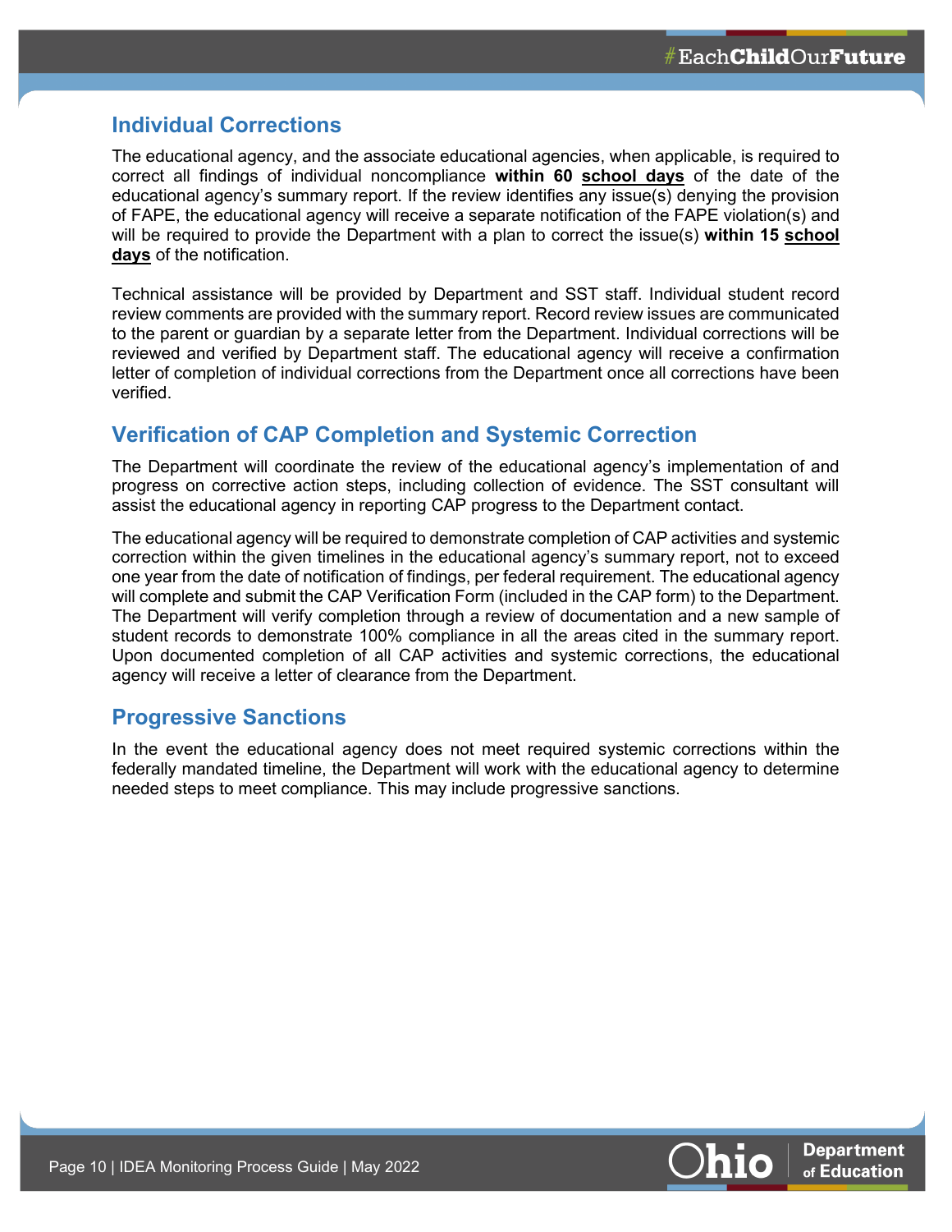## Individual Corrections

The educational agency, and the associate educational agencies, when applicable, is required to correct all findings of individual noncompliance **within 60 <u>school days</u>** of the date of the educational agency's summary report. If the review identifies any issue(s) denying the provision of FAPE, the educational agency will receive a separate notification of the FAPE violation(s) and will be required to provide the Department with a plan to correct the issue(s) **within 15 <u>school days</u>** of the notification.

Technical assistance will be provided by Department and SST staff. Individual student record review comments are provided with the summary report. Record review issues are communicated to the parent or guardian by a separate letter from the Department. Individual corrections will be reviewed and verified by Department staff. The educational agency will receive a confirmation letter of completion of individual corrections from the Department once all corrections have been verified.

## Verification of CAP Completion and Systemic Correction

The Department will coordinate the review of the educational agency's implementation of and progress on corrective action steps, including collection of evidence. The SST consultant will assist the educational agency in reporting CAP progress to the Department contact.

The educational agency will be required to demonstrate completion of CAP activities and systemic correction within the given timelines in the educational agency's summary report, not to exceed one year from the date of notification of findings, per federal requirement. The educational agency will complete and submit the CAP Verification Form (included in the CAP form) to the Department. The Department will verify completion through a review of documentation and a new sample of student records to demonstrate 100% compliance in all the areas cited in the summary report. Upon documented completion of all CAP activities and systemic corrections, the educational agency will receive a letter of clearance from the Department.

## Progressive Sanctions

In the event the educational agency does not meet required systemic corrections within the federally mandated timeline, the Department will work with the educational agency to determine needed steps to meet compliance. This may include progressive sanctions.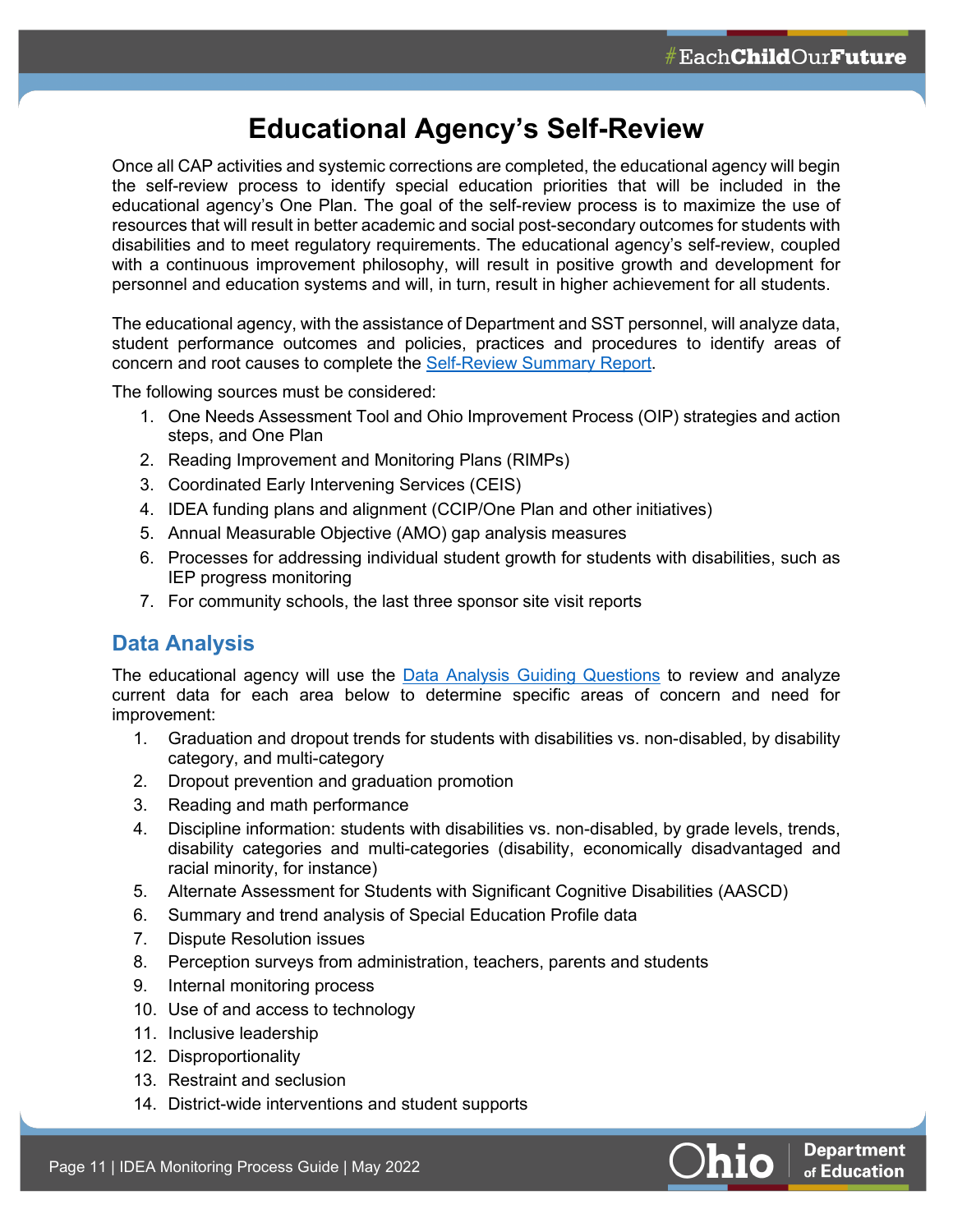# Educational Agency's Self-Review

Once all CAP activities and systemic corrections are completed, the educational agency will begin the self-review process to identify special education priorities that will be included in the educational agency's One Plan. The goal of the self-review process is to maximize the use of resources that will result in better academic and social post-secondary outcomes for students with disabilities and to meet regulatory requirements. The educational agency's self-review, coupled with a continuous improvement philosophy, will result in positive growth and development for personnel and education systems and will, in turn, result in higher achievement for all students.

The educational agency, with the assistance of Department and SST personnel, will analyze data, student performance outcomes and policies, practices and procedures to identify areas of concern and root causes to complete the Self-Review Summary Report.

The following sources must be considered:

1. One Needs Assessment Tool and Ohio Improvement Process (OIP) strategies and action steps, and One Plan
2. Reading Improvement and Monitoring Plans (RIMPs)
3. Coordinated Early Intervening Services (CEIS)
4. IDEA funding plans and alignment (CCIP/One Plan and other initiatives)
5. Annual Measurable Objective (AMO) gap analysis measures
6. Processes for addressing individual student growth for students with disabilities, such as IEP progress monitoring
7. For community schools, the last three sponsor site visit reports

## Data Analysis

The educational agency will use the Data Analysis Guiding Questions to review and analyze current data for each area below to determine specific areas of concern and need for improvement:

1. Graduation and dropout trends for students with disabilities vs. non-disabled, by disability category, and multi-category
2. Dropout prevention and graduation promotion
3. Reading and math performance
4. Discipline information: students with disabilities vs. non-disabled, by grade levels, trends, disability categories and multi-categories (disability, economically disadvantaged and racial minority, for instance)
5. Alternate Assessment for Students with Significant Cognitive Disabilities (AASCD)
6. Summary and trend analysis of Special Education Profile data
7. Dispute Resolution issues
8. Perception surveys from administration, teachers, parents and students
9. Internal monitoring process
10. Use of and access to technology
11. Inclusive leadership
12. Disproportionality
13. Restraint and seclusion
14. District-wide interventions and student supports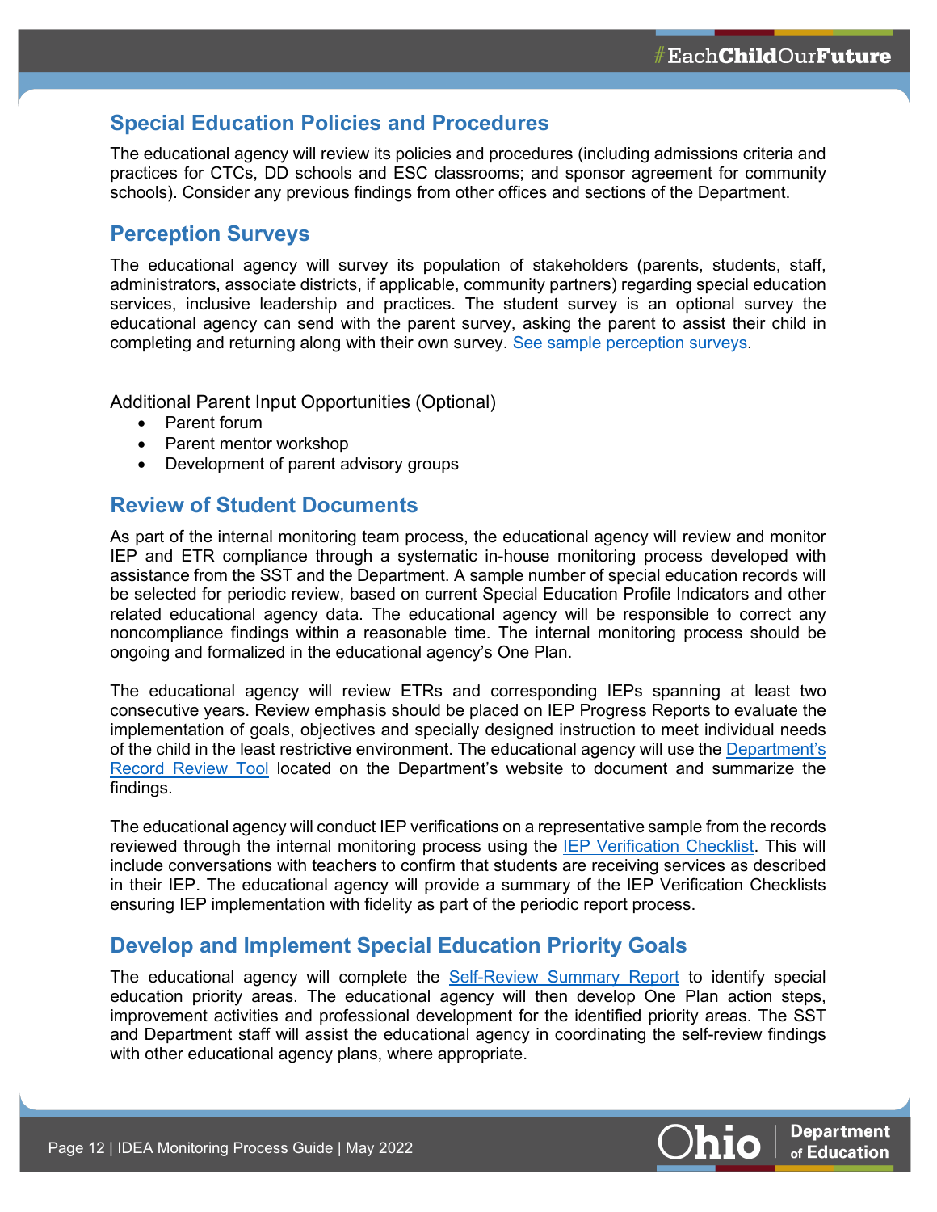## Special Education Policies and Procedures

The educational agency will review its policies and procedures (including admissions criteria and practices for CTCs, DD schools and ESC classrooms; and sponsor agreement for community schools). Consider any previous findings from other offices and sections of the Department.

## Perception Surveys

The educational agency will survey its population of stakeholders (parents, students, staff, administrators, associate districts, if applicable, community partners) regarding special education services, inclusive leadership and practices. The student survey is an optional survey the educational agency can send with the parent survey, asking the parent to assist their child in completing and returning along with their own survey. [See sample perception surveys](#).

Additional Parent Input Opportunities (Optional)

- Parent forum
- Parent mentor workshop
- Development of parent advisory groups

## Review of Student Documents

As part of the internal monitoring team process, the educational agency will review and monitor IEP and ETR compliance through a systematic in-house monitoring process developed with assistance from the SST and the Department. A sample number of special education records will be selected for periodic review, based on current Special Education Profile Indicators and other related educational agency data. The educational agency will be responsible to correct any noncompliance findings within a reasonable time. The internal monitoring process should be ongoing and formalized in the educational agency's One Plan.

The educational agency will review ETRs and corresponding IEPs spanning at least two consecutive years. Review emphasis should be placed on IEP Progress Reports to evaluate the implementation of goals, objectives and specially designed instruction to meet individual needs of the child in the least restrictive environment. The educational agency will use the [Department's Record Review Tool](#) located on the Department's website to document and summarize the findings.

The educational agency will conduct IEP verifications on a representative sample from the records reviewed through the internal monitoring process using the [IEP Verification Checklist](#). This will include conversations with teachers to confirm that students are receiving services as described in their IEP. The educational agency will provide a summary of the IEP Verification Checklists ensuring IEP implementation with fidelity as part of the periodic report process.

## Develop and Implement Special Education Priority Goals

The educational agency will complete the [Self-Review Summary Report](#) to identify special education priority areas. The educational agency will then develop One Plan action steps, improvement activities and professional development for the identified priority areas. The SST and Department staff will assist the educational agency in coordinating the self-review findings with other educational agency plans, where appropriate.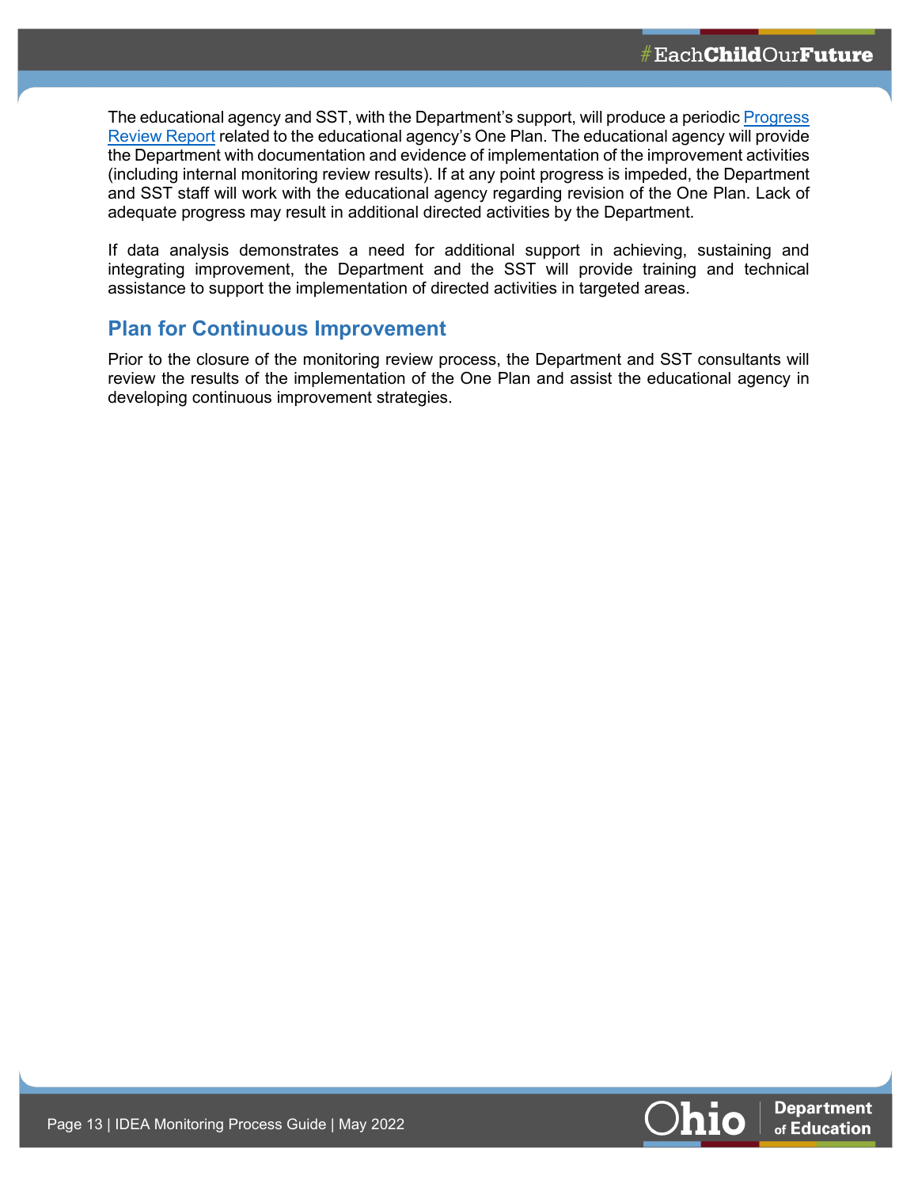The educational agency and SST, with the Department's support, will produce a periodic Progress Review Report related to the educational agency's One Plan. The educational agency will provide the Department with documentation and evidence of implementation of the improvement activities (including internal monitoring review results). If at any point progress is impeded, the Department and SST staff will work with the educational agency regarding revision of the One Plan. Lack of adequate progress may result in additional directed activities by the Department.

If data analysis demonstrates a need for additional support in achieving, sustaining and integrating improvement, the Department and the SST will provide training and technical assistance to support the implementation of directed activities in targeted areas.

## Plan for Continuous Improvement

Prior to the closure of the monitoring review process, the Department and SST consultants will review the results of the implementation of the One Plan and assist the educational agency in developing continuous improvement strategies.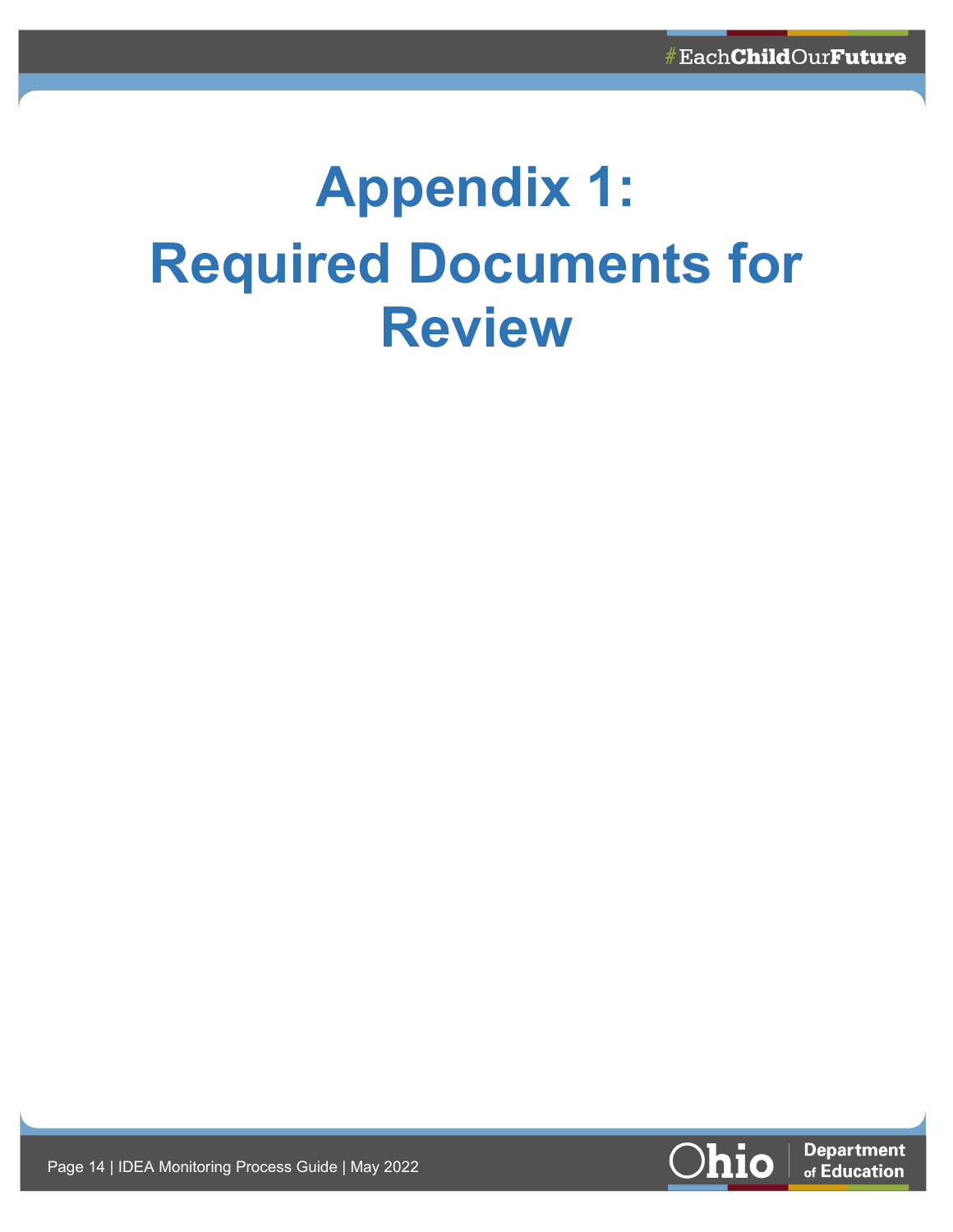# Appendix 1: Required Documents for Review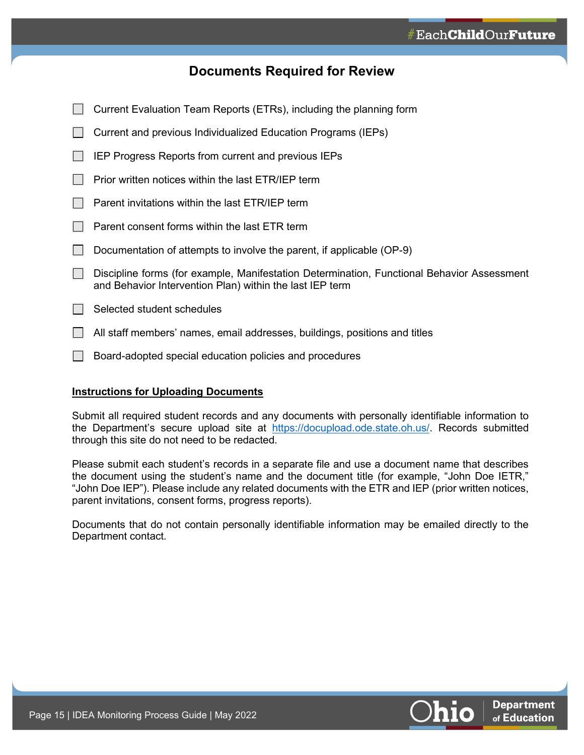## Documents Required for Review

- [ ] Current Evaluation Team Reports (ETRs), including the planning form
- [ ] Current and previous Individualized Education Programs (IEPs)
- [ ] IEP Progress Reports from current and previous IEPs
- [ ] Prior written notices within the last ETR/IEP term
- [ ] Parent invitations within the last ETR/IEP term
- [ ] Parent consent forms within the last ETR term
- [ ] Documentation of attempts to involve the parent, if applicable (OP-9)
- [ ] Discipline forms (for example, Manifestation Determination, Functional Behavior Assessment and Behavior Intervention Plan) within the last IEP term
- [ ] Selected student schedules
- [ ] All staff members' names, email addresses, buildings, positions and titles
- [ ] Board-adopted special education policies and procedures

**Instructions for Uploading Documents**

Submit all required student records and any documents with personally identifiable information to the Department's secure upload site at https://docupload.ode.state.oh.us/. Records submitted through this site do not need to be redacted.

Please submit each student's records in a separate file and use a document name that describes the document using the student's name and the document title (for example, "John Doe IETR," "John Doe IEP"). Please include any related documents with the ETR and IEP (prior written notices, parent invitations, consent forms, progress reports).

Documents that do not contain personally identifiable information may be emailed directly to the Department contact.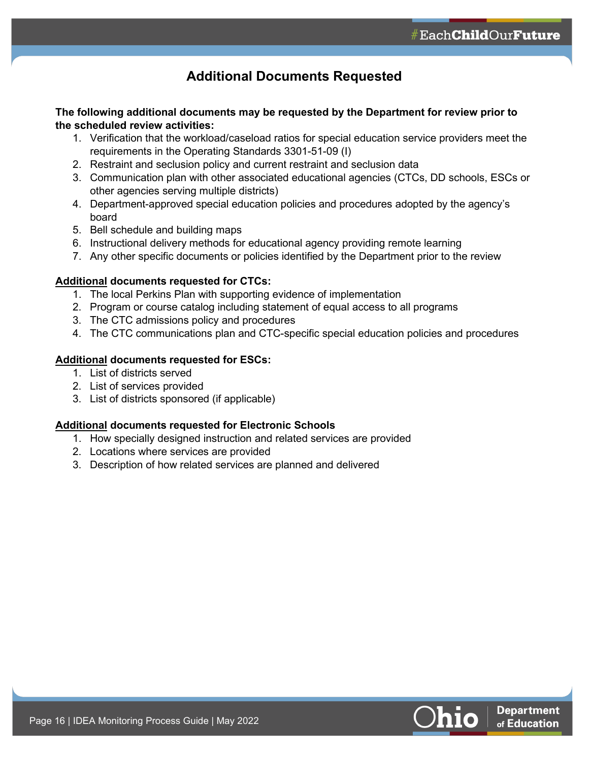## Additional Documents Requested

**The following additional documents may be requested by the Department for review prior to the scheduled review activities:**

1. Verification that the workload/caseload ratios for special education service providers meet the requirements in the Operating Standards 3301-51-09 (I)
2. Restraint and seclusion policy and current restraint and seclusion data
3. Communication plan with other associated educational agencies (CTCs, DD schools, ESCs or other agencies serving multiple districts)
4. Department-approved special education policies and procedures adopted by the agency's board
5. Bell schedule and building maps
6. Instructional delivery methods for educational agency providing remote learning
7. Any other specific documents or policies identified by the Department prior to the review

**<u>Additional</u> documents requested for CTCs:**

1. The local Perkins Plan with supporting evidence of implementation
2. Program or course catalog including statement of equal access to all programs
3. The CTC admissions policy and procedures
4. The CTC communications plan and CTC-specific special education policies and procedures

**<u>Additional</u> documents requested for ESCs:**

1. List of districts served
2. List of services provided
3. List of districts sponsored (if applicable)

**<u>Additional</u> documents requested for Electronic Schools**

1. How specially designed instruction and related services are provided
2. Locations where services are provided
3. Description of how related services are planned and delivered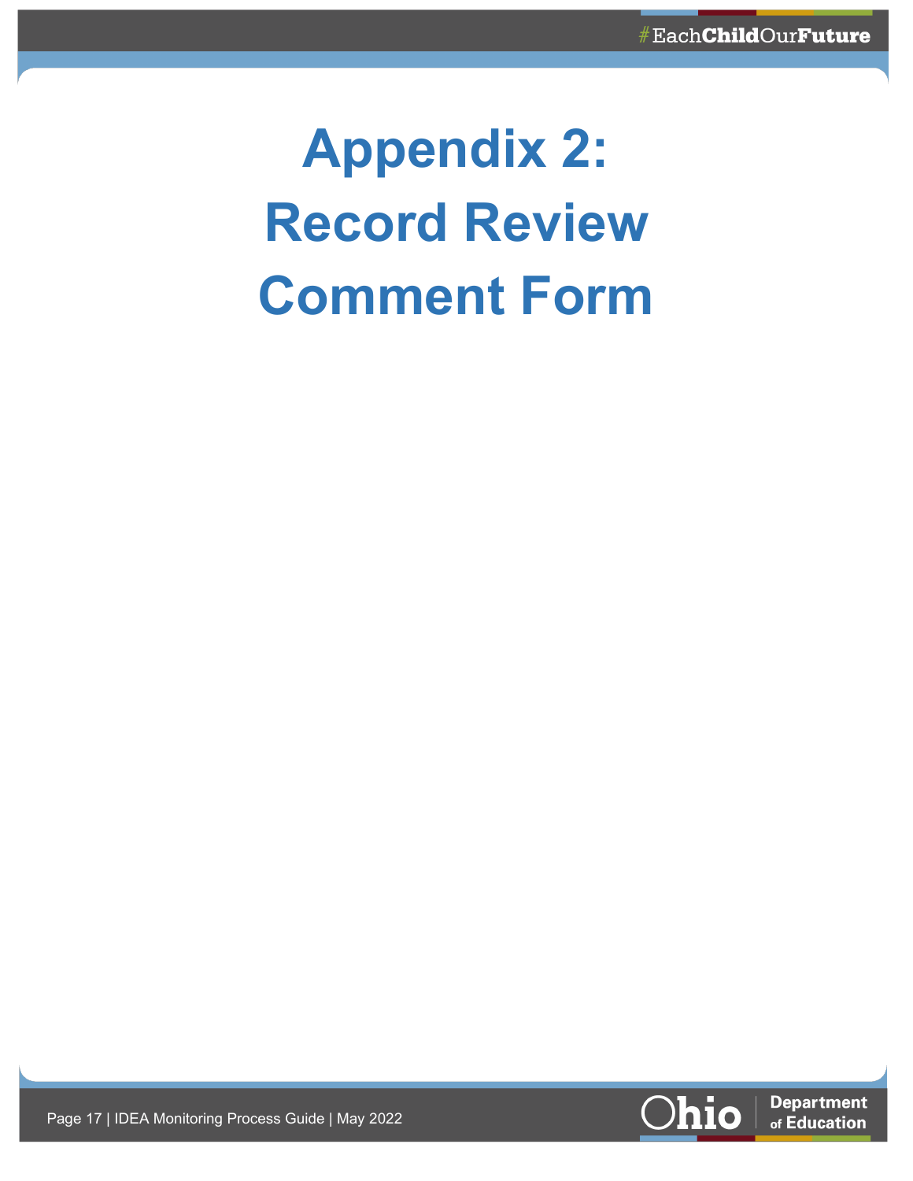# Appendix 2: Record Review Comment Form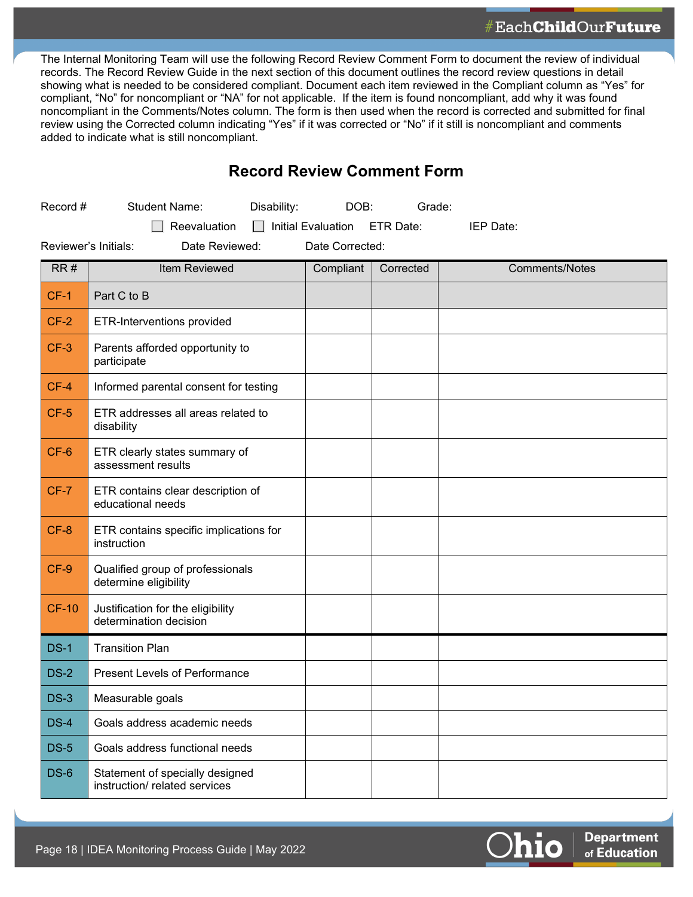The Internal Monitoring Team will use the following Record Review Comment Form to document the review of individual records. The Record Review Guide in the next section of this document outlines the record review questions in detail showing what is needed to be considered compliant. Document each item reviewed in the Compliant column as "Yes" for compliant, "No" for noncompliant or "NA" for not applicable. If the item is found noncompliant, add why it was found noncompliant in the Comments/Notes column. The form is then used when the record is corrected and submitted for final review using the Corrected column indicating "Yes" if it was corrected or "No" if it still is noncompliant and comments added to indicate what is still noncompliant.

## Record Review Comment Form

Record # Student Name: Disability: DOB: Grade:

☐ Reevaluation ☐ Initial Evaluation ETR Date: IEP Date:

Reviewer's Initials: Date Reviewed: Date Corrected:

| RR # | Item Reviewed | Compliant | Corrected | Comments/Notes |
|---|---|---|---|---|
| CF-1 | Part C to B | | | |
| CF-2 | ETR-Interventions provided | | | |
| CF-3 | Parents afforded opportunity to participate | | | |
| CF-4 | Informed parental consent for testing | | | |
| CF-5 | ETR addresses all areas related to disability | | | |
| CF-6 | ETR clearly states summary of assessment results | | | |
| CF-7 | ETR contains clear description of educational needs | | | |
| CF-8 | ETR contains specific implications for instruction | | | |
| CF-9 | Qualified group of professionals determine eligibility | | | |
| CF-10 | Justification for the eligibility determination decision | | | |
| DS-1 | Transition Plan | | | |
| DS-2 | Present Levels of Performance | | | |
| DS-3 | Measurable goals | | | |
| DS-4 | Goals address academic needs | | | |
| DS-5 | Goals address functional needs | | | |
| DS-6 | Statement of specially designed instruction/ related services | | | |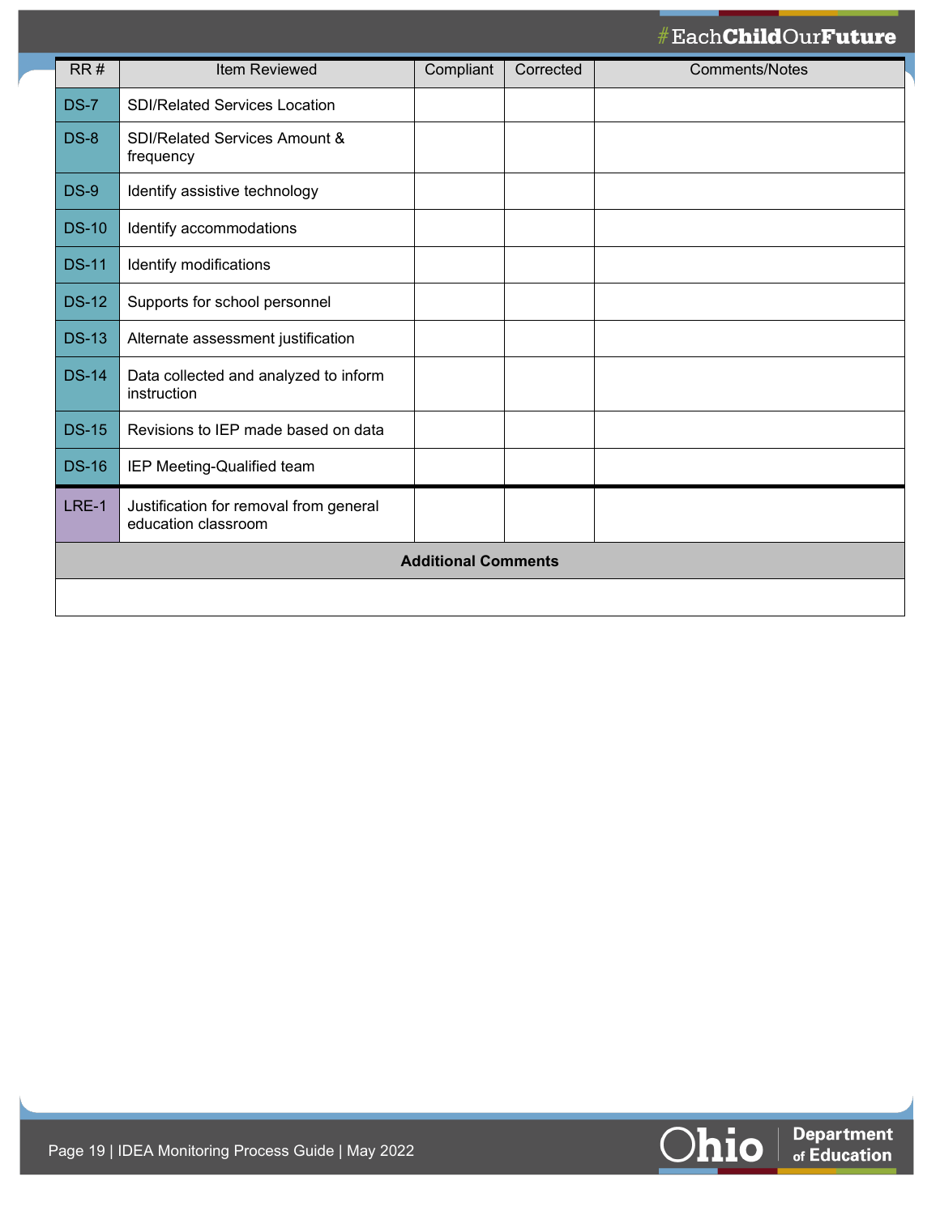| RR # | Item Reviewed | Compliant | Corrected | Comments/Notes |
|---|---|---|---|---|
| DS-7 | SDI/Related Services Location | | | |
| DS-8 | SDI/Related Services Amount & frequency | | | |
| DS-9 | Identify assistive technology | | | |
| DS-10 | Identify accommodations | | | |
| DS-11 | Identify modifications | | | |
| DS-12 | Supports for school personnel | | | |
| DS-13 | Alternate assessment justification | | | |
| DS-14 | Data collected and analyzed to inform instruction | | | |
| DS-15 | Revisions to IEP made based on data | | | |
| DS-16 | IEP Meeting-Qualified team | | | |
| LRE-1 | Justification for removal from general education classroom | | | |
| **Additional Comments** | | | | |
| | | | | |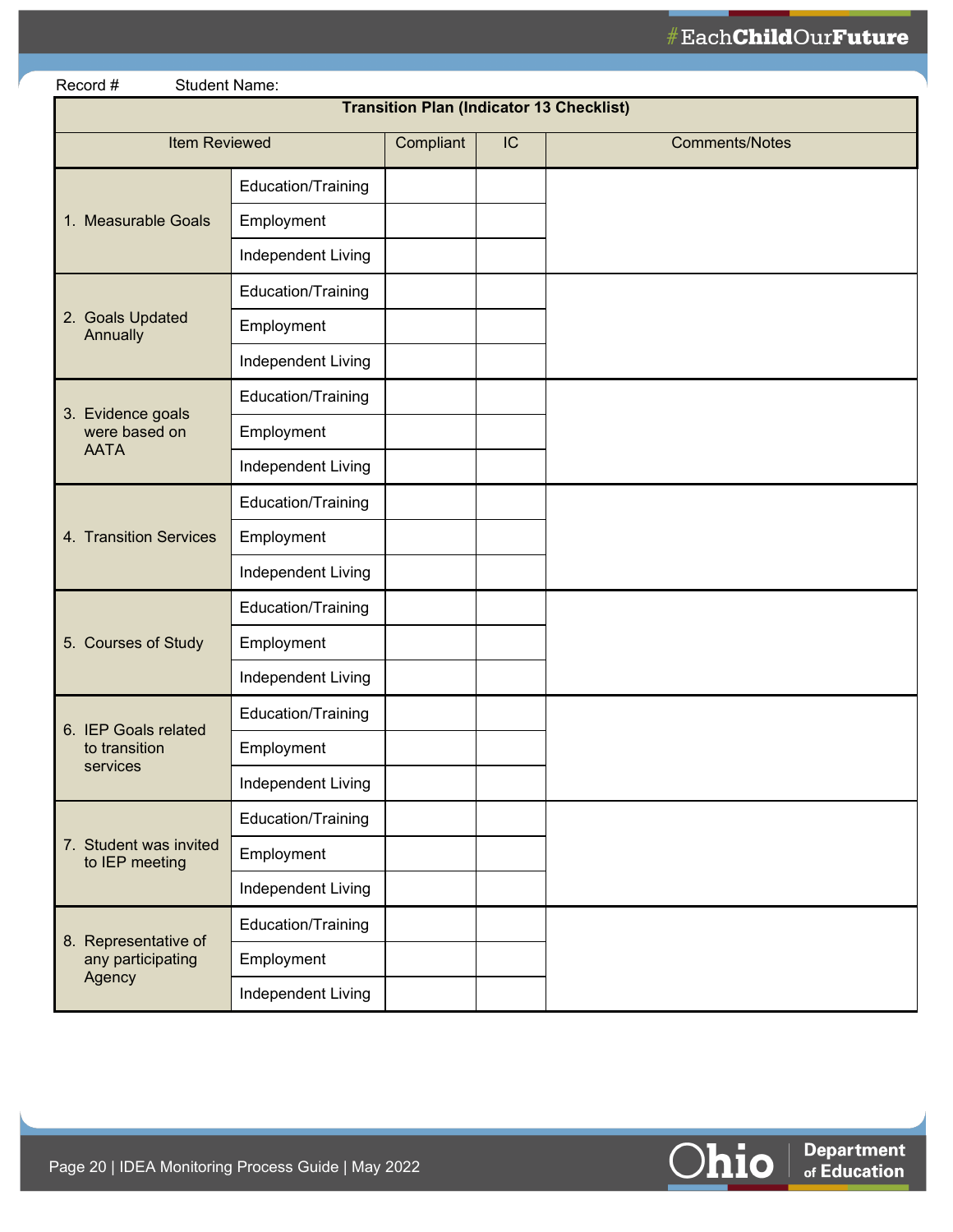Record # Student Name:

| Transition Plan (Indicator 13 Checklist) | | | | |
|---|---|---|---|---|
| Item Reviewed | | Compliant | IC | Comments/Notes |
| 1. Measurable Goals | Education/Training | | | |
| | Employment | | | |
| | Independent Living | | | |
| 2. Goals Updated Annually | Education/Training | | | |
| | Employment | | | |
| | Independent Living | | | |
| 3. Evidence goals were based on AATA | Education/Training | | | |
| | Employment | | | |
| | Independent Living | | | |
| 4. Transition Services | Education/Training | | | |
| | Employment | | | |
| | Independent Living | | | |
| 5. Courses of Study | Education/Training | | | |
| | Employment | | | |
| | Independent Living | | | |
| 6. IEP Goals related to transition services | Education/Training | | | |
| | Employment | | | |
| | Independent Living | | | |
| 7. Student was invited to IEP meeting | Education/Training | | | |
| | Employment | | | |
| | Independent Living | | | |
| 8. Representative of any participating Agency | Education/Training | | | |
| | Employment | | | |
| | Independent Living | | | |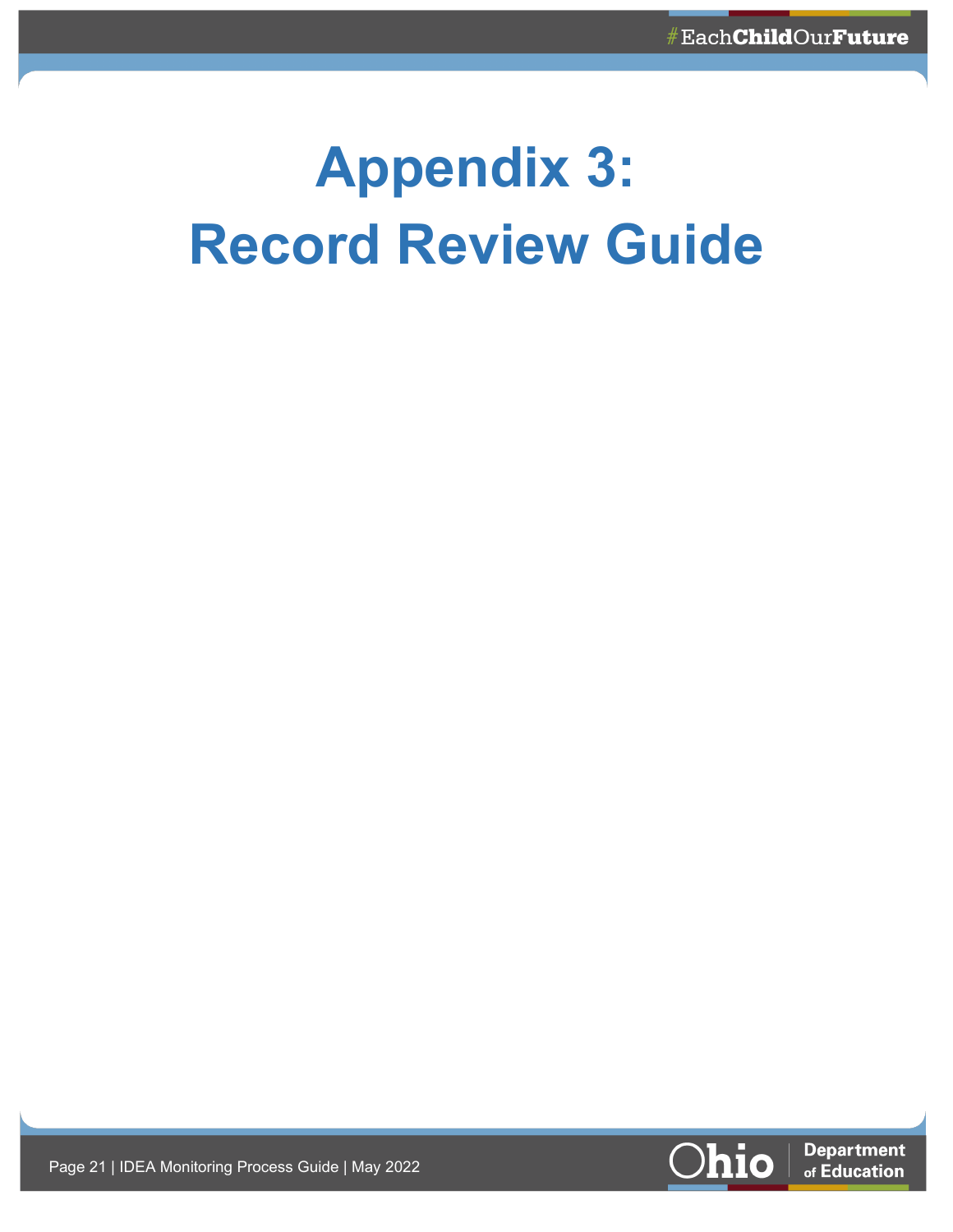# Appendix 3: Record Review Guide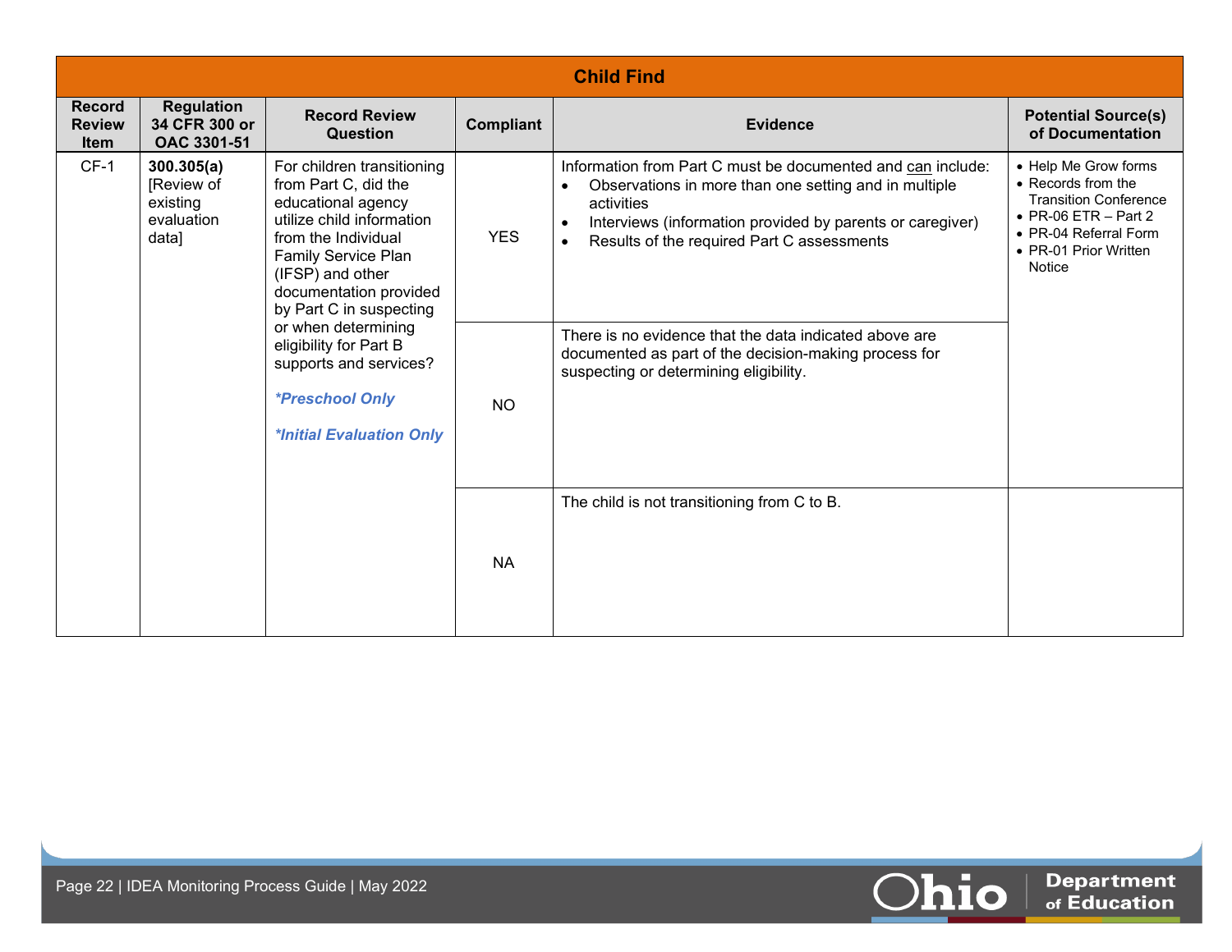## Child Find

| Record Review Item | Regulation 34 CFR 300 or OAC 3301-51 | Record Review Question | Compliant | Evidence | Potential Source(s) of Documentation |
|---|---|---|---|---|---|
| CF-1 | **300.305(a)** [Review of existing evaluation data] | For children transitioning from Part C, did the educational agency utilize child information from the Individual Family Service Plan (IFSP) and other documentation provided by Part C in suspecting or when determining eligibility for Part B supports and services?<br><br>***Preschool Only***<br><br>***Initial Evaluation Only*** | YES | Information from Part C must be documented and <u>can</u> include:<br>• Observations in more than one setting and in multiple activities<br>• Interviews (information provided by parents or caregiver)<br>• Results of the required Part C assessments | • Help Me Grow forms<br>• Records from the Transition Conference<br>• PR-06 ETR – Part 2<br>• PR-04 Referral Form<br>• PR-01 Prior Written Notice |
| | | | NO | There is no evidence that the data indicated above are documented as part of the decision-making process for suspecting or determining eligibility. | |
| | | | NA | The child is not transitioning from C to B. | |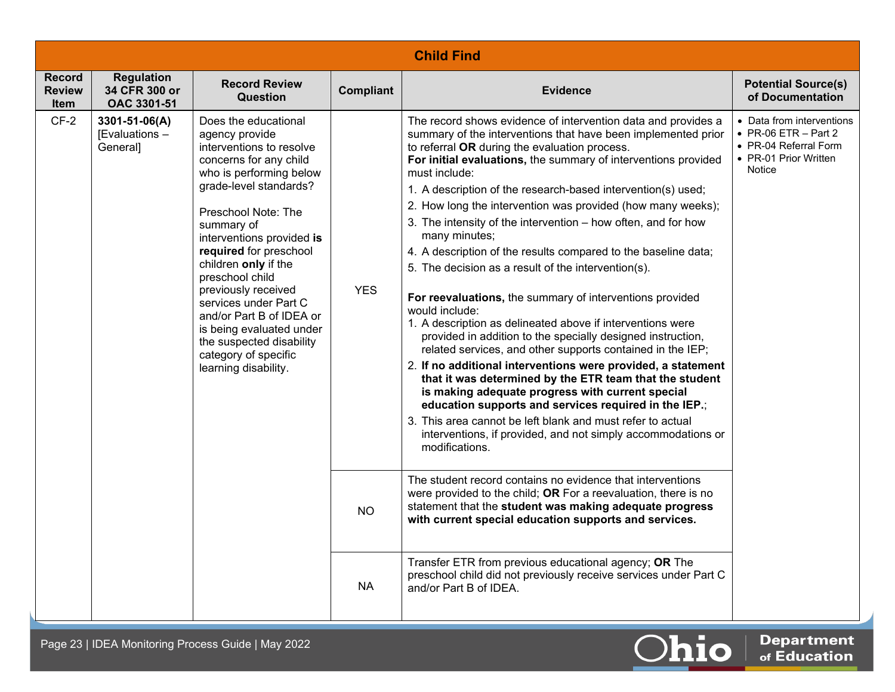| Child Find | | | | | |
|---|---|---|---|---|---|
| **Record Review Item** | **Regulation 34 CFR 300 or OAC 3301-51** | **Record Review Question** | **Compliant** | **Evidence** | **Potential Source(s) of Documentation** |
| CF-2 | **3301-51-06(A)** [Evaluations – General] | Does the educational agency provide interventions to resolve concerns for any child who is performing below grade-level standards?<br><br>Preschool Note: The summary of interventions provided **is required** for preschool children **only** if the preschool child previously received services under Part C and/or Part B of IDEA or is being evaluated under the suspected disability category of specific learning disability. | YES | The record shows evidence of intervention data and provides a summary of the interventions that have been implemented prior to referral **OR** during the evaluation process.<br>**For initial evaluations,** the summary of interventions provided must include:<br>1. A description of the research-based intervention(s) used;<br>2. How long the intervention was provided (how many weeks);<br>3. The intensity of the intervention – how often, and for how many minutes;<br>4. A description of the results compared to the baseline data;<br>5. The decision as a result of the intervention(s).<br><br>**For reevaluations,** the summary of interventions provided would include:<br>1. A description as delineated above if interventions were provided in addition to the specially designed instruction, related services, and other supports contained in the IEP;<br>2. **If no additional interventions were provided, a statement that it was determined by the ETR team that the student is making adequate progress with current special education supports and services required in the IEP.**;<br>3. This area cannot be left blank and must refer to actual interventions, if provided, and not simply accommodations or modifications. | • Data from interventions<br>• PR-06 ETR – Part 2<br>• PR-04 Referral Form<br>• PR-01 Prior Written Notice |
| | | | NO | The student record contains no evidence that interventions were provided to the child; **OR** For a reevaluation, there is no statement that the **student was making adequate progress with current special education supports and services.** | |
| | | | NA | Transfer ETR from previous educational agency; **OR** The preschool child did not previously receive services under Part C and/or Part B of IDEA. | |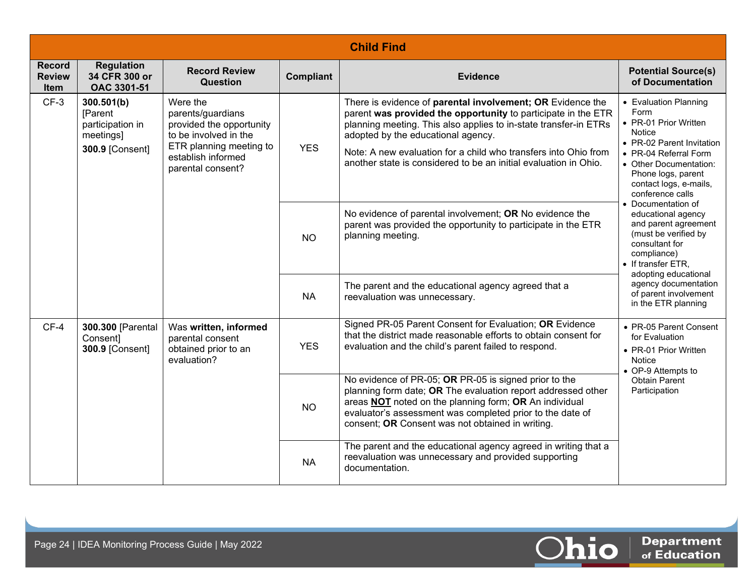| Child Find | | | | | |
|---|---|---|---|---|---|
| **Record Review Item** | **Regulation 34 CFR 300 or OAC 3301-51** | **Record Review Question** | **Compliant** | **Evidence** | **Potential Source(s) of Documentation** |
| CF-3 | **300.501(b)** [Parent participation in meetings] **300.9** [Consent] | Were the parents/guardians provided the opportunity to be involved in the ETR planning meeting to establish informed parental consent? | YES | There is evidence of **parental involvement; OR** Evidence the parent **was provided the opportunity** to participate in the ETR planning meeting. This also applies to in-state transfer-in ETRs adopted by the educational agency. Note: A new evaluation for a child who transfers into Ohio from another state is considered to be an initial evaluation in Ohio. | • Evaluation Planning Form • PR-01 Prior Written Notice • PR-02 Parent Invitation • PR-04 Referral Form • Other Documentation: Phone logs, parent contact logs, e-mails, conference calls • Documentation of educational agency and parent agreement (must be verified by consultant for compliance) • If transfer ETR, adopting educational agency documentation of parent involvement in the ETR planning |
| | | | NO | No evidence of parental involvement; **OR** No evidence the parent was provided the opportunity to participate in the ETR planning meeting. | |
| | | | NA | The parent and the educational agency agreed that a reevaluation was unnecessary. | |
| CF-4 | **300.300** [Parental Consent] **300.9** [Consent] | Was **written, informed** parental consent obtained prior to an evaluation? | YES | Signed PR-05 Parent Consent for Evaluation; **OR** Evidence that the district made reasonable efforts to obtain consent for evaluation and the child's parent failed to respond. | • PR-05 Parent Consent for Evaluation • PR-01 Prior Written Notice • OP-9 Attempts to Obtain Parent Participation |
| | | | NO | No evidence of PR-05; **OR** PR-05 is signed prior to the planning form date; **OR** The evaluation report addressed other areas **<u>NOT</u>** noted on the planning form; **OR** An individual evaluator's assessment was completed prior to the date of consent; **OR** Consent was not obtained in writing. | |
| | | | NA | The parent and the educational agency agreed in writing that a reevaluation was unnecessary and provided supporting documentation. | |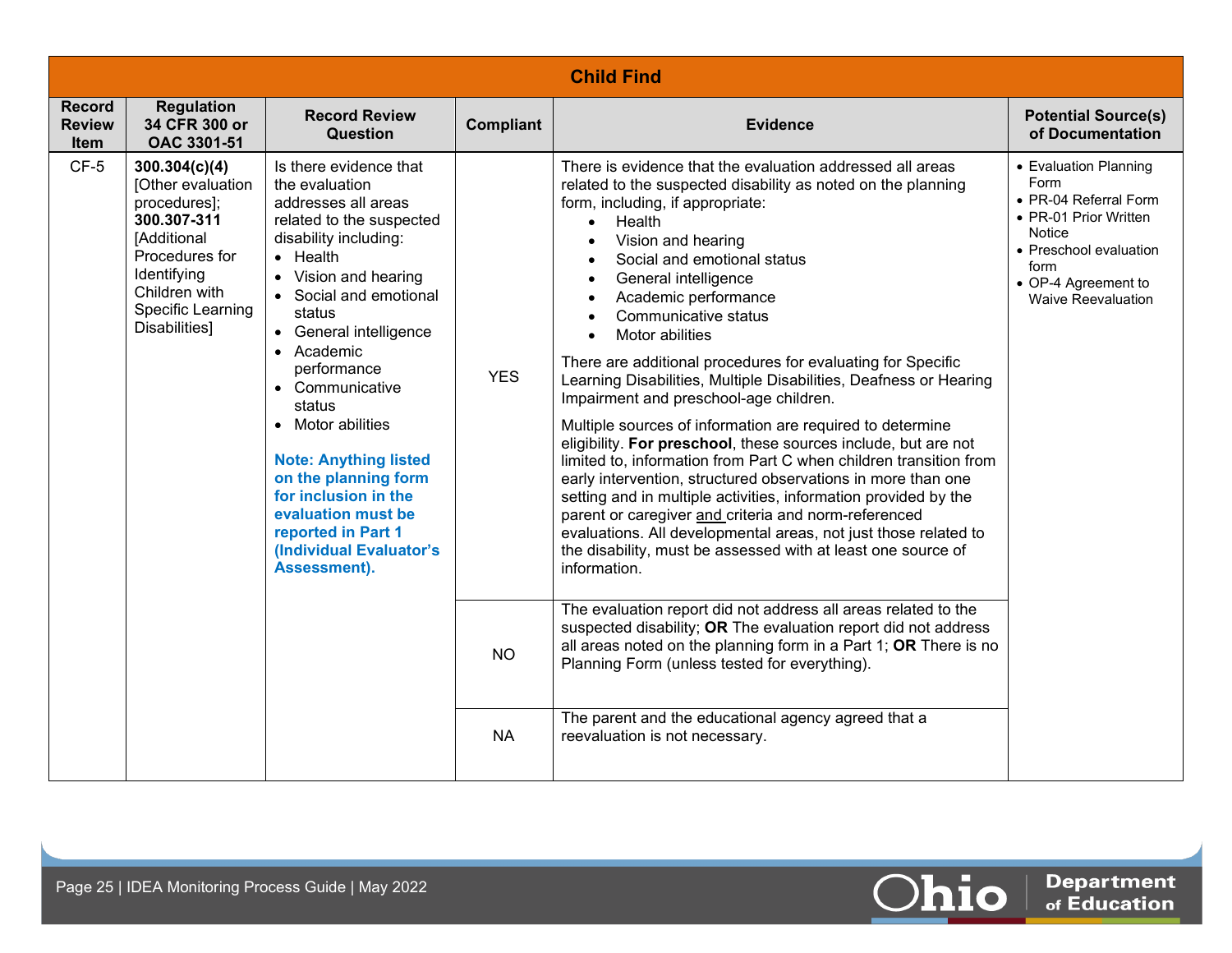| Child Find | | | | | |
|---|---|---|---|---|---|
| Record Review Item | Regulation 34 CFR 300 or OAC 3301-51 | Record Review Question | Compliant | Evidence | Potential Source(s) of Documentation |
| CF-5 | **300.304(c)(4)** [Other evaluation procedures]; **300.307-311** [Additional Procedures for Identifying Children with Specific Learning Disabilities] | Is there evidence that the evaluation addresses all areas related to the suspected disability including:<br>• Health<br>• Vision and hearing<br>• Social and emotional status<br>• General intelligence<br>• Academic performance<br>• Communicative status<br>• Motor abilities<br><br>**Note: Anything listed on the planning form for inclusion in the evaluation must be reported in Part 1 (Individual Evaluator's Assessment).** | YES | There is evidence that the evaluation addressed all areas related to the suspected disability as noted on the planning form, including, if appropriate:<br>• Health<br>• Vision and hearing<br>• Social and emotional status<br>• General intelligence<br>• Academic performance<br>• Communicative status<br>• Motor abilities<br><br>There are additional procedures for evaluating for Specific Learning Disabilities, Multiple Disabilities, Deafness or Hearing Impairment and preschool-age children.<br><br>Multiple sources of information are required to determine eligibility. **For preschool**, these sources include, but are not limited to, information from Part C when children transition from early intervention, structured observations in more than one setting and in multiple activities, information provided by the parent or caregiver and criteria and norm-referenced evaluations. All developmental areas, not just those related to the disability, must be assessed with at least one source of information. | • Evaluation Planning Form<br>• PR-04 Referral Form<br>• PR-01 Prior Written Notice<br>• Preschool evaluation form<br>• OP-4 Agreement to Waive Reevaluation |
| | | | NO | The evaluation report did not address all areas related to the suspected disability; **OR** The evaluation report did not address all areas noted on the planning form in a Part 1; **OR** There is no Planning Form (unless tested for everything). | |
| | | | NA | The parent and the educational agency agreed that a reevaluation is not necessary. | |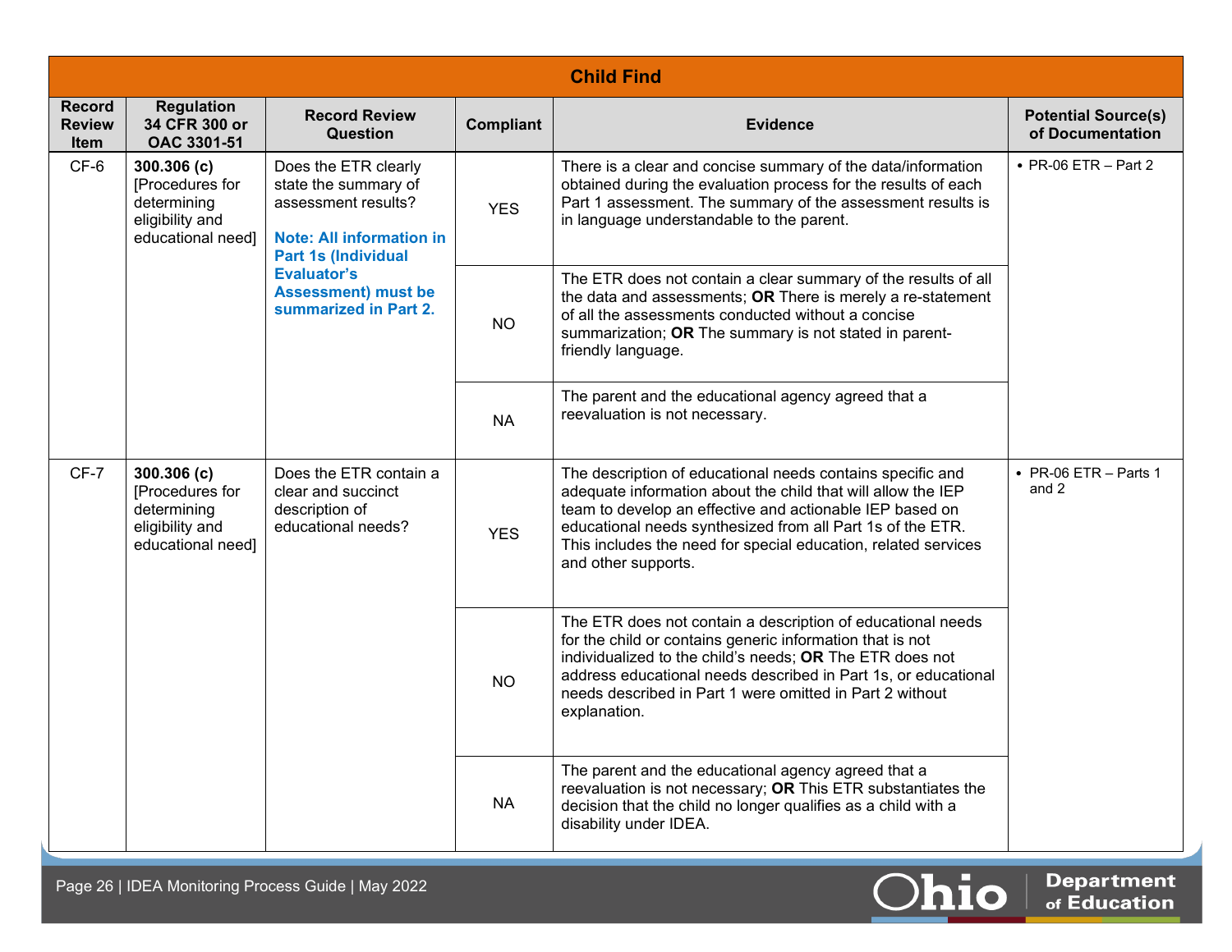| Child Find | | | | | |
|---|---|---|---|---|---|
| **Record Review Item** | **Regulation 34 CFR 300 or OAC 3301-51** | **Record Review Question** | **Compliant** | **Evidence** | **Potential Source(s) of Documentation** |
| CF-6 | **300.306 (c)** [Procedures for determining eligibility and educational need] | Does the ETR clearly state the summary of assessment results? **Note: All information in Part 1s (Individual Evaluator's Assessment) must be summarized in Part 2.** | YES | There is a clear and concise summary of the data/information obtained during the evaluation process for the results of each Part 1 assessment. The summary of the assessment results is in language understandable to the parent. | • PR-06 ETR – Part 2 |
| | | | NO | The ETR does not contain a clear summary of the results of all the data and assessments; **OR** There is merely a re-statement of all the assessments conducted without a concise summarization; **OR** The summary is not stated in parent-friendly language. | |
| | | | NA | The parent and the educational agency agreed that a reevaluation is not necessary. | |
| CF-7 | **300.306 (c)** [Procedures for determining eligibility and educational need] | Does the ETR contain a clear and succinct description of educational needs? | YES | The description of educational needs contains specific and adequate information about the child that will allow the IEP team to develop an effective and actionable IEP based on educational needs synthesized from all Part 1s of the ETR. This includes the need for special education, related services and other supports. | • PR-06 ETR – Parts 1 and 2 |
| | | | NO | The ETR does not contain a description of educational needs for the child or contains generic information that is not individualized to the child's needs; **OR** The ETR does not address educational needs described in Part 1s, or educational needs described in Part 1 were omitted in Part 2 without explanation. | |
| | | | NA | The parent and the educational agency agreed that a reevaluation is not necessary; **OR** This ETR substantiates the decision that the child no longer qualifies as a child with a disability under IDEA. | |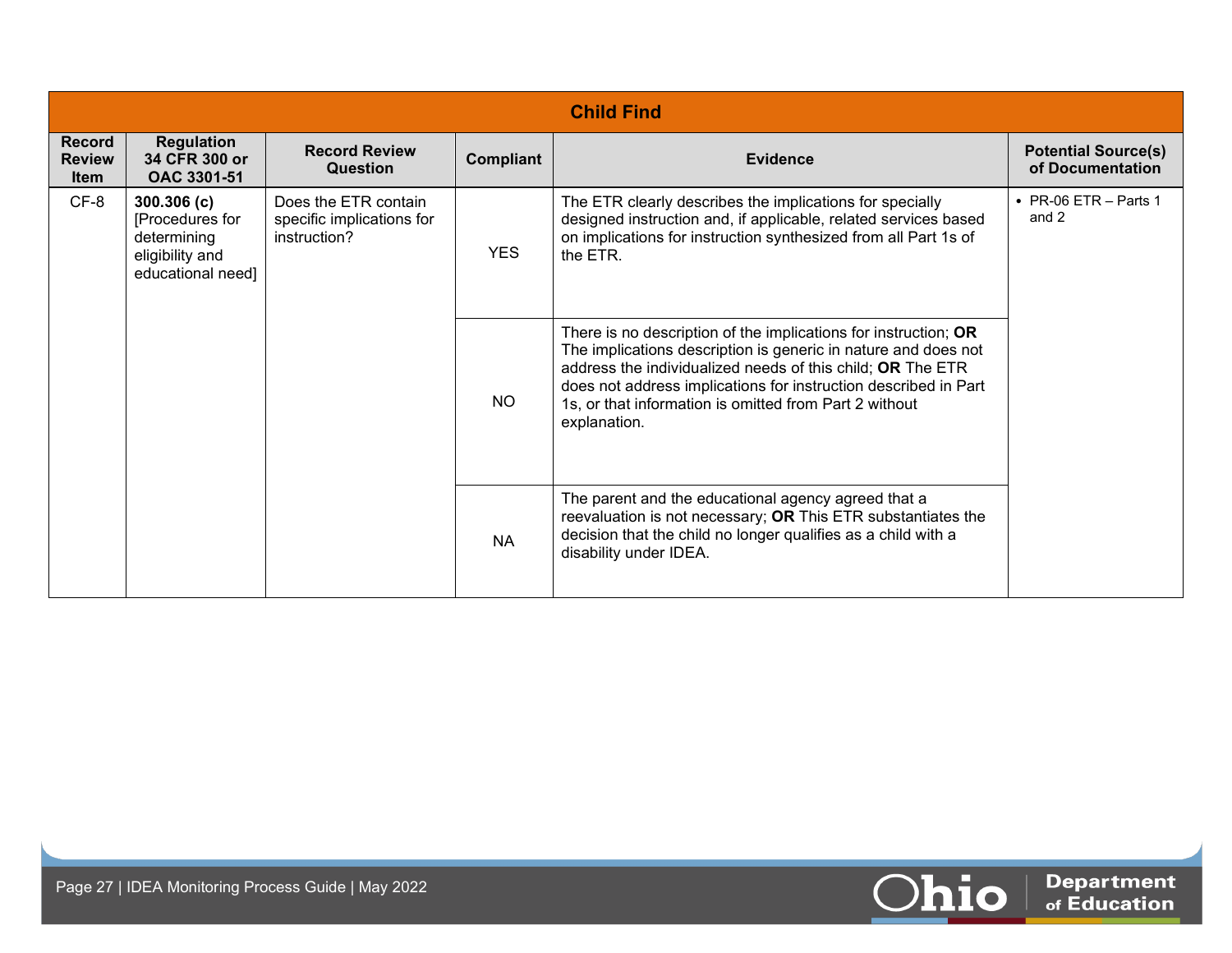| Child Find | | | | | |
|---|---|---|---|---|---|
| **Record Review Item** | **Regulation 34 CFR 300 or OAC 3301-51** | **Record Review Question** | **Compliant** | **Evidence** | **Potential Source(s) of Documentation** |
| CF-8 | **300.306 (c)** [Procedures for determining eligibility and educational need] | Does the ETR contain specific implications for instruction? | YES | The ETR clearly describes the implications for specially designed instruction and, if applicable, related services based on implications for instruction synthesized from all Part 1s of the ETR. | • PR-06 ETR – Parts 1 and 2 |
| | | | NO | There is no description of the implications for instruction; **OR** The implications description is generic in nature and does not address the individualized needs of this child; **OR** The ETR does not address implications for instruction described in Part 1s, or that information is omitted from Part 2 without explanation. | |
| | | | NA | The parent and the educational agency agreed that a reevaluation is not necessary; **OR** This ETR substantiates the decision that the child no longer qualifies as a child with a disability under IDEA. | |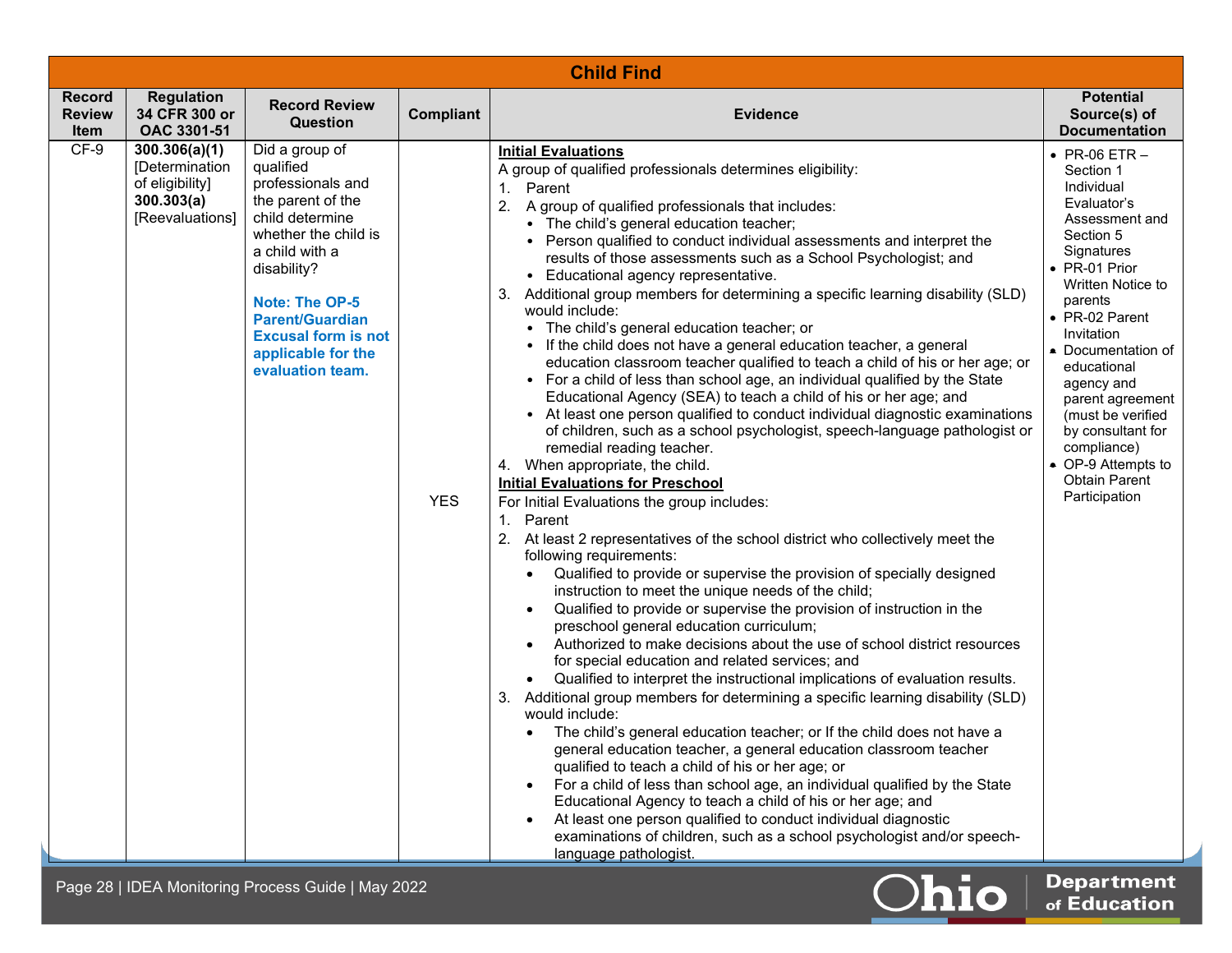| Child Find | | | | | |
|---|---|---|---|---|---|
| **Record Review Item** | **Regulation 34 CFR 300 or OAC 3301-51** | **Record Review Question** | **Compliant** | **Evidence** | **Potential Source(s) of Documentation** |
| CF-9 | **300.306(a)(1)** [Determination of eligibility] **300.303(a)** [Reevaluations] | Did a group of qualified professionals and the parent of the child determine whether the child is a child with a disability?<br><br>**Note: The OP-5 Parent/Guardian Excusal form is not applicable for the evaluation team.** | YES | **<u>Initial Evaluations</u>**<br>A group of qualified professionals determines eligibility:<br>1. Parent<br>2. A group of qualified professionals that includes:<br>• The child's general education teacher;<br>• Person qualified to conduct individual assessments and interpret the results of those assessments such as a School Psychologist; and<br>• Educational agency representative.<br>3. Additional group members for determining a specific learning disability (SLD) would include:<br>• The child's general education teacher; or<br>• If the child does not have a general education teacher, a general education classroom teacher qualified to teach a child of his or her age; or<br>• For a child of less than school age, an individual qualified by the State Educational Agency (SEA) to teach a child of his or her age; and<br>• At least one person qualified to conduct individual diagnostic examinations of children, such as a school psychologist, speech-language pathologist or remedial reading teacher.<br>4. When appropriate, the child.<br>**<u>Initial Evaluations for Preschool</u>**<br>For Initial Evaluations the group includes:<br>1. Parent<br>2. At least 2 representatives of the school district who collectively meet the following requirements:<br>• Qualified to provide or supervise the provision of specially designed instruction to meet the unique needs of the child;<br>• Qualified to provide or supervise the provision of instruction in the preschool general education curriculum;<br>• Authorized to make decisions about the use of school district resources for special education and related services; and<br>• Qualified to interpret the instructional implications of evaluation results.<br>3. Additional group members for determining a specific learning disability (SLD) would include:<br>• The child's general education teacher; or If the child does not have a general education teacher, a general education classroom teacher qualified to teach a child of his or her age; or<br>• For a child of less than school age, an individual qualified by the State Educational Agency to teach a child of his or her age; and<br>• At least one person qualified to conduct individual diagnostic examinations of children, such as a school psychologist and/or speech-language pathologist. | • PR-06 ETR – Section 1 Individual Evaluator's Assessment and Section 5 Signatures<br>• PR-01 Prior Written Notice to parents<br>• PR-02 Parent Invitation<br>• Documentation of educational agency and parent agreement (must be verified by consultant for compliance)<br>• OP-9 Attempts to Obtain Parent Participation |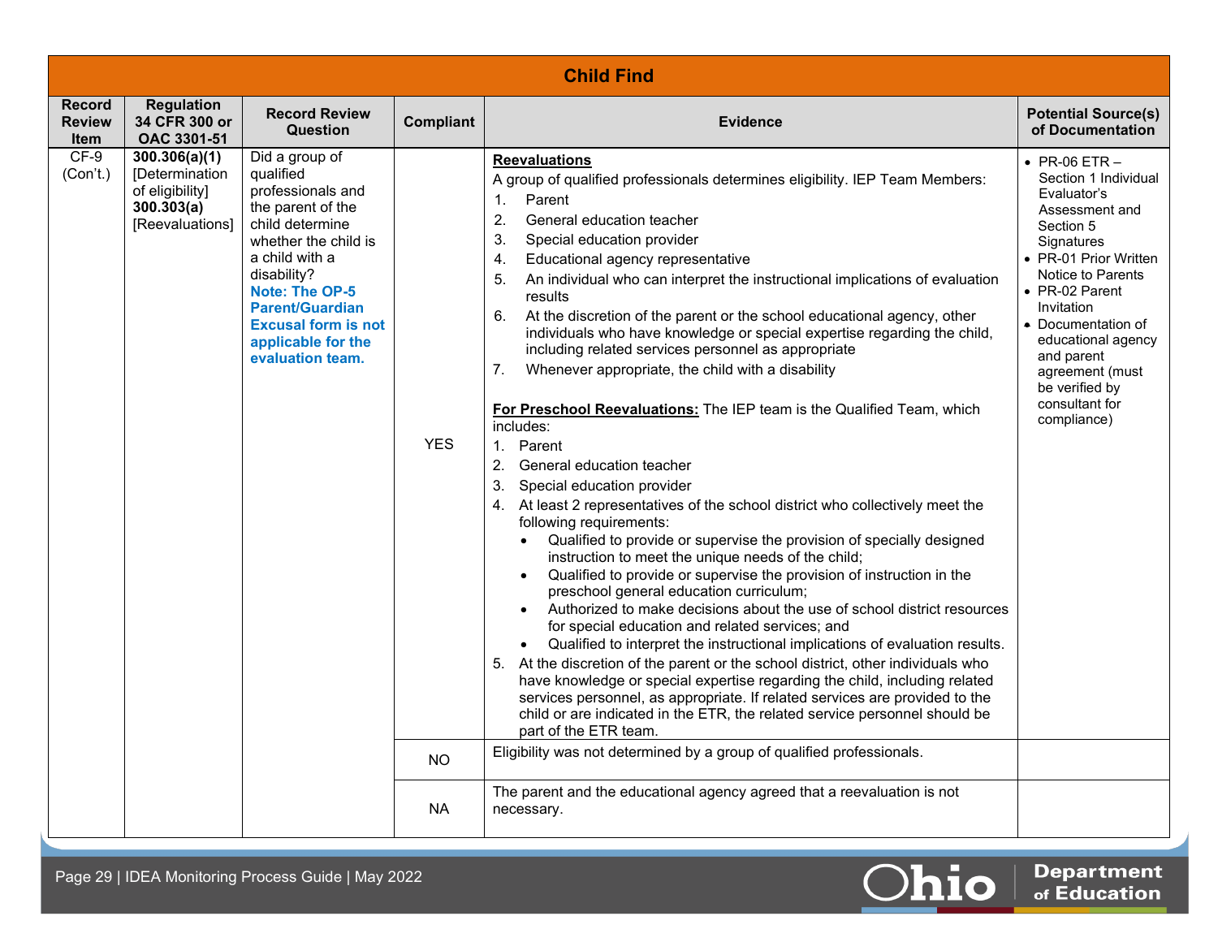| Child Find | | | | | |
|---|---|---|---|---|---|
| **Record Review Item** | **Regulation 34 CFR 300 or OAC 3301-51** | **Record Review Question** | **Compliant** | **Evidence** | **Potential Source(s) of Documentation** |
| CF-9 (Con't.) | **300.306(a)(1)** [Determination of eligibility] **300.303(a)** [Reevaluations] | Did a group of qualified professionals and the parent of the child determine whether the child is a child with a disability? **Note: The OP-5 Parent/Guardian Excusal form is not applicable for the evaluation team.** | YES | **Reevaluations**<br>A group of qualified professionals determines eligibility. IEP Team Members:<br>1. Parent<br>2. General education teacher<br>3. Special education provider<br>4. Educational agency representative<br>5. An individual who can interpret the instructional implications of evaluation results<br>6. At the discretion of the parent or the school educational agency, other individuals who have knowledge or special expertise regarding the child, including related services personnel as appropriate<br>7. Whenever appropriate, the child with a disability<br><br>**For Preschool Reevaluations:** The IEP team is the Qualified Team, which includes:<br>1. Parent<br>2. General education teacher<br>3. Special education provider<br>4. At least 2 representatives of the school district who collectively meet the following requirements:<br>• Qualified to provide or supervise the provision of specially designed instruction to meet the unique needs of the child;<br>• Qualified to provide or supervise the provision of instruction in the preschool general education curriculum;<br>• Authorized to make decisions about the use of school district resources for special education and related services; and<br>• Qualified to interpret the instructional implications of evaluation results.<br>5. At the discretion of the parent or the school district, other individuals who have knowledge or special expertise regarding the child, including related services personnel, as appropriate. If related services are provided to the child or are indicated in the ETR, the related service personnel should be part of the ETR team. | • PR-06 ETR – Section 1 Individual Evaluator's Assessment and Section 5 Signatures<br>• PR-01 Prior Written Notice to Parents<br>• PR-02 Parent Invitation<br>• Documentation of educational agency and parent agreement (must be verified by consultant for compliance) |
| | | | NO | Eligibility was not determined by a group of qualified professionals. | |
| | | | NA | The parent and the educational agency agreed that a reevaluation is not necessary. | |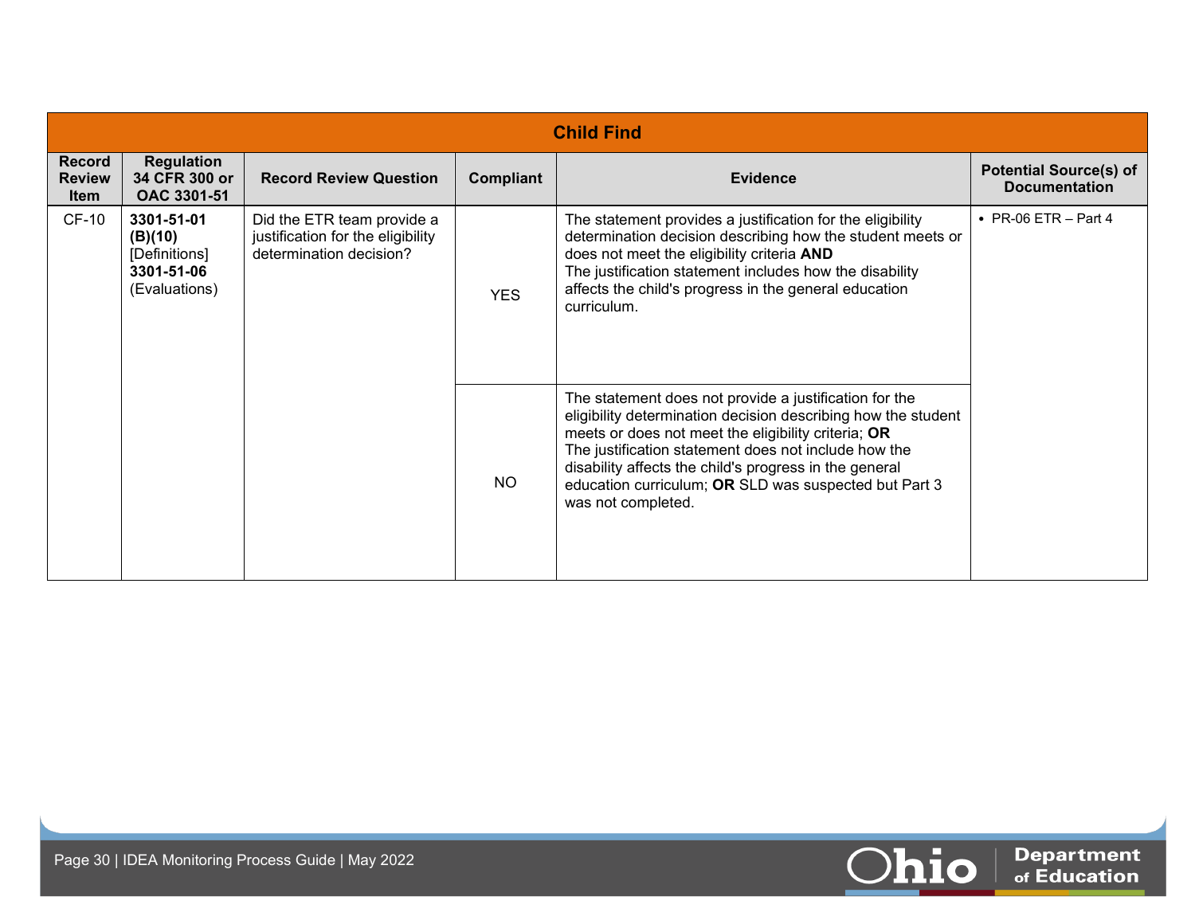| Child Find | | | | | |
|---|---|---|---|---|---|
| **Record Review Item** | **Regulation 34 CFR 300 or OAC 3301-51** | **Record Review Question** | **Compliant** | **Evidence** | **Potential Source(s) of Documentation** |
| CF-10 | **3301-51-01 (B)(10)** [Definitions] **3301-51-06** (Evaluations) | Did the ETR team provide a justification for the eligibility determination decision? | YES | The statement provides a justification for the eligibility determination decision describing how the student meets or does not meet the eligibility criteria **AND** The justification statement includes how the disability affects the child's progress in the general education curriculum. | • PR-06 ETR – Part 4 |
| | | | NO | The statement does not provide a justification for the eligibility determination decision describing how the student meets or does not meet the eligibility criteria; **OR** The justification statement does not include how the disability affects the child's progress in the general education curriculum; **OR** SLD was suspected but Part 3 was not completed. | |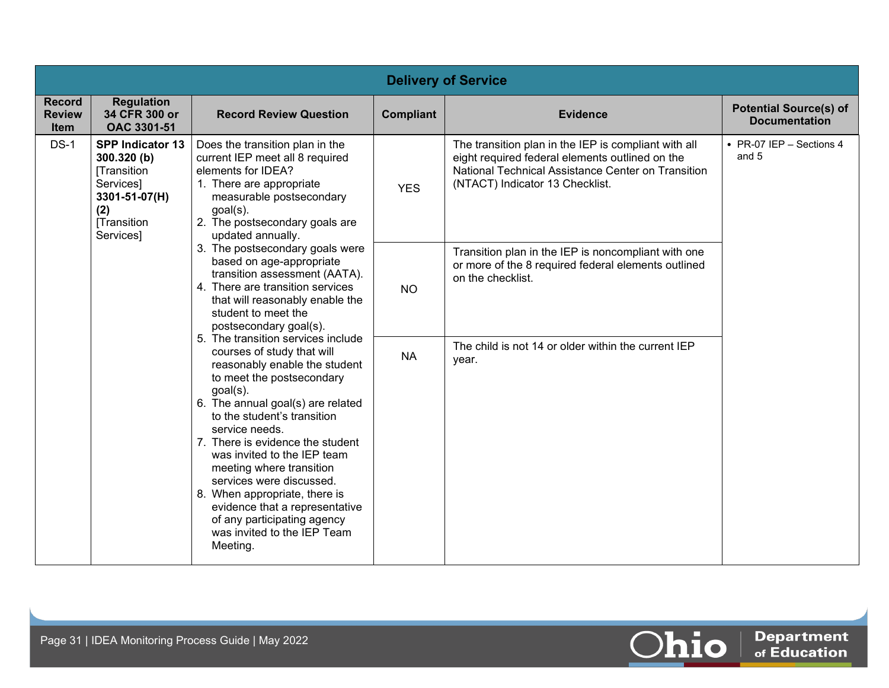| Delivery of Service | | | | | |
|---|---|---|---|---|---|
| Record Review Item | Regulation 34 CFR 300 or OAC 3301-51 | Record Review Question | Compliant | Evidence | Potential Source(s) of Documentation |
| DS-1 | **SPP Indicator 13** **300.320 (b)** [Transition Services] **3301-51-07(H) (2)** [Transition Services] | Does the transition plan in the current IEP meet all 8 required elements for IDEA?<br>1. There are appropriate measurable postsecondary goal(s).<br>2. The postsecondary goals are updated annually.<br>3. The postsecondary goals were based on age-appropriate transition assessment (AATA).<br>4. There are transition services that will reasonably enable the student to meet the postsecondary goal(s).<br>5. The transition services include courses of study that will reasonably enable the student to meet the postsecondary goal(s).<br>6. The annual goal(s) are related to the student's transition service needs.<br>7. There is evidence the student was invited to the IEP team meeting where transition services were discussed.<br>8. When appropriate, there is evidence that a representative of any participating agency was invited to the IEP Team Meeting. | YES | The transition plan in the IEP is compliant with all eight required federal elements outlined on the National Technical Assistance Center on Transition (NTACT) Indicator 13 Checklist. | • PR-07 IEP – Sections 4 and 5 |
| | | | NO | Transition plan in the IEP is noncompliant with one or more of the 8 required federal elements outlined on the checklist. | |
| | | | NA | The child is not 14 or older within the current IEP year. | |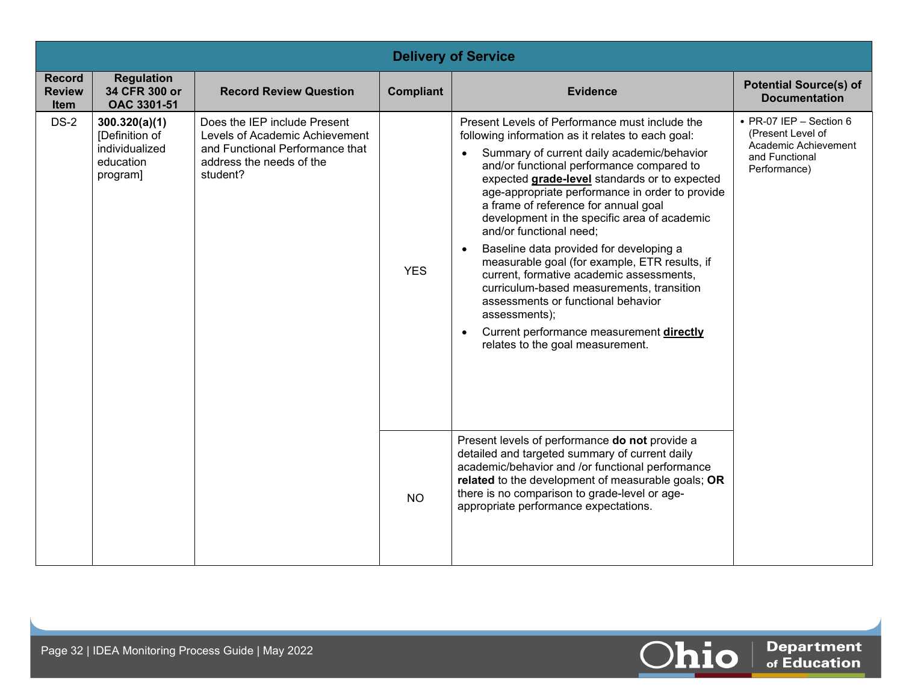## Delivery of Service

| Record Review Item | Regulation 34 CFR 300 or OAC 3301-51 | Record Review Question | Compliant | Evidence | Potential Source(s) of Documentation |
|---|---|---|---|---|---|
| DS-2 | **300.320(a)(1)** [Definition of individualized education program] | Does the IEP include Present Levels of Academic Achievement and Functional Performance that address the needs of the student? | YES | Present Levels of Performance must include the following information as it relates to each goal:<br>• Summary of current daily academic/behavior and/or functional performance compared to expected **grade-level** standards or to expected age-appropriate performance in order to provide a frame of reference for annual goal development in the specific area of academic and/or functional need;<br>• Baseline data provided for developing a measurable goal (for example, ETR results, if current, formative academic assessments, curriculum-based measurements, transition assessments or functional behavior assessments);<br>• Current performance measurement **directly** relates to the goal measurement. | • PR-07 IEP – Section 6 (Present Level of Academic Achievement and Functional Performance) |
| | | | NO | Present levels of performance **do not** provide a detailed and targeted summary of current daily academic/behavior and /or functional performance **related** to the development of measurable goals; **OR** there is no comparison to grade-level or age-appropriate performance expectations. | |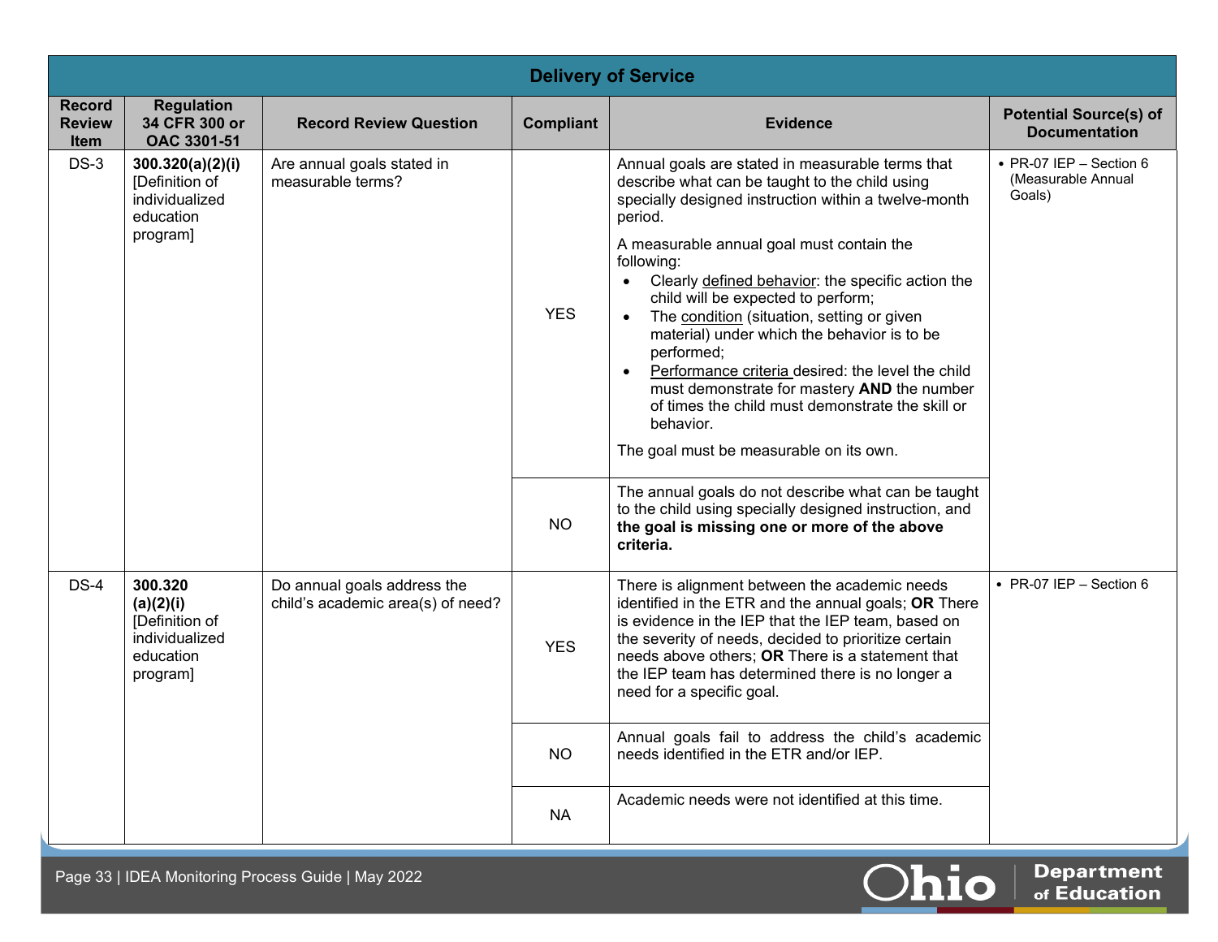| Delivery of Service | | | | | |
|---|---|---|---|---|---|
| **Record Review Item** | **Regulation 34 CFR 300 or OAC 3301-51** | **Record Review Question** | **Compliant** | **Evidence** | **Potential Source(s) of Documentation** |
| DS-3 | **300.320(a)(2)(i)** [Definition of individualized education program] | Are annual goals stated in measurable terms? | YES | Annual goals are stated in measurable terms that describe what can be taught to the child using specially designed instruction within a twelve-month period.<br><br>A measurable annual goal must contain the following:<br>• Clearly defined behavior: the specific action the child will be expected to perform;<br>• The condition (situation, setting or given material) under which the behavior is to be performed;<br>• Performance criteria desired: the level the child must demonstrate for mastery **AND** the number of times the child must demonstrate the skill or behavior.<br><br>The goal must be measurable on its own. | • PR-07 IEP – Section 6 (Measurable Annual Goals) |
| | | | NO | The annual goals do not describe what can be taught to the child using specially designed instruction, and **the goal is missing one or more of the above criteria.** | |
| DS-4 | **300.320 (a)(2)(i)** [Definition of individualized education program] | Do annual goals address the child's academic area(s) of need? | YES | There is alignment between the academic needs identified in the ETR and the annual goals; **OR** There is evidence in the IEP that the IEP team, based on the severity of needs, decided to prioritize certain needs above others; **OR** There is a statement that the IEP team has determined there is no longer a need for a specific goal. | • PR-07 IEP – Section 6 |
| | | | NO | Annual goals fail to address the child's academic needs identified in the ETR and/or IEP. | |
| | | | NA | Academic needs were not identified at this time. | |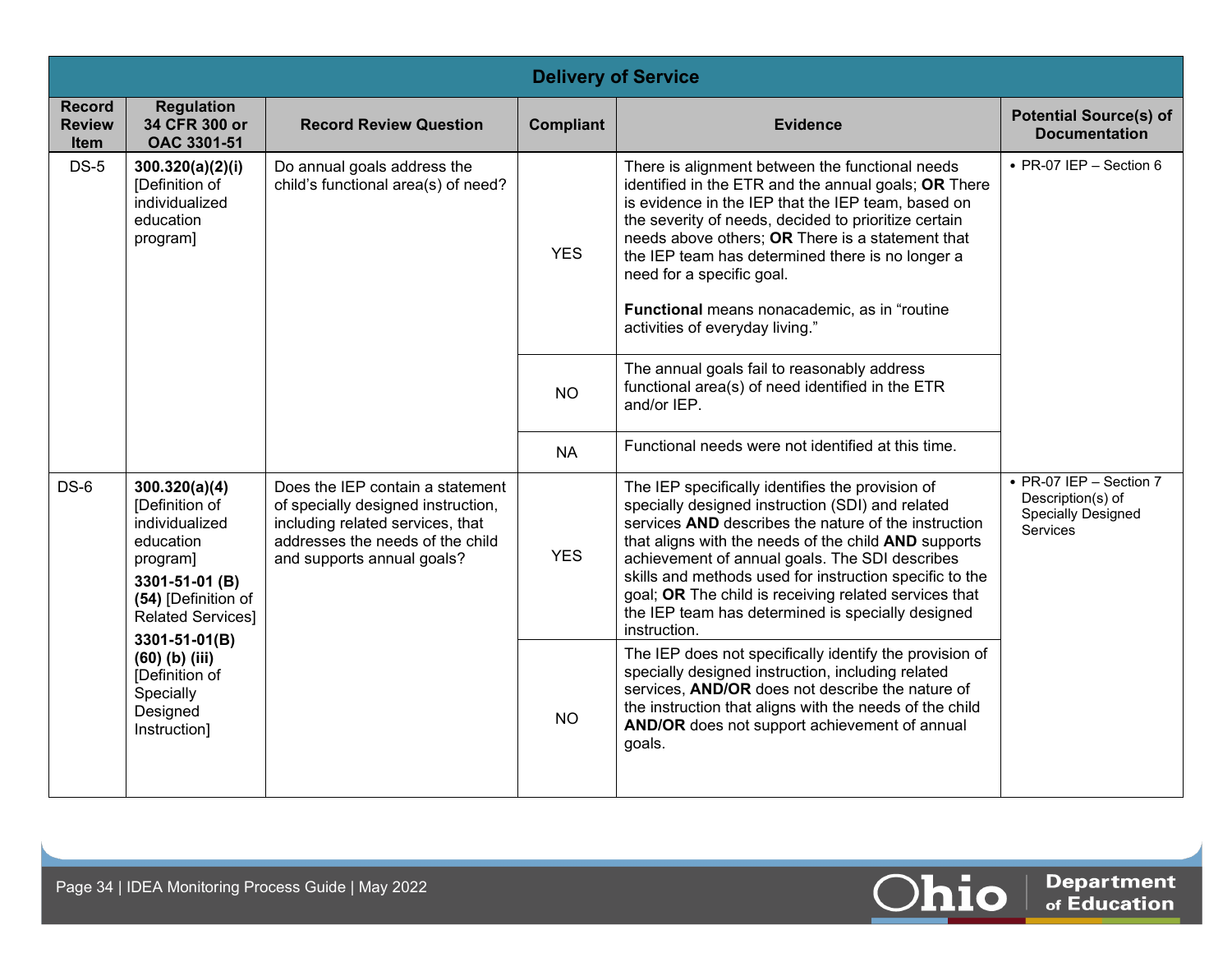| Delivery of Service | | | | | |
|---|---|---|---|---|---|
| **Record Review Item** | **Regulation 34 CFR 300 or OAC 3301-51** | **Record Review Question** | **Compliant** | **Evidence** | **Potential Source(s) of Documentation** |
| DS-5 | **300.320(a)(2)(i)** [Definition of individualized education program] | Do annual goals address the child's functional area(s) of need? | YES | There is alignment between the functional needs identified in the ETR and the annual goals; **OR** There is evidence in the IEP that the IEP team, based on the severity of needs, decided to prioritize certain needs above others; **OR** There is a statement that the IEP team has determined there is no longer a need for a specific goal.<br><br>**Functional** means nonacademic, as in "routine activities of everyday living." | • PR-07 IEP – Section 6 |
| | | | NO | The annual goals fail to reasonably address functional area(s) of need identified in the ETR and/or IEP. | |
| | | | NA | Functional needs were not identified at this time. | |
| DS-6 | **300.320(a)(4)** [Definition of individualized education program]<br>**3301-51-01 (B) (54)** [Definition of Related Services]<br>**3301-51-01(B) (60) (b) (iii)** [Definition of Specially Designed Instruction] | Does the IEP contain a statement of specially designed instruction, including related services, that addresses the needs of the child and supports annual goals? | YES | The IEP specifically identifies the provision of specially designed instruction (SDI) and related services **AND** describes the nature of the instruction that aligns with the needs of the child **AND** supports achievement of annual goals. The SDI describes skills and methods used for instruction specific to the goal; **OR** The child is receiving related services that the IEP team has determined is specially designed instruction. | • PR-07 IEP – Section 7 Description(s) of Specially Designed Services |
| | | | NO | The IEP does not specifically identify the provision of specially designed instruction, including related services, **AND/OR** does not describe the nature of the instruction that aligns with the needs of the child **AND/OR** does not support achievement of annual goals. | |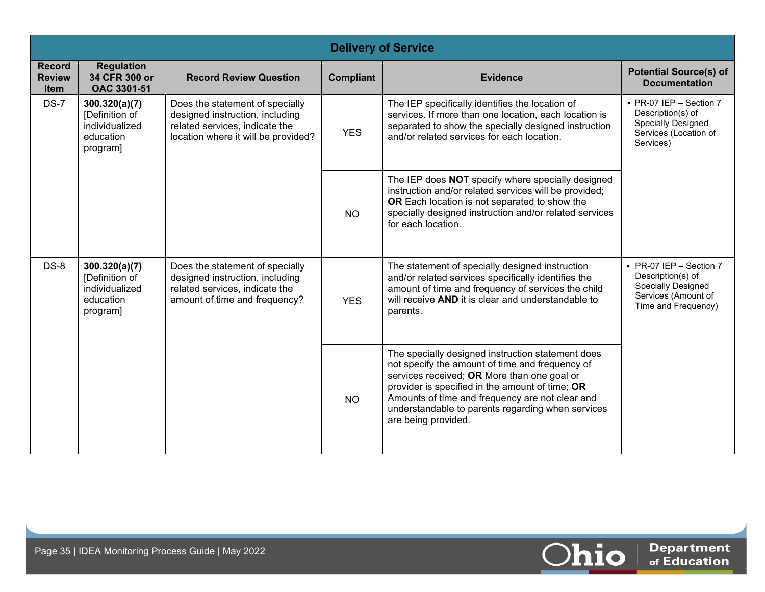| Delivery of Service | | | | | |
|---|---|---|---|---|---|
| **Record Review Item** | **Regulation 34 CFR 300 or OAC 3301-51** | **Record Review Question** | **Compliant** | **Evidence** | **Potential Source(s) of Documentation** |
| DS-7 | **300.320(a)(7)** [Definition of individualized education program] | Does the statement of specially designed instruction, including related services, indicate the location where it will be provided? | YES | The IEP specifically identifies the location of services. If more than one location, each location is separated to show the specially designed instruction and/or related services for each location. | • PR-07 IEP – Section 7 Description(s) of Specially Designed Services (Location of Services) |
| | | | NO | The IEP does **NOT** specify where specially designed instruction and/or related services will be provided; **OR** Each location is not separated to show the specially designed instruction and/or related services for each location. | |
| DS-8 | **300.320(a)(7)** [Definition of individualized education program] | Does the statement of specially designed instruction, including related services, indicate the amount of time and frequency? | YES | The statement of specially designed instruction and/or related services specifically identifies the amount of time and frequency of services the child will receive **AND** it is clear and understandable to parents. | • PR-07 IEP – Section 7 Description(s) of Specially Designed Services (Amount of Time and Frequency) |
| | | | NO | The specially designed instruction statement does not specify the amount of time and frequency of services received; **OR** More than one goal or provider is specified in the amount of time; **OR** Amounts of time and frequency are not clear and understandable to parents regarding when services are being provided. | |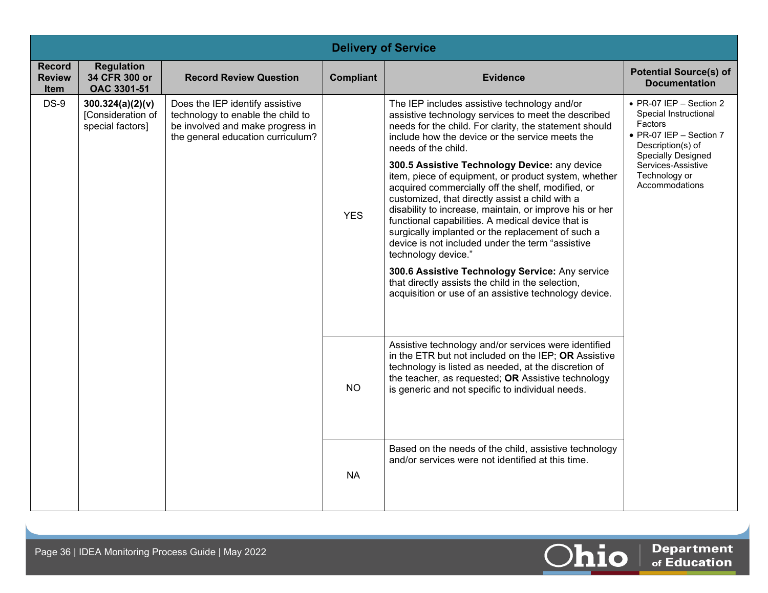| Delivery of Service | | | | | |
|---|---|---|---|---|---|
| **Record Review Item** | **Regulation 34 CFR 300 or OAC 3301-51** | **Record Review Question** | **Compliant** | **Evidence** | **Potential Source(s) of Documentation** |
| DS-9 | **300.324(a)(2)(v)** [Consideration of special factors] | Does the IEP identify assistive technology to enable the child to be involved and make progress in the general education curriculum? | YES | The IEP includes assistive technology and/or assistive technology services to meet the described needs for the child. For clarity, the statement should include how the device or the service meets the needs of the child.<br><br>**300.5 Assistive Technology Device:** any device item, piece of equipment, or product system, whether acquired commercially off the shelf, modified, or customized, that directly assist a child with a disability to increase, maintain, or improve his or her functional capabilities. A medical device that is surgically implanted or the replacement of such a device is not included under the term "assistive technology device."<br><br>**300.6 Assistive Technology Service:** Any service that directly assists the child in the selection, acquisition or use of an assistive technology device. | • PR-07 IEP – Section 2 Special Instructional Factors<br>• PR-07 IEP – Section 7 Description(s) of Specially Designed Services-Assistive Technology or Accommodations |
| | | | NO | Assistive technology and/or services were identified in the ETR but not included on the IEP; **OR** Assistive technology is listed as needed, at the discretion of the teacher, as requested; **OR** Assistive technology is generic and not specific to individual needs. | |
| | | | NA | Based on the needs of the child, assistive technology and/or services were not identified at this time. | |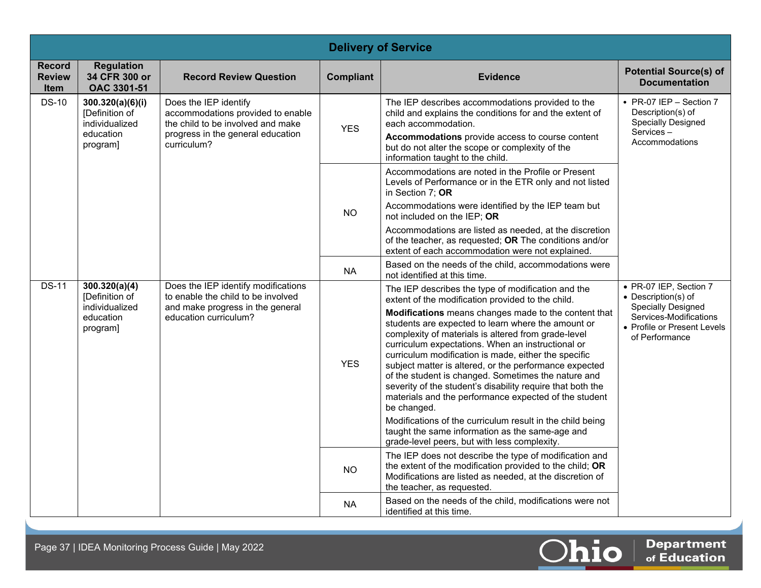| Delivery of Service | | | | | |
|---|---|---|---|---|---|
| **Record Review Item** | **Regulation 34 CFR 300 or OAC 3301-51** | **Record Review Question** | **Compliant** | **Evidence** | **Potential Source(s) of Documentation** |
| DS-10 | **300.320(a)(6)(i)** [Definition of individualized education program] | Does the IEP identify accommodations provided to enable the child to be involved and make progress in the general education curriculum? | YES | The IEP describes accommodations provided to the child and explains the conditions for and the extent of each accommodation.<br>**Accommodations** provide access to course content but do not alter the scope or complexity of the information taught to the child. | • PR-07 IEP – Section 7 Description(s) of Specially Designed Services – Accommodations |
| | | | NO | Accommodations are noted in the Profile or Present Levels of Performance or in the ETR only and not listed in Section 7; **OR**<br>Accommodations were identified by the IEP team but not included on the IEP; **OR**<br>Accommodations are listed as needed, at the discretion of the teacher, as requested; **OR** The conditions and/or extent of each accommodation were not explained. | |
| | | | NA | Based on the needs of the child, accommodations were not identified at this time. | |
| DS-11 | **300.320(a)(4)** [Definition of individualized education program] | Does the IEP identify modifications to enable the child to be involved and make progress in the general education curriculum? | YES | The IEP describes the type of modification and the extent of the modification provided to the child.<br>**Modifications** means changes made to the content that students are expected to learn where the amount or complexity of materials is altered from grade-level curriculum expectations. When an instructional or curriculum modification is made, either the specific subject matter is altered, or the performance expected of the student is changed. Sometimes the nature and severity of the student's disability require that both the materials and the performance expected of the student be changed.<br>Modifications of the curriculum result in the child being taught the same information as the same-age and grade-level peers, but with less complexity. | • PR-07 IEP, Section 7<br>• Description(s) of Specially Designed Services-Modifications<br>• Profile or Present Levels of Performance |
| | | | NO | The IEP does not describe the type of modification and the extent of the modification provided to the child; **OR** Modifications are listed as needed, at the discretion of the teacher, as requested. | |
| | | | NA | Based on the needs of the child, modifications were not identified at this time. | |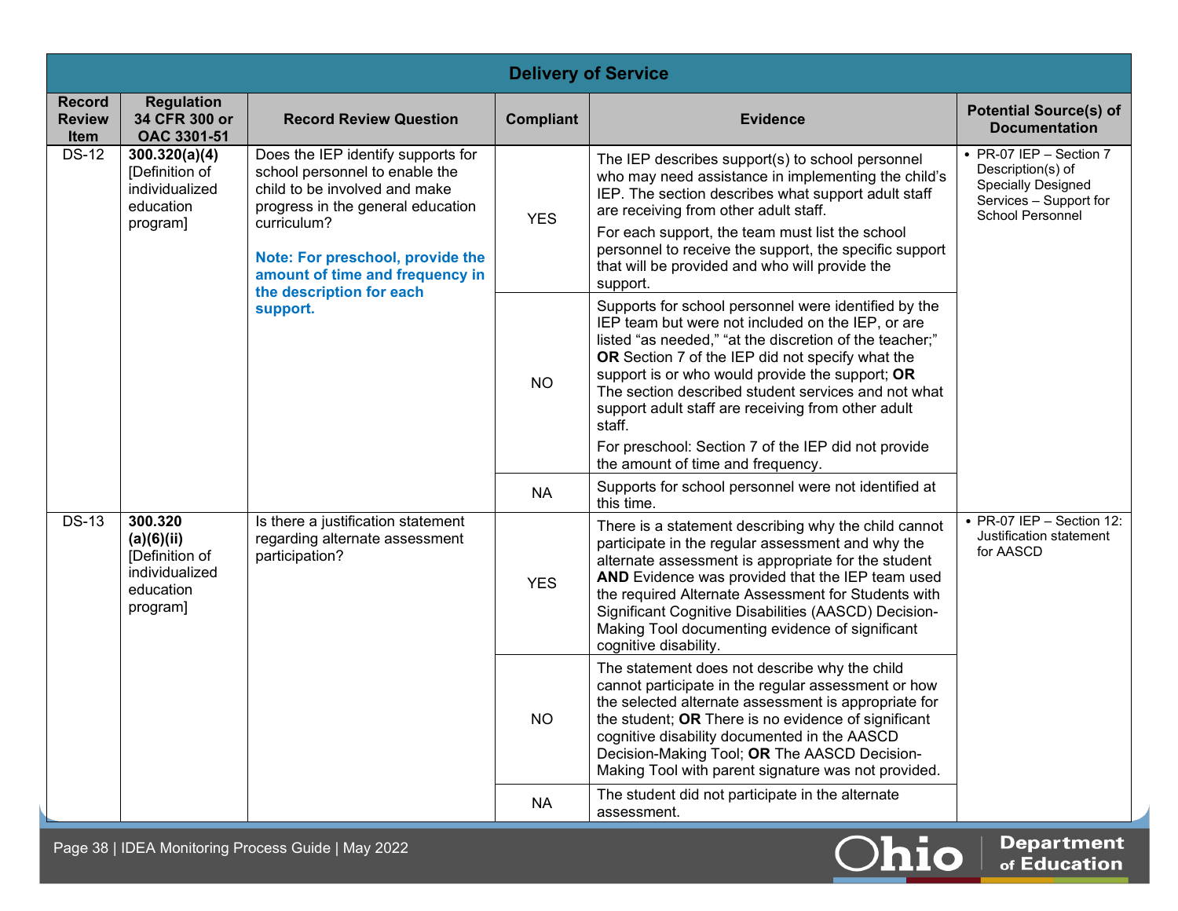| Delivery of Service | | | | | |
|---|---|---|---|---|---|
| **Record Review Item** | **Regulation 34 CFR 300 or OAC 3301-51** | **Record Review Question** | **Compliant** | **Evidence** | **Potential Source(s) of Documentation** |
| DS-12 | **300.320(a)(4)** [Definition of individualized education program] | Does the IEP identify supports for school personnel to enable the child to be involved and make progress in the general education curriculum?<br><br>**Note: For preschool, provide the amount of time and frequency in the description for each support.** | YES | The IEP describes support(s) to school personnel who may need assistance in implementing the child's IEP. The section describes what support adult staff are receiving from other adult staff.<br><br>For each support, the team must list the school personnel to receive the support, the specific support that will be provided and who will provide the support. | • PR-07 IEP – Section 7 Description(s) of Specially Designed Services – Support for School Personnel |
| | | | NO | Supports for school personnel were identified by the IEP team but were not included on the IEP, or are listed "as needed," "at the discretion of the teacher;" **OR** Section 7 of the IEP did not specify what the support is or who would provide the support; **OR** The section described student services and not what support adult staff are receiving from other adult staff.<br><br>For preschool: Section 7 of the IEP did not provide the amount of time and frequency. | |
| | | | NA | Supports for school personnel were not identified at this time. | |
| DS-13 | **300.320 (a)(6)(ii)** [Definition of individualized education program] | Is there a justification statement regarding alternate assessment participation? | YES | There is a statement describing why the child cannot participate in the regular assessment and why the alternate assessment is appropriate for the student **AND** Evidence was provided that the IEP team used the required Alternate Assessment for Students with Significant Cognitive Disabilities (AASCD) Decision-Making Tool documenting evidence of significant cognitive disability. | • PR-07 IEP – Section 12: Justification statement for AASCD |
| | | | NO | The statement does not describe why the child cannot participate in the regular assessment or how the selected alternate assessment is appropriate for the student; **OR** There is no evidence of significant cognitive disability documented in the AASCD Decision-Making Tool; **OR** The AASCD Decision-Making Tool with parent signature was not provided. | |
| | | | NA | The student did not participate in the alternate assessment. | |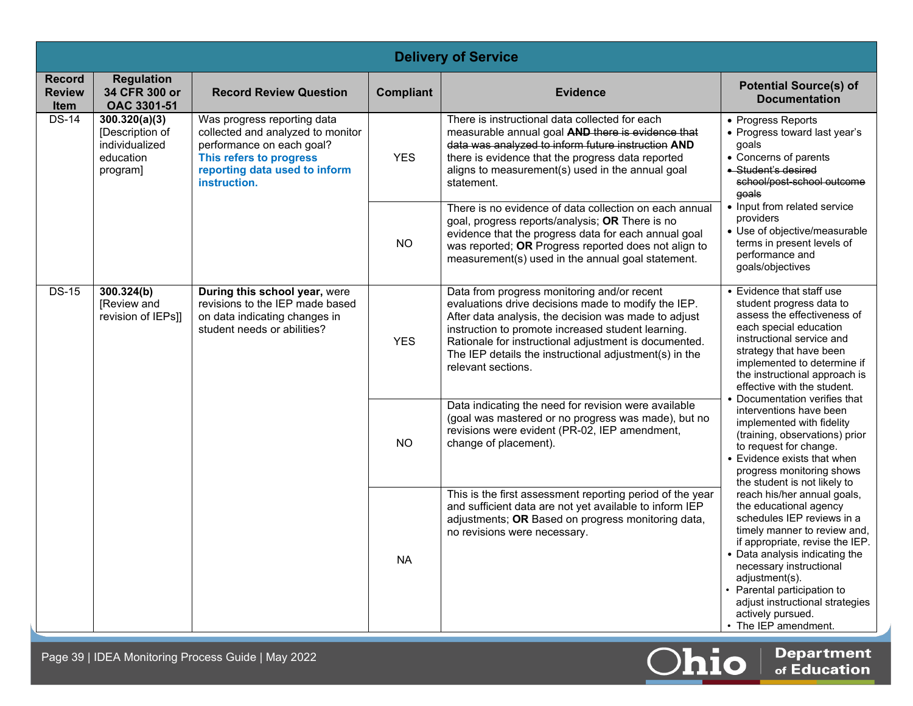| Delivery of Service | | | | | |
|---|---|---|---|---|---|
| **Record Review Item** | **Regulation 34 CFR 300 or OAC 3301-51** | **Record Review Question** | **Compliant** | **Evidence** | **Potential Source(s) of Documentation** |
| DS-14 | **300.320(a)(3)** [Description of individualized education program] | Was progress reporting data collected and analyzed to monitor performance on each goal? **This refers to progress reporting data used to inform instruction.** | YES | There is instructional data collected for each measurable annual goal ~~**AND** there is evidence that data was analyzed to inform future instruction~~ **AND** there is evidence that the progress data reported aligns to measurement(s) used in the annual goal statement. | • Progress Reports<br>• Progress toward last year's goals<br>• Concerns of parents<br>• ~~Student's desired school/post-school outcome goals~~<br>• Input from related service providers<br>• Use of objective/measurable terms in present levels of performance and goals/objectives |
| | | | NO | There is no evidence of data collection on each annual goal, progress reports/analysis; **OR** There is no evidence that the progress data for each annual goal was reported; **OR** Progress reported does not align to measurement(s) used in the annual goal statement. | |
| DS-15 | **300.324(b)** [Review and revision of IEPs]] | **During this school year,** were revisions to the IEP made based on data indicating changes in student needs or abilities? | YES | Data from progress monitoring and/or recent evaluations drive decisions made to modify the IEP. After data analysis, the decision was made to adjust instruction to promote increased student learning. Rationale for instructional adjustment is documented. The IEP details the instructional adjustment(s) in the relevant sections. | • Evidence that staff use student progress data to assess the effectiveness of each special education instructional service and strategy that have been implemented to determine if the instructional approach is effective with the student.<br>• Documentation verifies that interventions have been implemented with fidelity (training, observations) prior to request for change.<br>• Evidence exists that when progress monitoring shows the student is not likely to reach his/her annual goals, the educational agency schedules IEP reviews in a timely manner to review and, if appropriate, revise the IEP.<br>• Data analysis indicating the necessary instructional adjustment(s).<br>• Parental participation to adjust instructional strategies actively pursued.<br>• The IEP amendment. |
| | | | NO | Data indicating the need for revision were available (goal was mastered or no progress was made), but no revisions were evident (PR-02, IEP amendment, change of placement). | |
| | | | NA | This is the first assessment reporting period of the year and sufficient data are not yet available to inform IEP adjustments; **OR** Based on progress monitoring data, no revisions were necessary. | |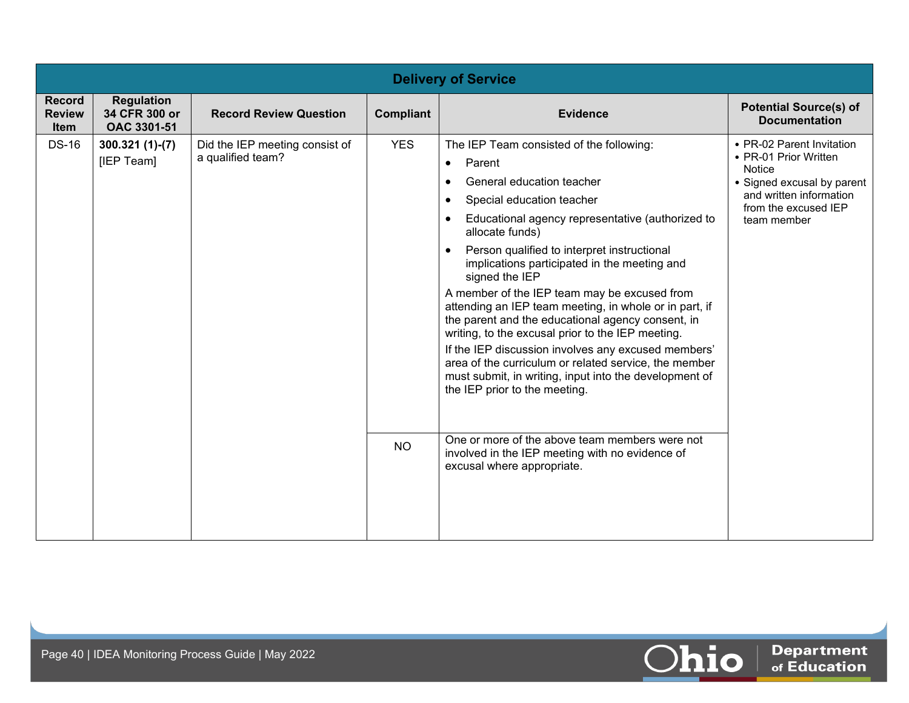| Delivery of Service | | | | | |
|---|---|---|---|---|---|
| **Record Review Item** | **Regulation 34 CFR 300 or OAC 3301-51** | **Record Review Question** | **Compliant** | **Evidence** | **Potential Source(s) of Documentation** |
| DS-16 | **300.321 (1)-(7)** [IEP Team] | Did the IEP meeting consist of a qualified team? | YES | The IEP Team consisted of the following:<br>• Parent<br>• General education teacher<br>• Special education teacher<br>• Educational agency representative (authorized to allocate funds)<br>• Person qualified to interpret instructional implications participated in the meeting and signed the IEP<br>A member of the IEP team may be excused from attending an IEP team meeting, in whole or in part, if the parent and the educational agency consent, in writing, to the excusal prior to the IEP meeting.<br>If the IEP discussion involves any excused members' area of the curriculum or related service, the member must submit, in writing, input into the development of the IEP prior to the meeting. | • PR-02 Parent Invitation<br>• PR-01 Prior Written Notice<br>• Signed excusal by parent and written information from the excused IEP team member |
| | | | NO | One or more of the above team members were not involved in the IEP meeting with no evidence of excusal where appropriate. | |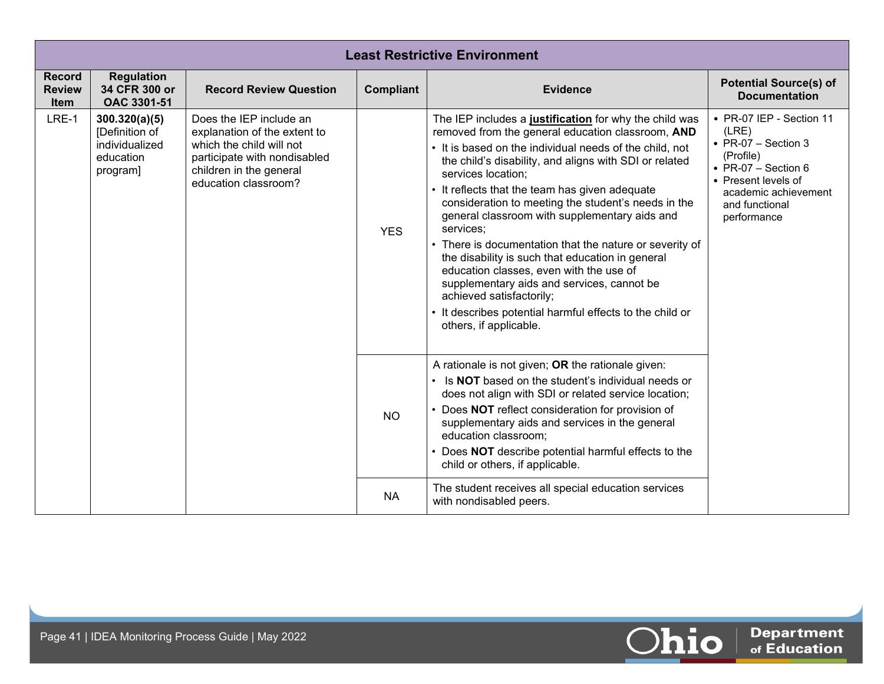| Least Restrictive Environment | | | | | |
|---|---|---|---|---|---|
| **Record Review Item** | **Regulation 34 CFR 300 or OAC 3301-51** | **Record Review Question** | **Compliant** | **Evidence** | **Potential Source(s) of Documentation** |
| LRE-1 | **300.320(a)(5)** [Definition of individualized education program] | Does the IEP include an explanation of the extent to which the child will not participate with nondisabled children in the general education classroom? | YES | The IEP includes a **justification** for why the child was removed from the general education classroom, **AND**<br>• It is based on the individual needs of the child, not the child's disability, and aligns with SDI or related services location;<br>• It reflects that the team has given adequate consideration to meeting the student's needs in the general classroom with supplementary aids and services;<br>• There is documentation that the nature or severity of the disability is such that education in general education classes, even with the use of supplementary aids and services, cannot be achieved satisfactorily;<br>• It describes potential harmful effects to the child or others, if applicable. | • PR-07 IEP - Section 11 (LRE)<br>• PR-07 – Section 3 (Profile)<br>• PR-07 – Section 6<br>• Present levels of academic achievement and functional performance |
| | | | NO | A rationale is not given; **OR** the rationale given:<br>• Is **NOT** based on the student's individual needs or does not align with SDI or related service location;<br>• Does **NOT** reflect consideration for provision of supplementary aids and services in the general education classroom;<br>• Does **NOT** describe potential harmful effects to the child or others, if applicable. | |
| | | | NA | The student receives all special education services with nondisabled peers. | |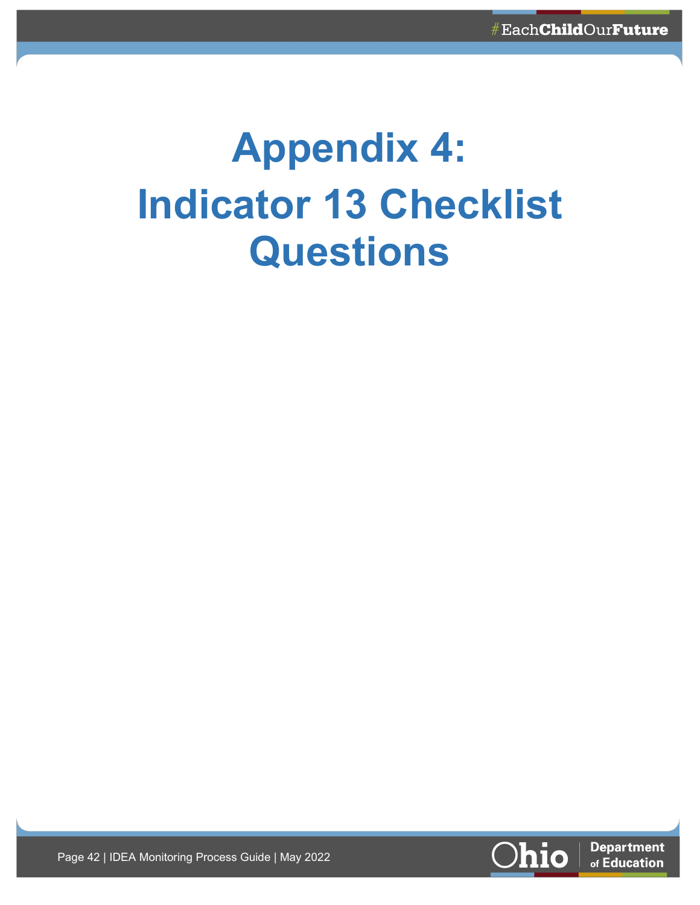# Appendix 4: Indicator 13 Checklist Questions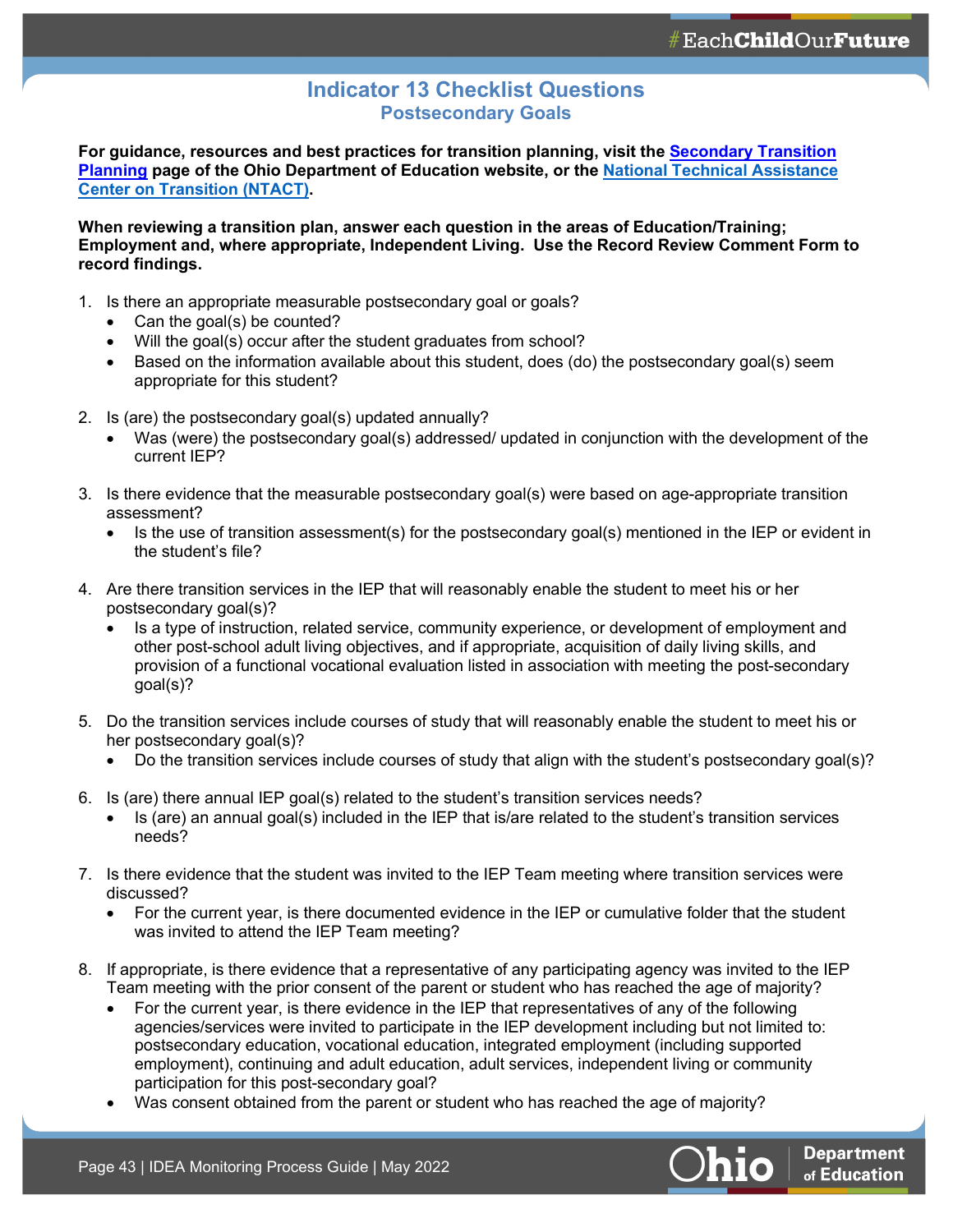# Indicator 13 Checklist Questions

## Postsecondary Goals

**For guidance, resources and best practices for transition planning, visit the [Secondary Transition Planning](#) page of the Ohio Department of Education website, or the [National Technical Assistance Center on Transition (NTACT)](#).**

**When reviewing a transition plan, answer each question in the areas of Education/Training; Employment and, where appropriate, Independent Living. Use the Record Review Comment Form to record findings.**

1. Is there an appropriate measurable postsecondary goal or goals?
   - Can the goal(s) be counted?
   - Will the goal(s) occur after the student graduates from school?
   - Based on the information available about this student, does (do) the postsecondary goal(s) seem appropriate for this student?

2. Is (are) the postsecondary goal(s) updated annually?
   - Was (were) the postsecondary goal(s) addressed/ updated in conjunction with the development of the current IEP?

3. Is there evidence that the measurable postsecondary goal(s) were based on age-appropriate transition assessment?
   - Is the use of transition assessment(s) for the postsecondary goal(s) mentioned in the IEP or evident in the student's file?

4. Are there transition services in the IEP that will reasonably enable the student to meet his or her postsecondary goal(s)?
   - Is a type of instruction, related service, community experience, or development of employment and other post-school adult living objectives, and if appropriate, acquisition of daily living skills, and provision of a functional vocational evaluation listed in association with meeting the post-secondary goal(s)?

5. Do the transition services include courses of study that will reasonably enable the student to meet his or her postsecondary goal(s)?
   - Do the transition services include courses of study that align with the student's postsecondary goal(s)?

6. Is (are) there annual IEP goal(s) related to the student's transition services needs?
   - Is (are) an annual goal(s) included in the IEP that is/are related to the student's transition services needs?

7. Is there evidence that the student was invited to the IEP Team meeting where transition services were discussed?
   - For the current year, is there documented evidence in the IEP or cumulative folder that the student was invited to attend the IEP Team meeting?

8. If appropriate, is there evidence that a representative of any participating agency was invited to the IEP Team meeting with the prior consent of the parent or student who has reached the age of majority?
   - For the current year, is there evidence in the IEP that representatives of any of the following agencies/services were invited to participate in the IEP development including but not limited to: postsecondary education, vocational education, integrated employment (including supported employment), continuing and adult education, adult services, independent living or community participation for this post-secondary goal?
   - Was consent obtained from the parent or student who has reached the age of majority?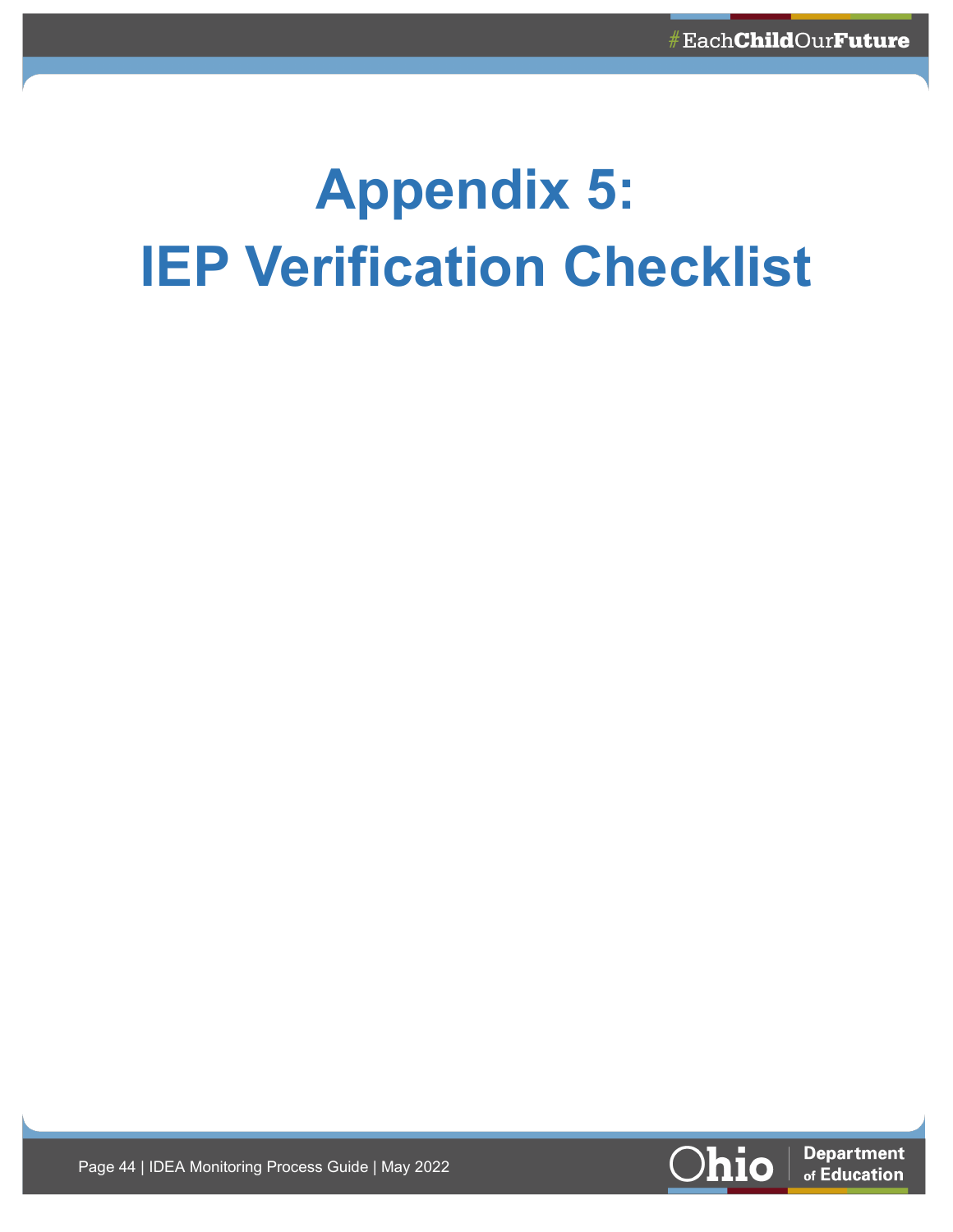# Appendix 5:
# IEP Verification Checklist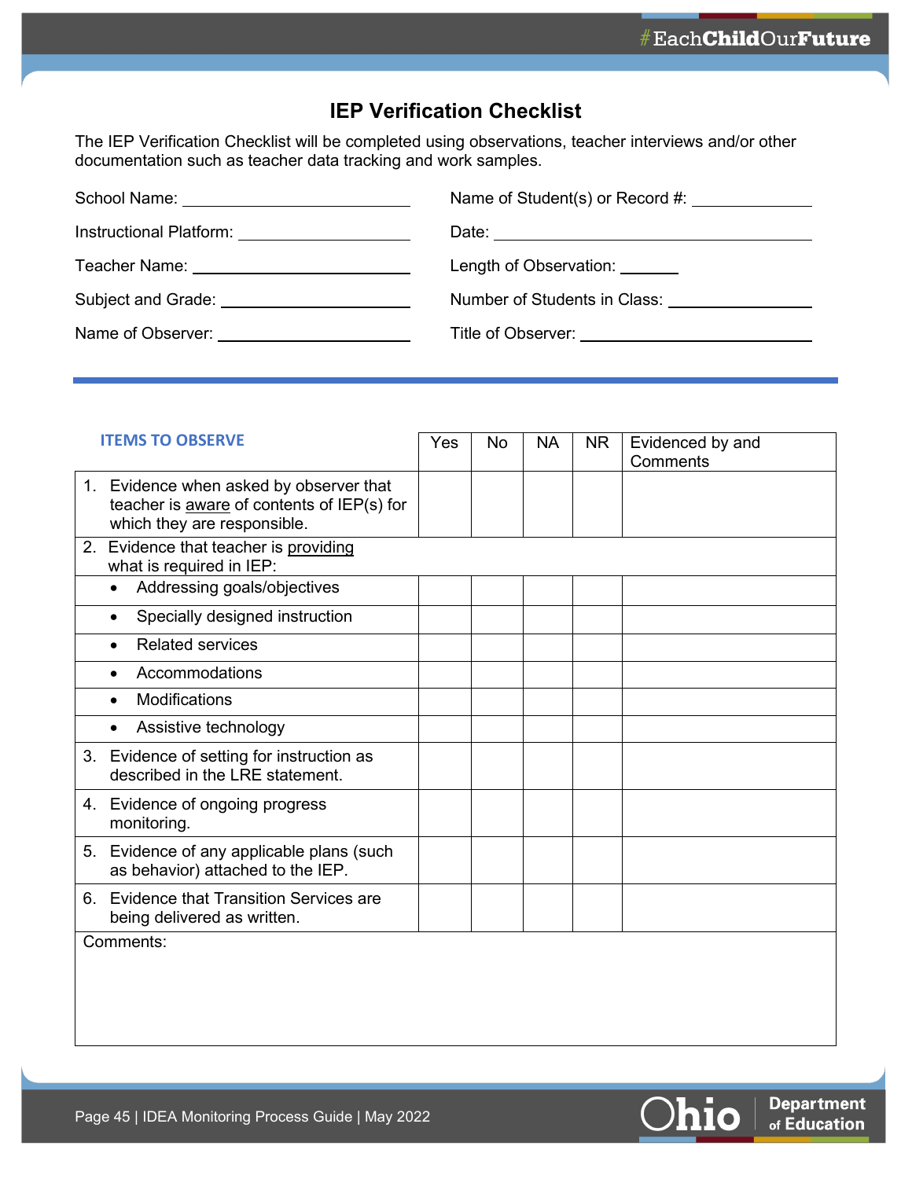# IEP Verification Checklist

The IEP Verification Checklist will be completed using observations, teacher interviews and/or other documentation such as teacher data tracking and work samples.

School Name: ______________________ Name of Student(s) or Record #: ____________

Instructional Platform: ________________ Date: ______________________________

Teacher Name: ______________________ Length of Observation: ______

Subject and Grade: ___________________ Number of Students in Class: ______________

Name of Observer: ____________________ Title of Observer: ______________________

| ITEMS TO OBSERVE | Yes | No | NA | NR | Evidenced by and Comments |
|---|---|---|---|---|---|
| 1. Evidence when asked by observer that teacher is <u>aware</u> of contents of IEP(s) for which they are responsible. | | | | | |
| 2. Evidence that teacher is <u>providing</u> what is required in IEP: | | | | | |
| • Addressing goals/objectives | | | | | |
| • Specially designed instruction | | | | | |
| • Related services | | | | | |
| • Accommodations | | | | | |
| • Modifications | | | | | |
| • Assistive technology | | | | | |
| 3. Evidence of setting for instruction as described in the LRE statement. | | | | | |
| 4. Evidence of ongoing progress monitoring. | | | | | |
| 5. Evidence of any applicable plans (such as behavior) attached to the IEP. | | | | | |
| 6. Evidence that Transition Services are being delivered as written. | | | | | |
| Comments: | | | | | |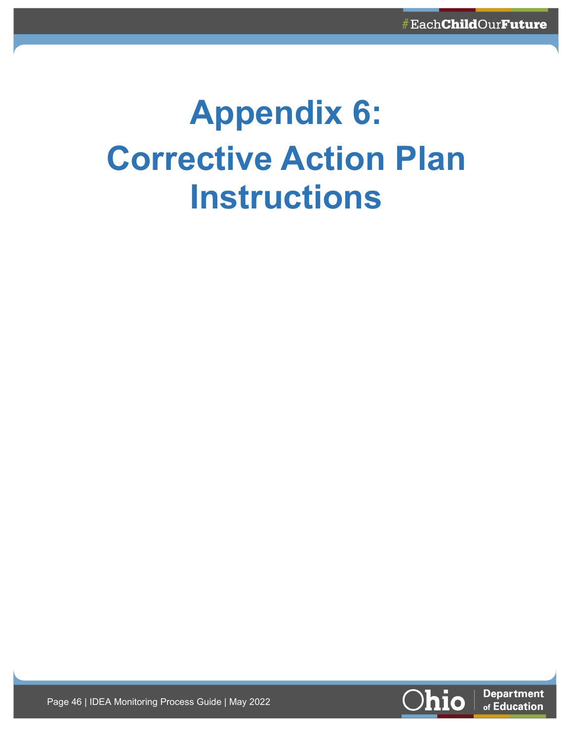# Appendix 6: Corrective Action Plan Instructions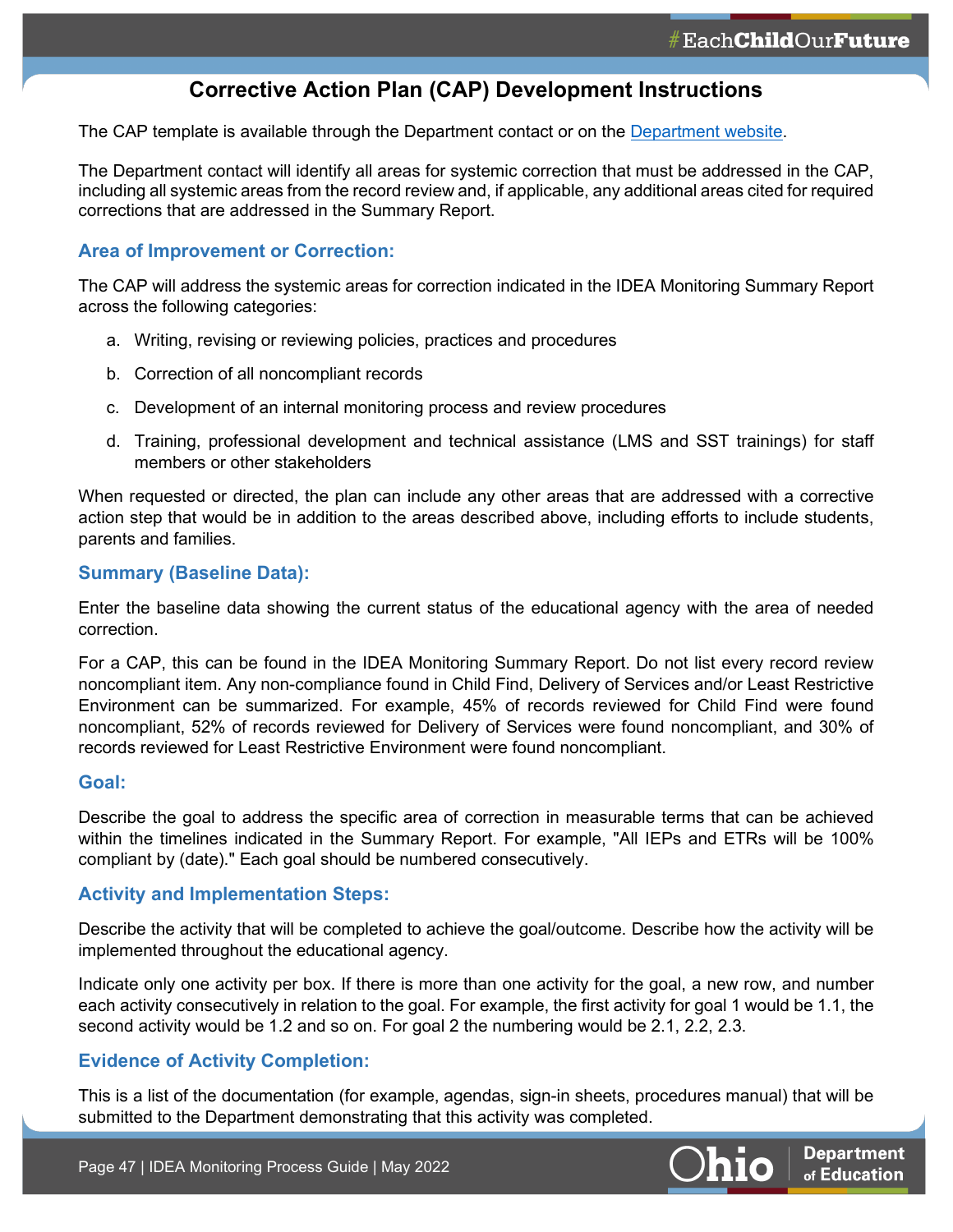# Corrective Action Plan (CAP) Development Instructions

The CAP template is available through the Department contact or on the [Department website](#).

The Department contact will identify all areas for systemic correction that must be addressed in the CAP, including all systemic areas from the record review and, if applicable, any additional areas cited for required corrections that are addressed in the Summary Report.

## Area of Improvement or Correction:

The CAP will address the systemic areas for correction indicated in the IDEA Monitoring Summary Report across the following categories:

a. Writing, revising or reviewing policies, practices and procedures

b. Correction of all noncompliant records

c. Development of an internal monitoring process and review procedures

d. Training, professional development and technical assistance (LMS and SST trainings) for staff members or other stakeholders

When requested or directed, the plan can include any other areas that are addressed with a corrective action step that would be in addition to the areas described above, including efforts to include students, parents and families.

## Summary (Baseline Data):

Enter the baseline data showing the current status of the educational agency with the area of needed correction.

For a CAP, this can be found in the IDEA Monitoring Summary Report. Do not list every record review noncompliant item. Any non-compliance found in Child Find, Delivery of Services and/or Least Restrictive Environment can be summarized. For example, 45% of records reviewed for Child Find were found noncompliant, 52% of records reviewed for Delivery of Services were found noncompliant, and 30% of records reviewed for Least Restrictive Environment were found noncompliant.

## Goal:

Describe the goal to address the specific area of correction in measurable terms that can be achieved within the timelines indicated in the Summary Report. For example, "All IEPs and ETRs will be 100% compliant by (date)." Each goal should be numbered consecutively.

## Activity and Implementation Steps:

Describe the activity that will be completed to achieve the goal/outcome. Describe how the activity will be implemented throughout the educational agency.

Indicate only one activity per box. If there is more than one activity for the goal, a new row, and number each activity consecutively in relation to the goal. For example, the first activity for goal 1 would be 1.1, the second activity would be 1.2 and so on. For goal 2 the numbering would be 2.1, 2.2, 2.3.

## Evidence of Activity Completion:

This is a list of the documentation (for example, agendas, sign-in sheets, procedures manual) that will be submitted to the Department demonstrating that this activity was completed.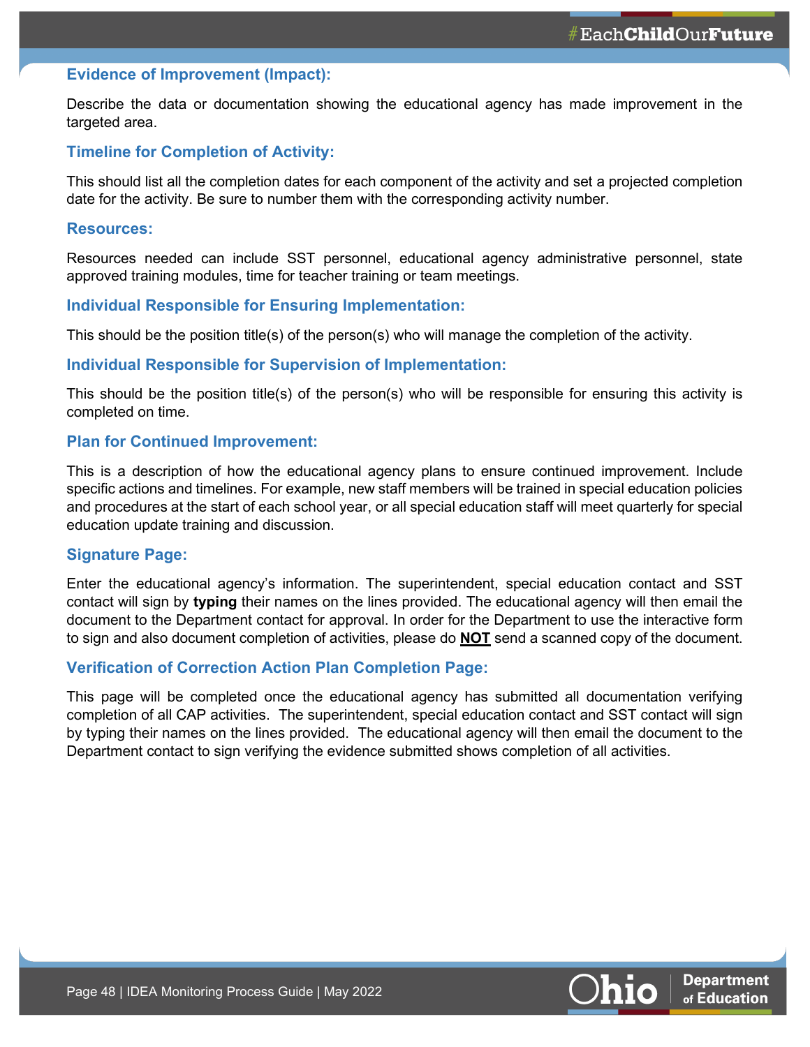### Evidence of Improvement (Impact):

Describe the data or documentation showing the educational agency has made improvement in the targeted area.

### Timeline for Completion of Activity:

This should list all the completion dates for each component of the activity and set a projected completion date for the activity. Be sure to number them with the corresponding activity number.

### Resources:

Resources needed can include SST personnel, educational agency administrative personnel, state approved training modules, time for teacher training or team meetings.

### Individual Responsible for Ensuring Implementation:

This should be the position title(s) of the person(s) who will manage the completion of the activity.

### Individual Responsible for Supervision of Implementation:

This should be the position title(s) of the person(s) who will be responsible for ensuring this activity is completed on time.

### Plan for Continued Improvement:

This is a description of how the educational agency plans to ensure continued improvement. Include specific actions and timelines. For example, new staff members will be trained in special education policies and procedures at the start of each school year, or all special education staff will meet quarterly for special education update training and discussion.

### Signature Page:

Enter the educational agency's information. The superintendent, special education contact and SST contact will sign by **typing** their names on the lines provided. The educational agency will then email the document to the Department contact for approval. In order for the Department to use the interactive form to sign and also document completion of activities, please do **NOT** send a scanned copy of the document.

### Verification of Correction Action Plan Completion Page:

This page will be completed once the educational agency has submitted all documentation verifying completion of all CAP activities. The superintendent, special education contact and SST contact will sign by typing their names on the lines provided. The educational agency will then email the document to the Department contact to sign verifying the evidence submitted shows completion of all activities.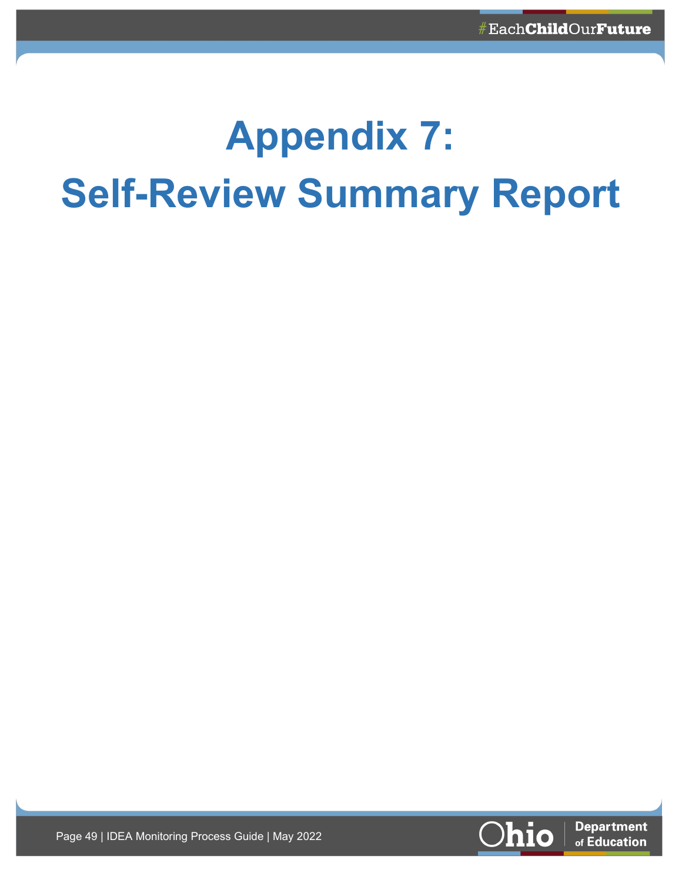# Appendix 7: Self-Review Summary Report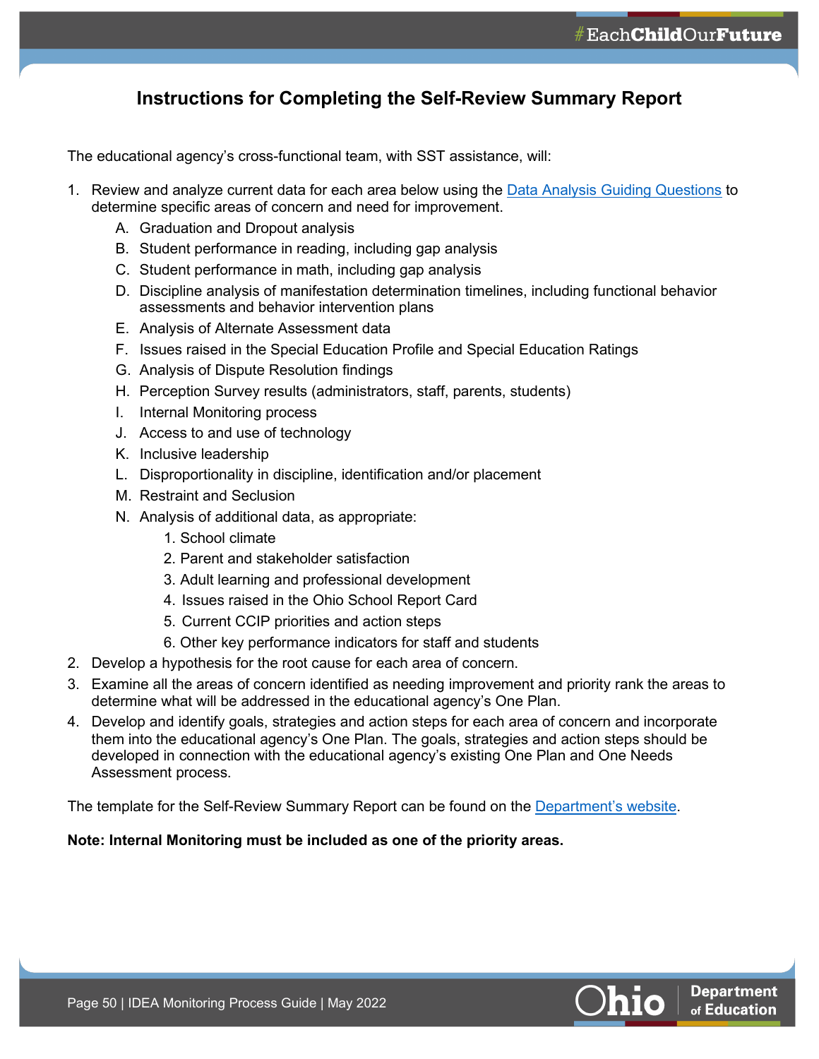## Instructions for Completing the Self-Review Summary Report

The educational agency's cross-functional team, with SST assistance, will:

1. Review and analyze current data for each area below using the [Data Analysis Guiding Questions]() to determine specific areas of concern and need for improvement.
    A. Graduation and Dropout analysis
    B. Student performance in reading, including gap analysis
    C. Student performance in math, including gap analysis
    D. Discipline analysis of manifestation determination timelines, including functional behavior assessments and behavior intervention plans
    E. Analysis of Alternate Assessment data
    F. Issues raised in the Special Education Profile and Special Education Ratings
    G. Analysis of Dispute Resolution findings
    H. Perception Survey results (administrators, staff, parents, students)
    I. Internal Monitoring process
    J. Access to and use of technology
    K. Inclusive leadership
    L. Disproportionality in discipline, identification and/or placement
    M. Restraint and Seclusion
    N. Analysis of additional data, as appropriate:
        1. School climate
        2. Parent and stakeholder satisfaction
        3. Adult learning and professional development
        4. Issues raised in the Ohio School Report Card
        5. Current CCIP priorities and action steps
        6. Other key performance indicators for staff and students
2. Develop a hypothesis for the root cause for each area of concern.
3. Examine all the areas of concern identified as needing improvement and priority rank the areas to determine what will be addressed in the educational agency's One Plan.
4. Develop and identify goals, strategies and action steps for each area of concern and incorporate them into the educational agency's One Plan. The goals, strategies and action steps should be developed in connection with the educational agency's existing One Plan and One Needs Assessment process.

The template for the Self-Review Summary Report can be found on the [Department's website]().

**Note: Internal Monitoring must be included as one of the priority areas.**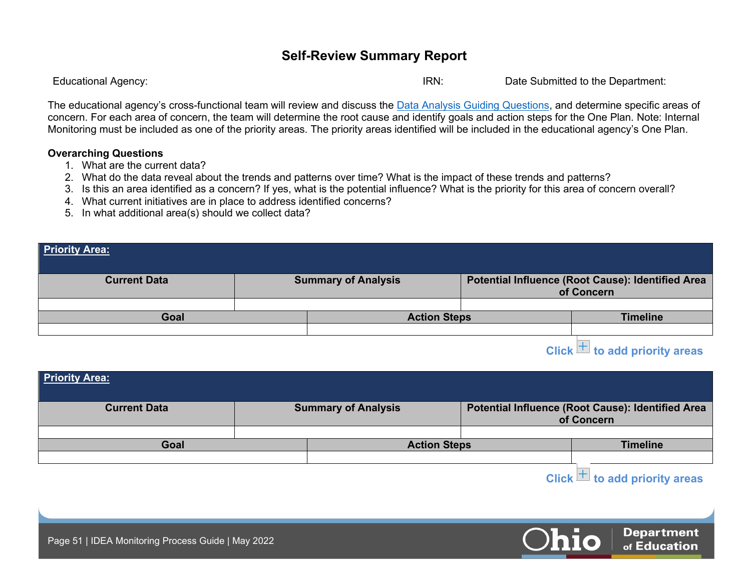# Self-Review Summary Report

Educational Agency: IRN: Date Submitted to the Department:

The educational agency's cross-functional team will review and discuss the [Data Analysis Guiding Questions], and determine specific areas of concern. For each area of concern, the team will determine the root cause and identify goals and action steps for the One Plan. Note: Internal Monitoring must be included as one of the priority areas. The priority areas identified will be included in the educational agency's One Plan.

**Overarching Questions**

1. What are the current data?
2. What do the data reveal about the trends and patterns over time? What is the impact of these trends and patterns?
3. Is this an area identified as a concern? If yes, what is the potential influence? What is the priority for this area of concern overall?
4. What current initiatives are in place to address identified concerns?
5. In what additional area(s) should we collect data?

| **Priority Area:** | | |
|---|---|---|
| **Current Data** | **Summary of Analysis** | **Potential Influence (Root Cause): Identified Area of Concern** |
| | | |
| **Goal** | **Action Steps** | **Timeline** |
| | | |

**Click + to add priority areas**

| **Priority Area:** | | |
|---|---|---|
| **Current Data** | **Summary of Analysis** | **Potential Influence (Root Cause): Identified Area of Concern** |
| | | |
| **Goal** | **Action Steps** | **Timeline** |
| | | |

**Click + to add priority areas**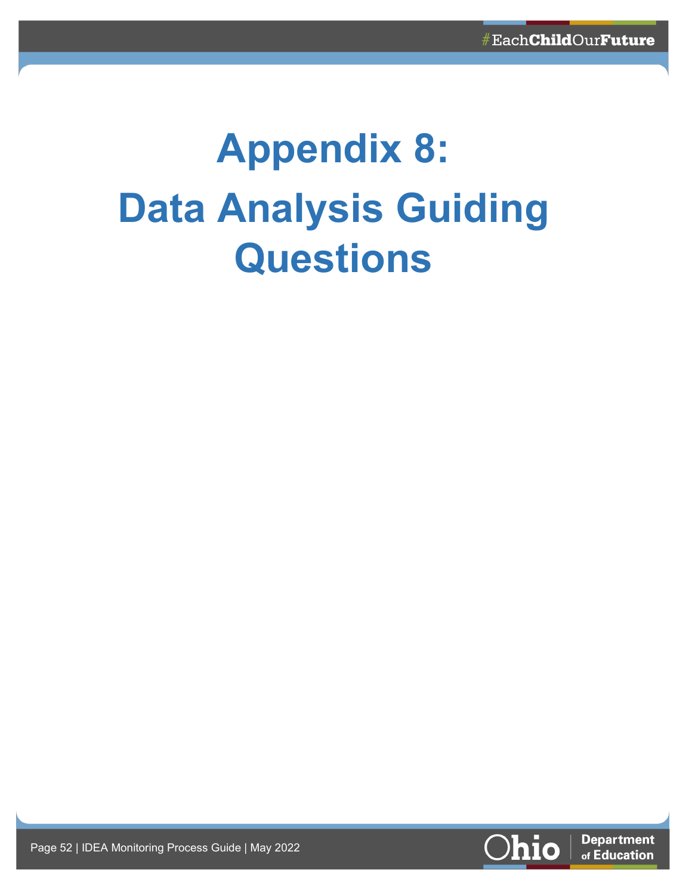# Appendix 8: Data Analysis Guiding Questions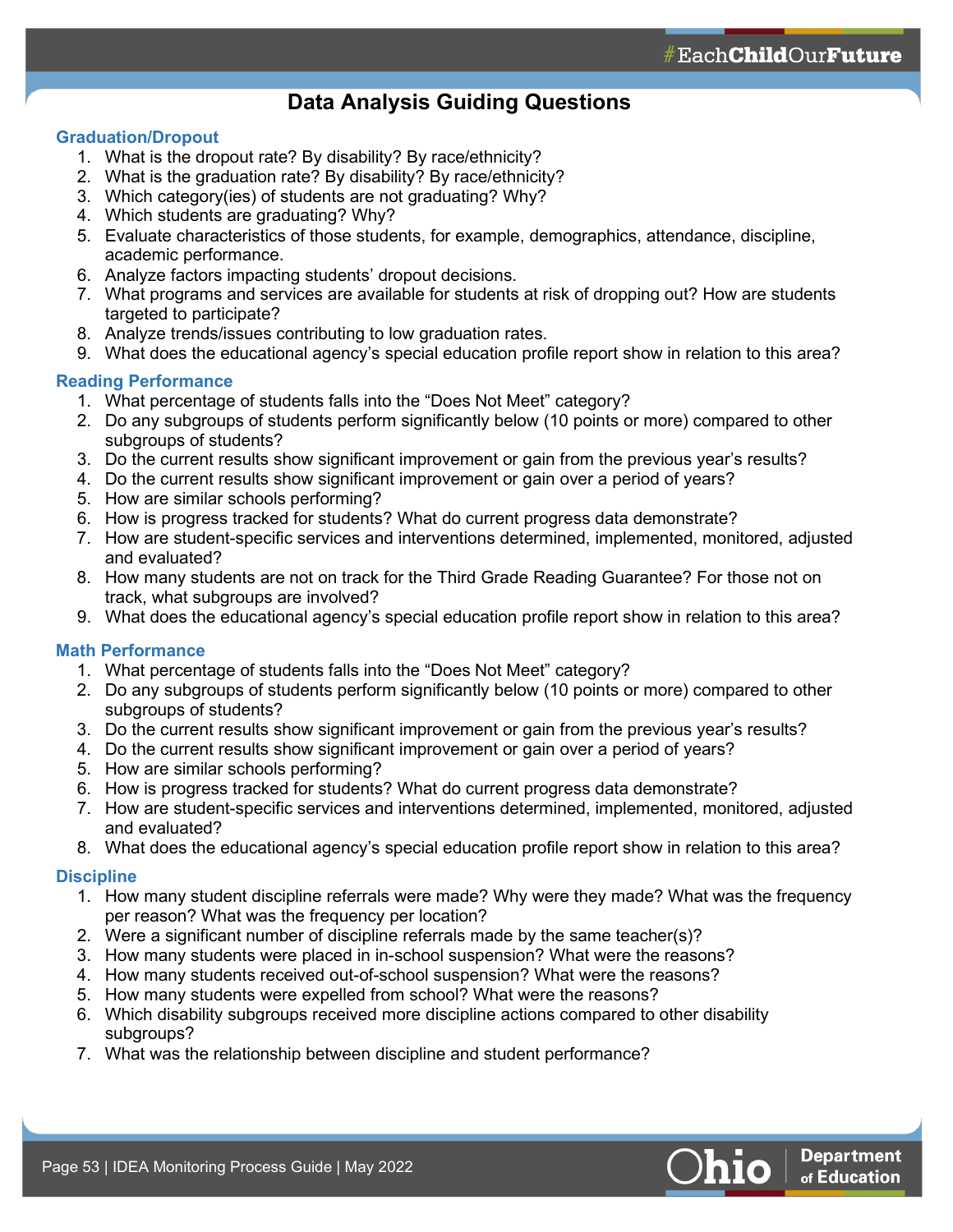# Data Analysis Guiding Questions

### Graduation/Dropout

1. What is the dropout rate? By disability? By race/ethnicity?
2. What is the graduation rate? By disability? By race/ethnicity?
3. Which category(ies) of students are not graduating? Why?
4. Which students are graduating? Why?
5. Evaluate characteristics of those students, for example, demographics, attendance, discipline, academic performance.
6. Analyze factors impacting students' dropout decisions.
7. What programs and services are available for students at risk of dropping out? How are students targeted to participate?
8. Analyze trends/issues contributing to low graduation rates.
9. What does the educational agency's special education profile report show in relation to this area?

### Reading Performance

1. What percentage of students falls into the "Does Not Meet" category?
2. Do any subgroups of students perform significantly below (10 points or more) compared to other subgroups of students?
3. Do the current results show significant improvement or gain from the previous year's results?
4. Do the current results show significant improvement or gain over a period of years?
5. How are similar schools performing?
6. How is progress tracked for students? What do current progress data demonstrate?
7. How are student-specific services and interventions determined, implemented, monitored, adjusted and evaluated?
8. How many students are not on track for the Third Grade Reading Guarantee? For those not on track, what subgroups are involved?
9. What does the educational agency's special education profile report show in relation to this area?

### Math Performance

1. What percentage of students falls into the "Does Not Meet" category?
2. Do any subgroups of students perform significantly below (10 points or more) compared to other subgroups of students?
3. Do the current results show significant improvement or gain from the previous year's results?
4. Do the current results show significant improvement or gain over a period of years?
5. How are similar schools performing?
6. How is progress tracked for students? What do current progress data demonstrate?
7. How are student-specific services and interventions determined, implemented, monitored, adjusted and evaluated?
8. What does the educational agency's special education profile report show in relation to this area?

### Discipline

1. How many student discipline referrals were made? Why were they made? What was the frequency per reason? What was the frequency per location?
2. Were a significant number of discipline referrals made by the same teacher(s)?
3. How many students were placed in in-school suspension? What were the reasons?
4. How many students received out-of-school suspension? What were the reasons?
5. How many students were expelled from school? What were the reasons?
6. Which disability subgroups received more discipline actions compared to other disability subgroups?
7. What was the relationship between discipline and student performance?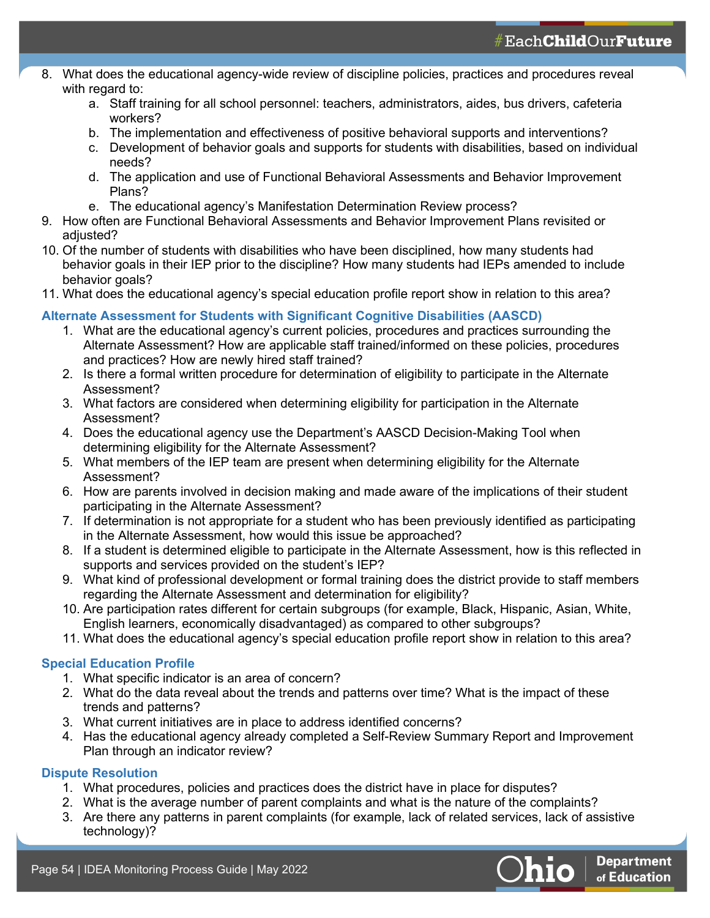8. What does the educational agency-wide review of discipline policies, practices and procedures reveal with regard to:
    a. Staff training for all school personnel: teachers, administrators, aides, bus drivers, cafeteria workers?
    b. The implementation and effectiveness of positive behavioral supports and interventions?
    c. Development of behavior goals and supports for students with disabilities, based on individual needs?
    d. The application and use of Functional Behavioral Assessments and Behavior Improvement Plans?
    e. The educational agency's Manifestation Determination Review process?
9. How often are Functional Behavioral Assessments and Behavior Improvement Plans revisited or adjusted?
10. Of the number of students with disabilities who have been disciplined, how many students had behavior goals in their IEP prior to the discipline? How many students had IEPs amended to include behavior goals?
11. What does the educational agency's special education profile report show in relation to this area?

### Alternate Assessment for Students with Significant Cognitive Disabilities (AASCD)

1. What are the educational agency's current policies, procedures and practices surrounding the Alternate Assessment? How are applicable staff trained/informed on these policies, procedures and practices? How are newly hired staff trained?
2. Is there a formal written procedure for determination of eligibility to participate in the Alternate Assessment?
3. What factors are considered when determining eligibility for participation in the Alternate Assessment?
4. Does the educational agency use the Department's AASCD Decision-Making Tool when determining eligibility for the Alternate Assessment?
5. What members of the IEP team are present when determining eligibility for the Alternate Assessment?
6. How are parents involved in decision making and made aware of the implications of their student participating in the Alternate Assessment?
7. If determination is not appropriate for a student who has been previously identified as participating in the Alternate Assessment, how would this issue be approached?
8. If a student is determined eligible to participate in the Alternate Assessment, how is this reflected in supports and services provided on the student's IEP?
9. What kind of professional development or formal training does the district provide to staff members regarding the Alternate Assessment and determination for eligibility?
10. Are participation rates different for certain subgroups (for example, Black, Hispanic, Asian, White, English learners, economically disadvantaged) as compared to other subgroups?
11. What does the educational agency's special education profile report show in relation to this area?

### Special Education Profile

1. What specific indicator is an area of concern?
2. What do the data reveal about the trends and patterns over time? What is the impact of these trends and patterns?
3. What current initiatives are in place to address identified concerns?
4. Has the educational agency already completed a Self-Review Summary Report and Improvement Plan through an indicator review?

### Dispute Resolution

1. What procedures, policies and practices does the district have in place for disputes?
2. What is the average number of parent complaints and what is the nature of the complaints?
3. Are there any patterns in parent complaints (for example, lack of related services, lack of assistive technology)?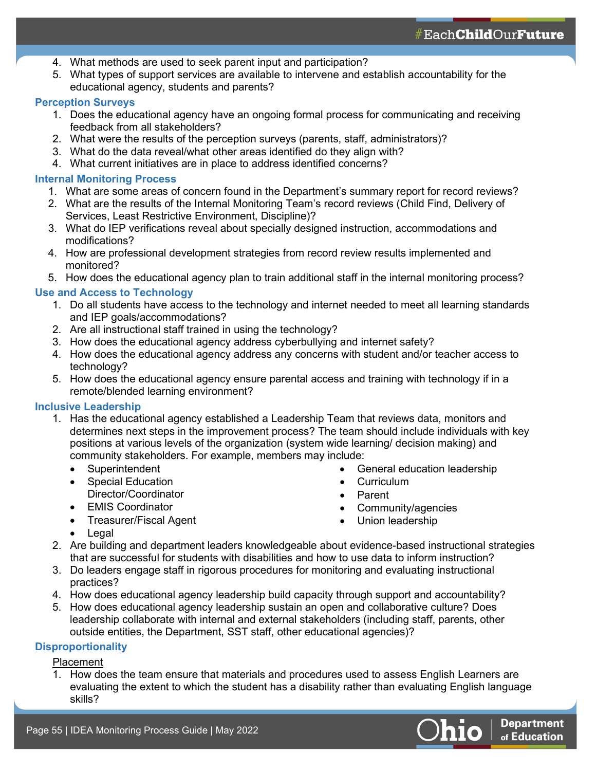4. What methods are used to seek parent input and participation?
5. What types of support services are available to intervene and establish accountability for the educational agency, students and parents?

### Perception Surveys

1. Does the educational agency have an ongoing formal process for communicating and receiving feedback from all stakeholders?
2. What were the results of the perception surveys (parents, staff, administrators)?
3. What do the data reveal/what other areas identified do they align with?
4. What current initiatives are in place to address identified concerns?

### Internal Monitoring Process

1. What are some areas of concern found in the Department's summary report for record reviews?
2. What are the results of the Internal Monitoring Team's record reviews (Child Find, Delivery of Services, Least Restrictive Environment, Discipline)?
3. What do IEP verifications reveal about specially designed instruction, accommodations and modifications?
4. How are professional development strategies from record review results implemented and monitored?
5. How does the educational agency plan to train additional staff in the internal monitoring process?

### Use and Access to Technology

1. Do all students have access to the technology and internet needed to meet all learning standards and IEP goals/accommodations?
2. Are all instructional staff trained in using the technology?
3. How does the educational agency address cyberbullying and internet safety?
4. How does the educational agency address any concerns with student and/or teacher access to technology?
5. How does the educational agency ensure parental access and training with technology if in a remote/blended learning environment?

### Inclusive Leadership

1. Has the educational agency established a Leadership Team that reviews data, monitors and determines next steps in the improvement process? The team should include individuals with key positions at various levels of the organization (system wide learning/ decision making) and community stakeholders. For example, members may include:
   - Superintendent
   - Special Education Director/Coordinator
   - EMIS Coordinator
   - Treasurer/Fiscal Agent
   - Legal
   - General education leadership
   - Curriculum
   - Parent
   - Community/agencies
   - Union leadership
2. Are building and department leaders knowledgeable about evidence-based instructional strategies that are successful for students with disabilities and how to use data to inform instruction?
3. Do leaders engage staff in rigorous procedures for monitoring and evaluating instructional practices?
4. How does educational agency leadership build capacity through support and accountability?
5. How does educational agency leadership sustain an open and collaborative culture? Does leadership collaborate with internal and external stakeholders (including staff, parents, other outside entities, the Department, SST staff, other educational agencies)?

### Disproportionality

Placement

1. How does the team ensure that materials and procedures used to assess English Learners are evaluating the extent to which the student has a disability rather than evaluating English language skills?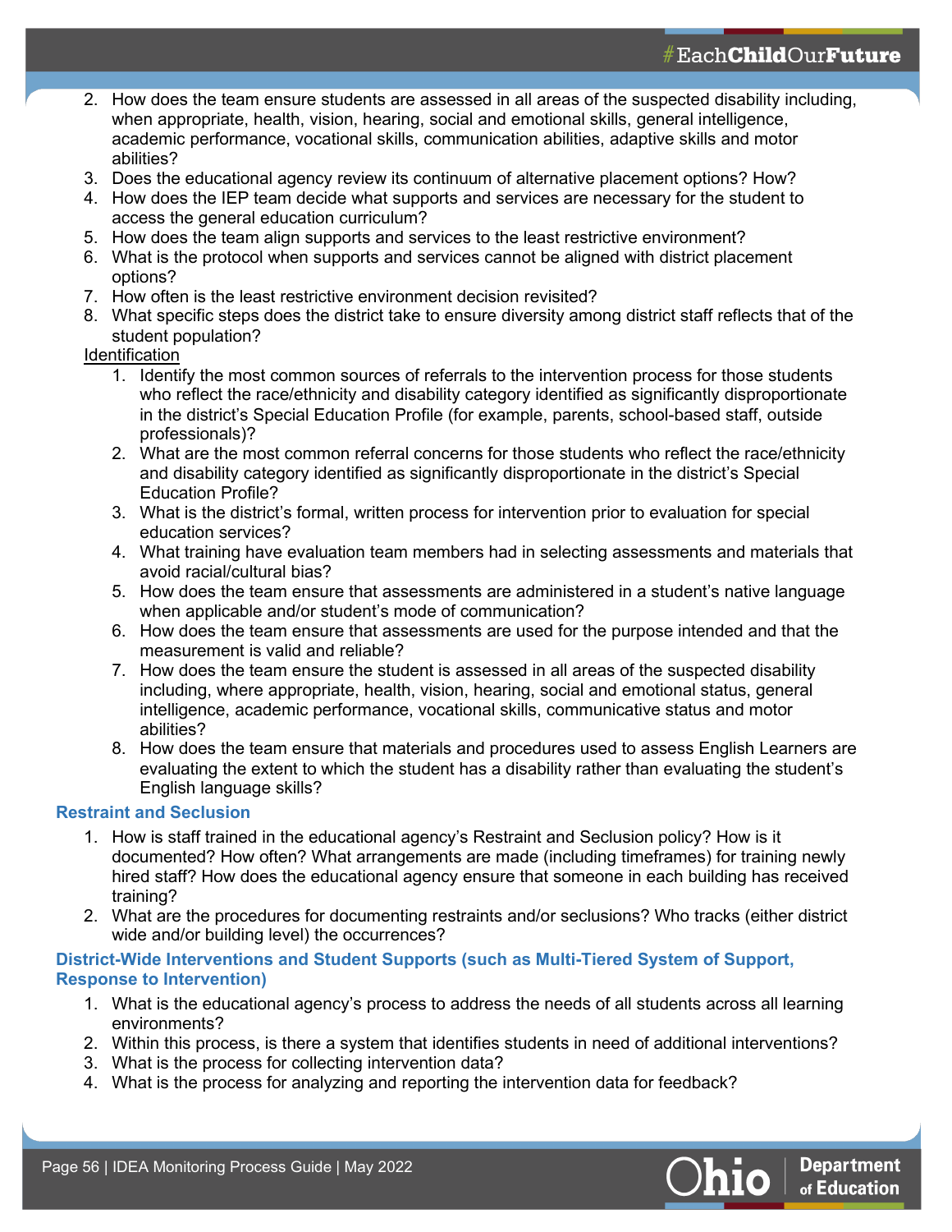2. How does the team ensure students are assessed in all areas of the suspected disability including, when appropriate, health, vision, hearing, social and emotional skills, general intelligence, academic performance, vocational skills, communication abilities, adaptive skills and motor abilities?
3. Does the educational agency review its continuum of alternative placement options? How?
4. How does the IEP team decide what supports and services are necessary for the student to access the general education curriculum?
5. How does the team align supports and services to the least restrictive environment?
6. What is the protocol when supports and services cannot be aligned with district placement options?
7. How often is the least restrictive environment decision revisited?
8. What specific steps does the district take to ensure diversity among district staff reflects that of the student population?

<u>Identification</u>

1. Identify the most common sources of referrals to the intervention process for those students who reflect the race/ethnicity and disability category identified as significantly disproportionate in the district's Special Education Profile (for example, parents, school-based staff, outside professionals)?
2. What are the most common referral concerns for those students who reflect the race/ethnicity and disability category identified as significantly disproportionate in the district's Special Education Profile?
3. What is the district's formal, written process for intervention prior to evaluation for special education services?
4. What training have evaluation team members had in selecting assessments and materials that avoid racial/cultural bias?
5. How does the team ensure that assessments are administered in a student's native language when applicable and/or student's mode of communication?
6. How does the team ensure that assessments are used for the purpose intended and that the measurement is valid and reliable?
7. How does the team ensure the student is assessed in all areas of the suspected disability including, where appropriate, health, vision, hearing, social and emotional status, general intelligence, academic performance, vocational skills, communicative status and motor abilities?
8. How does the team ensure that materials and procedures used to assess English Learners are evaluating the extent to which the student has a disability rather than evaluating the student's English language skills?

### Restraint and Seclusion

1. How is staff trained in the educational agency's Restraint and Seclusion policy? How is it documented? How often? What arrangements are made (including timeframes) for training newly hired staff? How does the educational agency ensure that someone in each building has received training?
2. What are the procedures for documenting restraints and/or seclusions? Who tracks (either district wide and/or building level) the occurrences?

### District-Wide Interventions and Student Supports (such as Multi-Tiered System of Support, Response to Intervention)

1. What is the educational agency's process to address the needs of all students across all learning environments?
2. Within this process, is there a system that identifies students in need of additional interventions?
3. What is the process for collecting intervention data?
4. What is the process for analyzing and reporting the intervention data for feedback?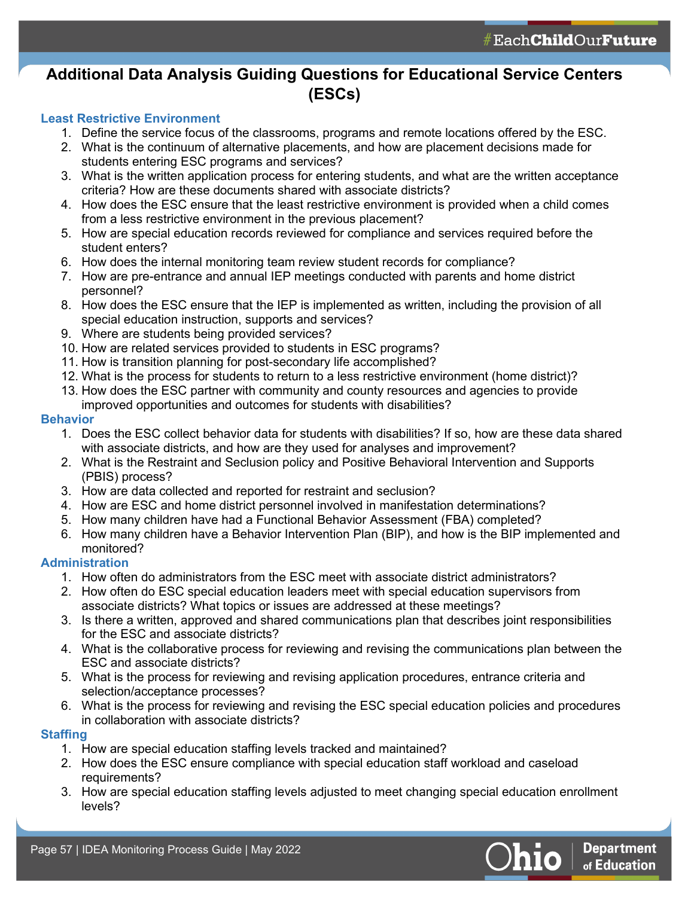# Additional Data Analysis Guiding Questions for Educational Service Centers (ESCs)

## Least Restrictive Environment

1. Define the service focus of the classrooms, programs and remote locations offered by the ESC.
2. What is the continuum of alternative placements, and how are placement decisions made for students entering ESC programs and services?
3. What is the written application process for entering students, and what are the written acceptance criteria? How are these documents shared with associate districts?
4. How does the ESC ensure that the least restrictive environment is provided when a child comes from a less restrictive environment in the previous placement?
5. How are special education records reviewed for compliance and services required before the student enters?
6. How does the internal monitoring team review student records for compliance?
7. How are pre-entrance and annual IEP meetings conducted with parents and home district personnel?
8. How does the ESC ensure that the IEP is implemented as written, including the provision of all special education instruction, supports and services?
9. Where are students being provided services?
10. How are related services provided to students in ESC programs?
11. How is transition planning for post-secondary life accomplished?
12. What is the process for students to return to a less restrictive environment (home district)?
13. How does the ESC partner with community and county resources and agencies to provide improved opportunities and outcomes for students with disabilities?

## Behavior

1. Does the ESC collect behavior data for students with disabilities? If so, how are these data shared with associate districts, and how are they used for analyses and improvement?
2. What is the Restraint and Seclusion policy and Positive Behavioral Intervention and Supports (PBIS) process?
3. How are data collected and reported for restraint and seclusion?
4. How are ESC and home district personnel involved in manifestation determinations?
5. How many children have had a Functional Behavior Assessment (FBA) completed?
6. How many children have a Behavior Intervention Plan (BIP), and how is the BIP implemented and monitored?

## Administration

1. How often do administrators from the ESC meet with associate district administrators?
2. How often do ESC special education leaders meet with special education supervisors from associate districts? What topics or issues are addressed at these meetings?
3. Is there a written, approved and shared communications plan that describes joint responsibilities for the ESC and associate districts?
4. What is the collaborative process for reviewing and revising the communications plan between the ESC and associate districts?
5. What is the process for reviewing and revising application procedures, entrance criteria and selection/acceptance processes?
6. What is the process for reviewing and revising the ESC special education policies and procedures in collaboration with associate districts?

## Staffing

1. How are special education staffing levels tracked and maintained?
2. How does the ESC ensure compliance with special education staff workload and caseload requirements?
3. How are special education staffing levels adjusted to meet changing special education enrollment levels?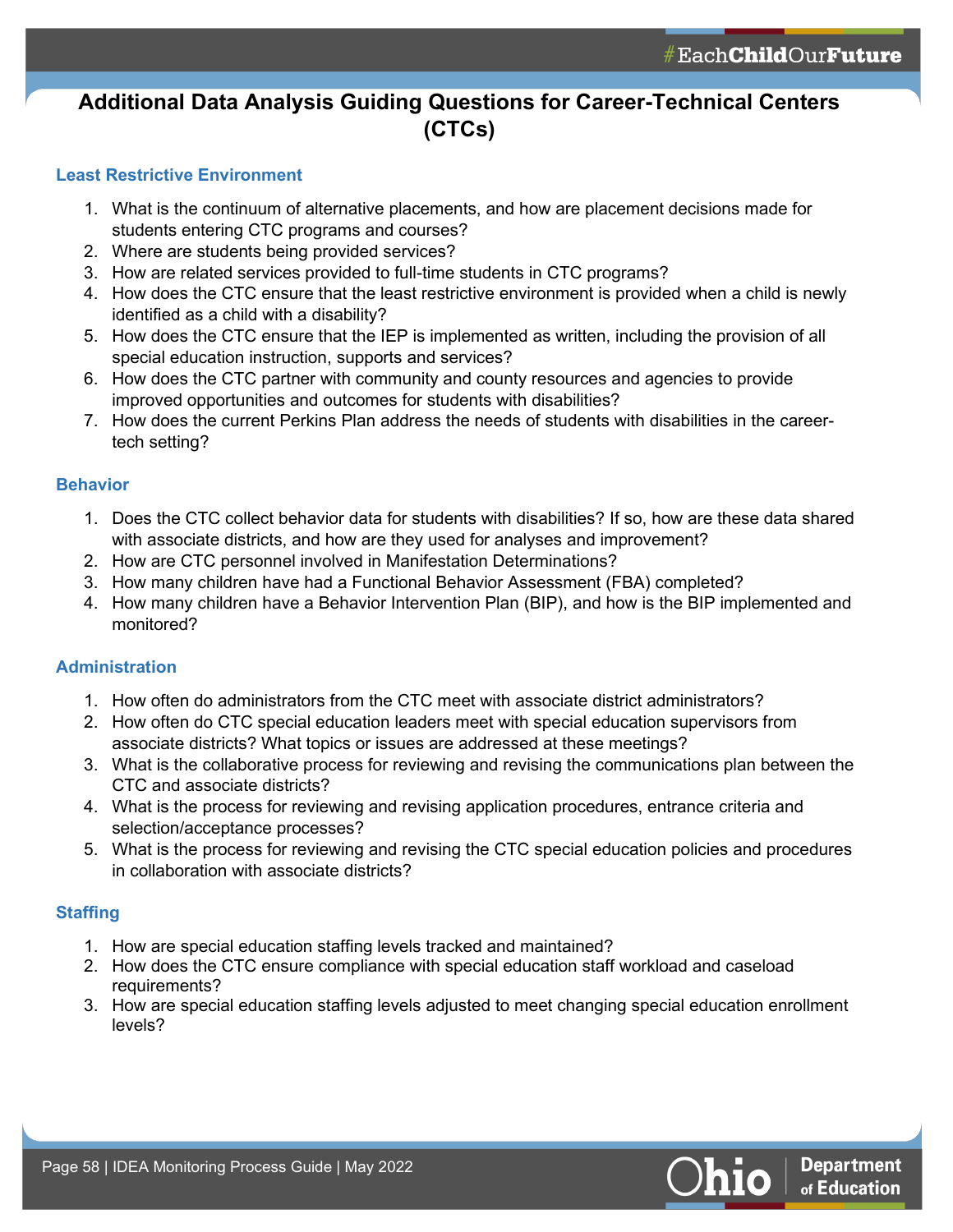# Additional Data Analysis Guiding Questions for Career-Technical Centers (CTCs)

## Least Restrictive Environment

1. What is the continuum of alternative placements, and how are placement decisions made for students entering CTC programs and courses?
2. Where are students being provided services?
3. How are related services provided to full-time students in CTC programs?
4. How does the CTC ensure that the least restrictive environment is provided when a child is newly identified as a child with a disability?
5. How does the CTC ensure that the IEP is implemented as written, including the provision of all special education instruction, supports and services?
6. How does the CTC partner with community and county resources and agencies to provide improved opportunities and outcomes for students with disabilities?
7. How does the current Perkins Plan address the needs of students with disabilities in the career-tech setting?

## Behavior

1. Does the CTC collect behavior data for students with disabilities? If so, how are these data shared with associate districts, and how are they used for analyses and improvement?
2. How are CTC personnel involved in Manifestation Determinations?
3. How many children have had a Functional Behavior Assessment (FBA) completed?
4. How many children have a Behavior Intervention Plan (BIP), and how is the BIP implemented and monitored?

## Administration

1. How often do administrators from the CTC meet with associate district administrators?
2. How often do CTC special education leaders meet with special education supervisors from associate districts? What topics or issues are addressed at these meetings?
3. What is the collaborative process for reviewing and revising the communications plan between the CTC and associate districts?
4. What is the process for reviewing and revising application procedures, entrance criteria and selection/acceptance processes?
5. What is the process for reviewing and revising the CTC special education policies and procedures in collaboration with associate districts?

## Staffing

1. How are special education staffing levels tracked and maintained?
2. How does the CTC ensure compliance with special education staff workload and caseload requirements?
3. How are special education staffing levels adjusted to meet changing special education enrollment levels?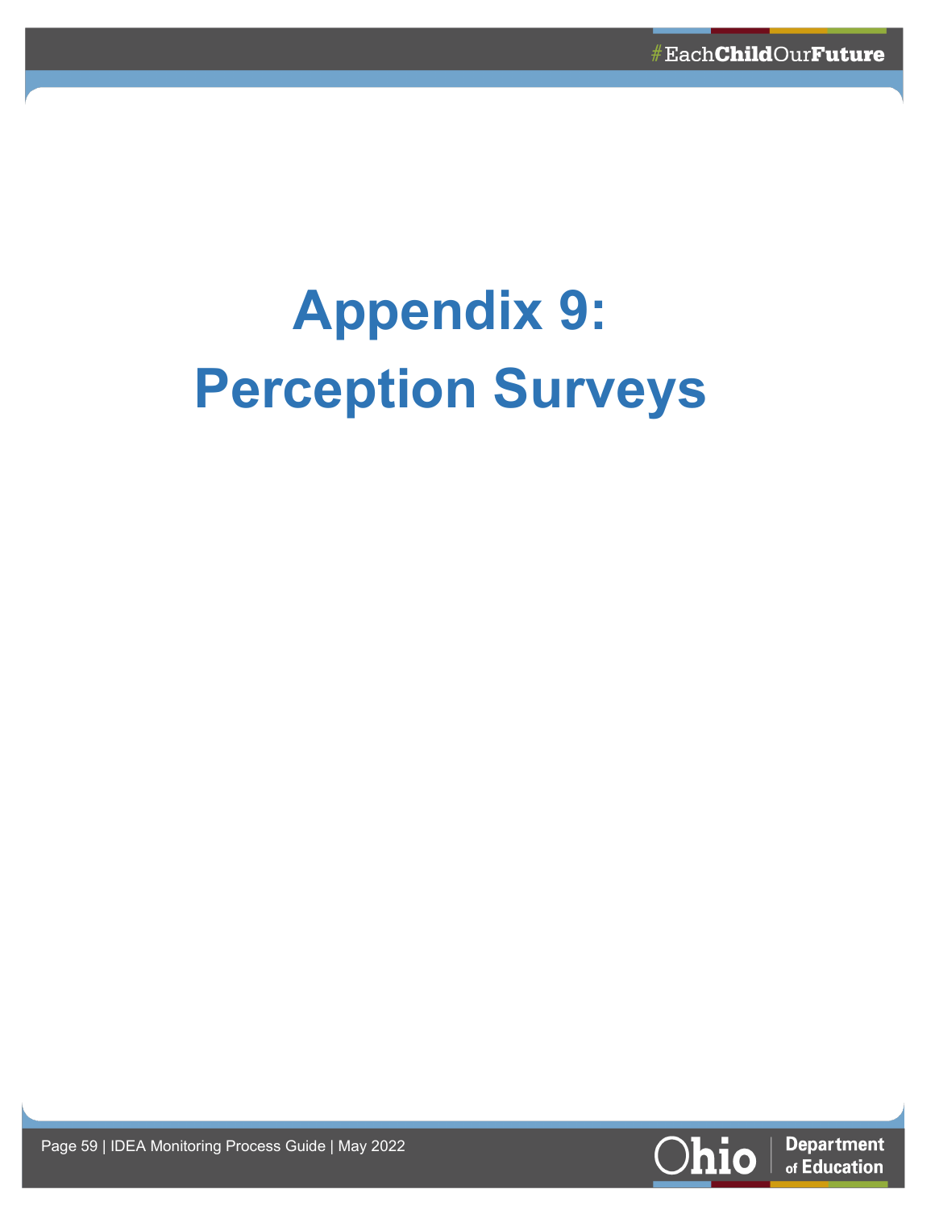# Appendix 9: Perception Surveys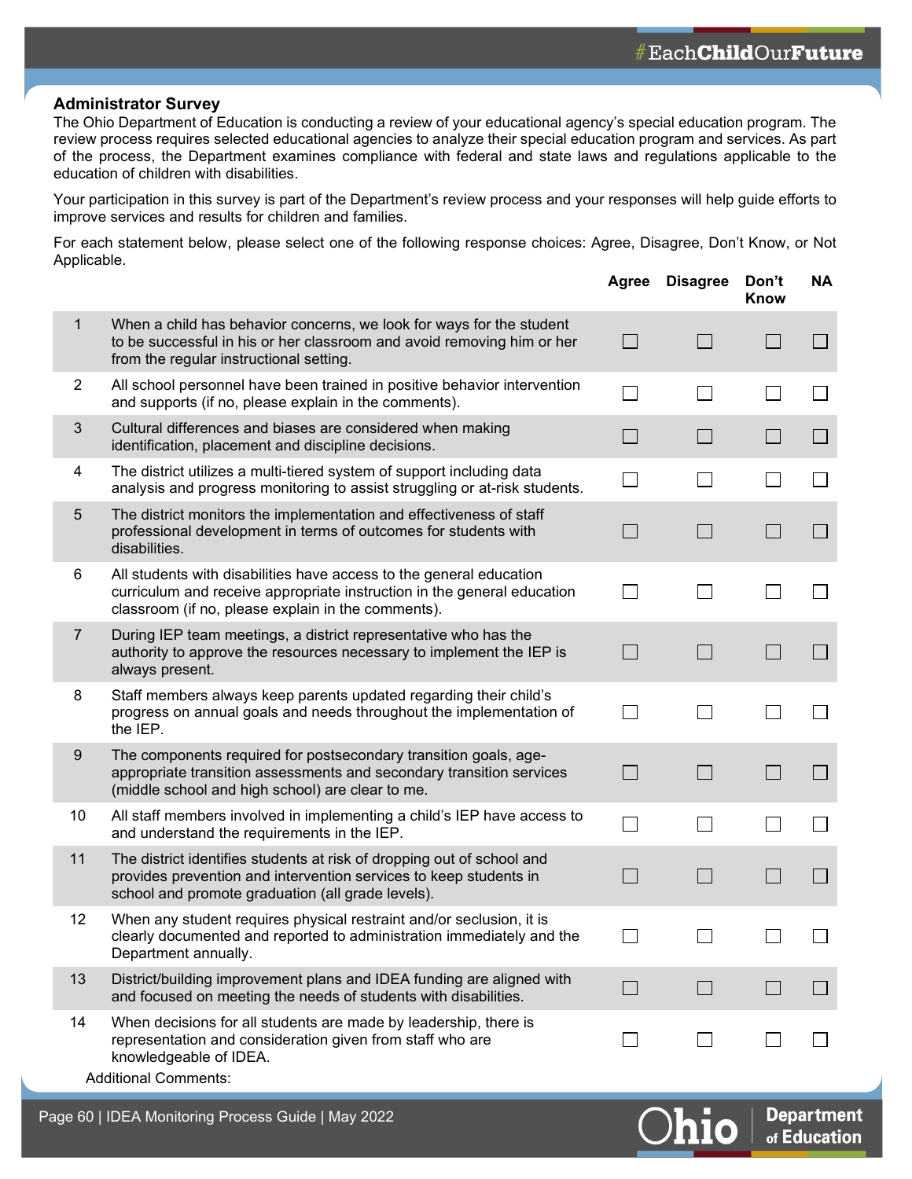## Administrator Survey

The Ohio Department of Education is conducting a review of your educational agency's special education program. The review process requires selected educational agencies to analyze their special education program and services. As part of the process, the Department examines compliance with federal and state laws and regulations applicable to the education of children with disabilities.

Your participation in this survey is part of the Department's review process and your responses will help guide efforts to improve services and results for children and families.

For each statement below, please select one of the following response choices: Agree, Disagree, Don't Know, or Not Applicable.

| | | Agree | Disagree | Don't Know | NA |
|---|---|---|---|---|---|
| 1 | When a child has behavior concerns, we look for ways for the student to be successful in his or her classroom and avoid removing him or her from the regular instructional setting. | ☐ | ☐ | ☐ | ☐ |
| 2 | All school personnel have been trained in positive behavior intervention and supports (if no, please explain in the comments). | ☐ | ☐ | ☐ | ☐ |
| 3 | Cultural differences and biases are considered when making identification, placement and discipline decisions. | ☐ | ☐ | ☐ | ☐ |
| 4 | The district utilizes a multi-tiered system of support including data analysis and progress monitoring to assist struggling or at-risk students. | ☐ | ☐ | ☐ | ☐ |
| 5 | The district monitors the implementation and effectiveness of staff professional development in terms of outcomes for students with disabilities. | ☐ | ☐ | ☐ | ☐ |
| 6 | All students with disabilities have access to the general education curriculum and receive appropriate instruction in the general education classroom (if no, please explain in the comments). | ☐ | ☐ | ☐ | ☐ |
| 7 | During IEP team meetings, a district representative who has the authority to approve the resources necessary to implement the IEP is always present. | ☐ | ☐ | ☐ | ☐ |
| 8 | Staff members always keep parents updated regarding their child's progress on annual goals and needs throughout the implementation of the IEP. | ☐ | ☐ | ☐ | ☐ |
| 9 | The components required for postsecondary transition goals, age-appropriate transition assessments and secondary transition services (middle school and high school) are clear to me. | ☐ | ☐ | ☐ | ☐ |
| 10 | All staff members involved in implementing a child's IEP have access to and understand the requirements in the IEP. | ☐ | ☐ | ☐ | ☐ |
| 11 | The district identifies students at risk of dropping out of school and provides prevention and intervention services to keep students in school and promote graduation (all grade levels). | ☐ | ☐ | ☐ | ☐ |
| 12 | When any student requires physical restraint and/or seclusion, it is clearly documented and reported to administration immediately and the Department annually. | ☐ | ☐ | ☐ | ☐ |
| 13 | District/building improvement plans and IDEA funding are aligned with and focused on meeting the needs of students with disabilities. | ☐ | ☐ | ☐ | ☐ |
| 14 | When decisions for all students are made by leadership, there is representation and consideration given from staff who are knowledgeable of IDEA. | ☐ | ☐ | ☐ | ☐ |

Additional Comments: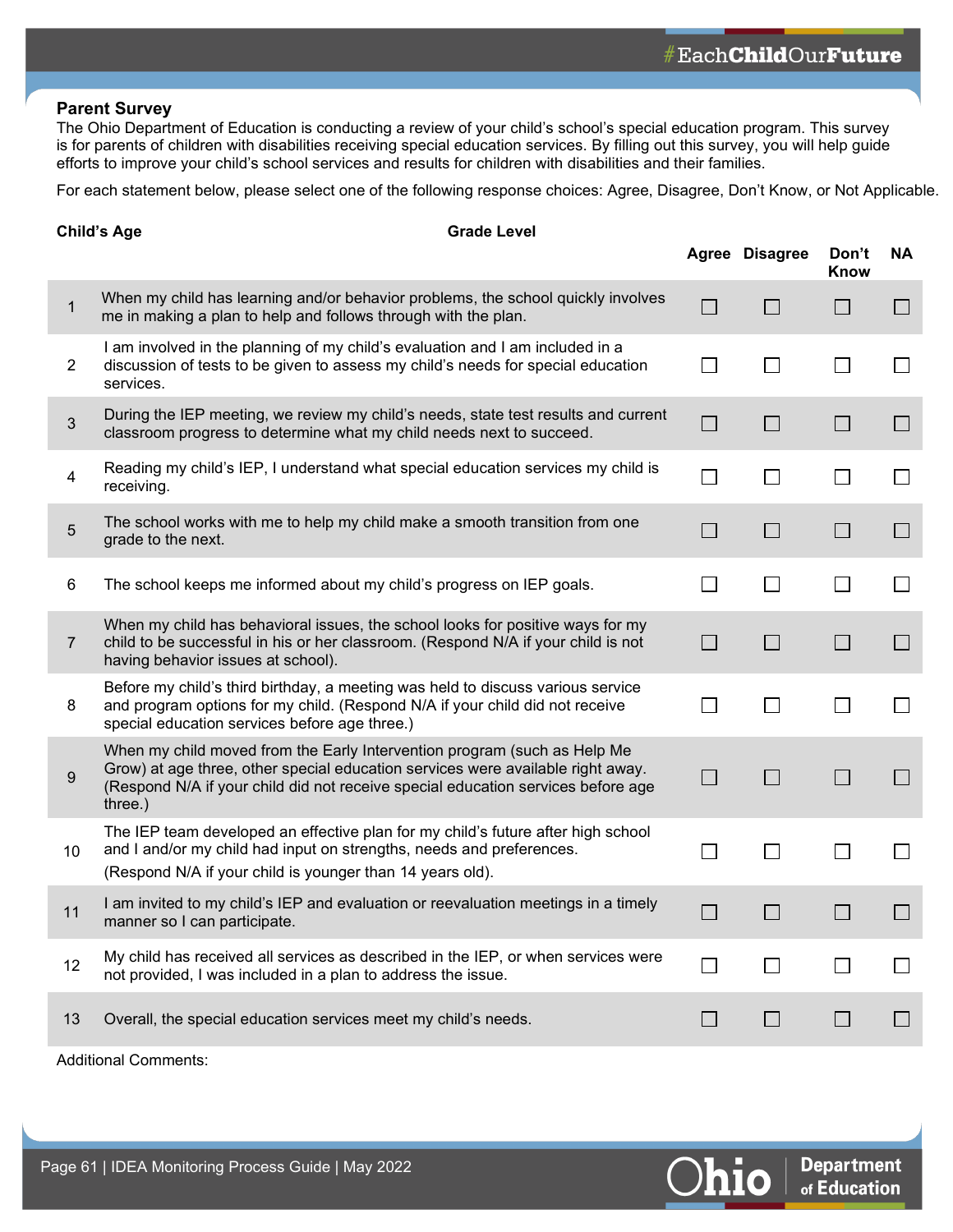## Parent Survey

The Ohio Department of Education is conducting a review of your child's school's special education program. This survey is for parents of children with disabilities receiving special education services. By filling out this survey, you will help guide efforts to improve your child's school services and results for children with disabilities and their families.

For each statement below, please select one of the following response choices: Agree, Disagree, Don't Know, or Not Applicable.

**Child's Age** **Grade Level**

| | | Agree | Disagree | Don't Know | NA |
|---|---|---|---|---|---|
| 1 | When my child has learning and/or behavior problems, the school quickly involves me in making a plan to help and follows through with the plan. | ☐ | ☐ | ☐ | ☐ |
| 2 | I am involved in the planning of my child's evaluation and I am included in a discussion of tests to be given to assess my child's needs for special education services. | ☐ | ☐ | ☐ | ☐ |
| 3 | During the IEP meeting, we review my child's needs, state test results and current classroom progress to determine what my child needs next to succeed. | ☐ | ☐ | ☐ | ☐ |
| 4 | Reading my child's IEP, I understand what special education services my child is receiving. | ☐ | ☐ | ☐ | ☐ |
| 5 | The school works with me to help my child make a smooth transition from one grade to the next. | ☐ | ☐ | ☐ | ☐ |
| 6 | The school keeps me informed about my child's progress on IEP goals. | ☐ | ☐ | ☐ | ☐ |
| 7 | When my child has behavioral issues, the school looks for positive ways for my child to be successful in his or her classroom. (Respond N/A if your child is not having behavior issues at school). | ☐ | ☐ | ☐ | ☐ |
| 8 | Before my child's third birthday, a meeting was held to discuss various service and program options for my child. (Respond N/A if your child did not receive special education services before age three.) | ☐ | ☐ | ☐ | ☐ |
| 9 | When my child moved from the Early Intervention program (such as Help Me Grow) at age three, other special education services were available right away. (Respond N/A if your child did not receive special education services before age three.) | ☐ | ☐ | ☐ | ☐ |
| 10 | The IEP team developed an effective plan for my child's future after high school and I and/or my child had input on strengths, needs and preferences. (Respond N/A if your child is younger than 14 years old). | ☐ | ☐ | ☐ | ☐ |
| 11 | I am invited to my child's IEP and evaluation or reevaluation meetings in a timely manner so I can participate. | ☐ | ☐ | ☐ | ☐ |
| 12 | My child has received all services as described in the IEP, or when services were not provided, I was included in a plan to address the issue. | ☐ | ☐ | ☐ | ☐ |
| 13 | Overall, the special education services meet my child's needs. | ☐ | ☐ | ☐ | ☐ |

Additional Comments: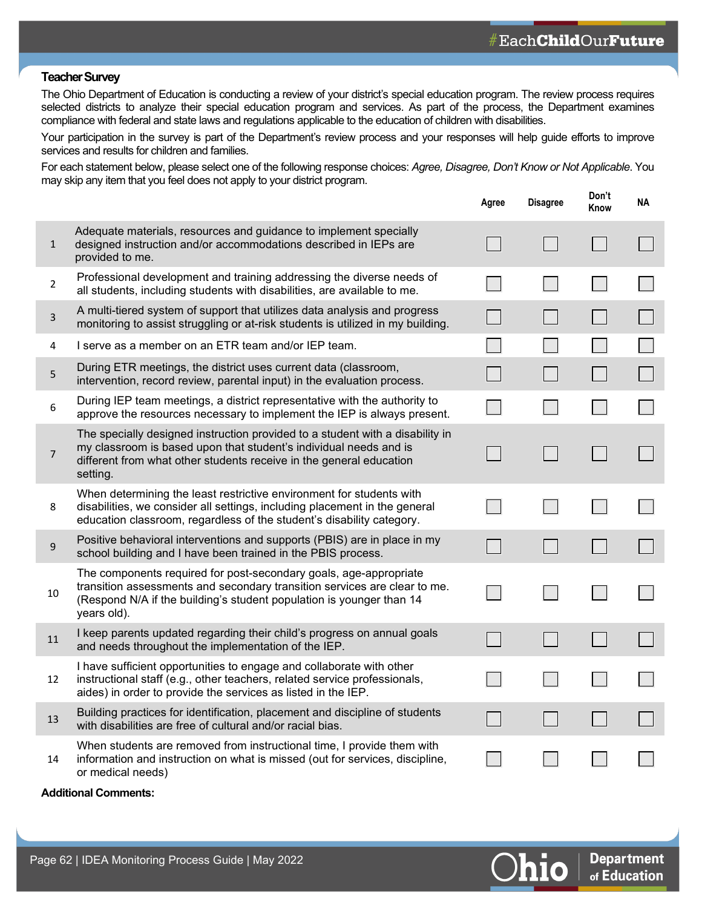### Teacher Survey

The Ohio Department of Education is conducting a review of your district's special education program. The review process requires selected districts to analyze their special education program and services. As part of the process, the Department examines compliance with federal and state laws and regulations applicable to the education of children with disabilities.

Your participation in the survey is part of the Department's review process and your responses will help guide efforts to improve services and results for children and families.

For each statement below, please select one of the following response choices: *Agree, Disagree, Don't Know or Not Applicable*. You may skip any item that you feel does not apply to your district program.

| | | Agree | Disagree | Don't Know | NA |
|---|---|---|---|---|---|
| 1 | Adequate materials, resources and guidance to implement specially designed instruction and/or accommodations described in IEPs are provided to me. | ☐ | ☐ | ☐ | ☐ |
| 2 | Professional development and training addressing the diverse needs of all students, including students with disabilities, are available to me. | ☐ | ☐ | ☐ | ☐ |
| 3 | A multi-tiered system of support that utilizes data analysis and progress monitoring to assist struggling or at-risk students is utilized in my building. | ☐ | ☐ | ☐ | ☐ |
| 4 | I serve as a member on an ETR team and/or IEP team. | ☐ | ☐ | ☐ | ☐ |
| 5 | During ETR meetings, the district uses current data (classroom, intervention, record review, parental input) in the evaluation process. | ☐ | ☐ | ☐ | ☐ |
| 6 | During IEP team meetings, a district representative with the authority to approve the resources necessary to implement the IEP is always present. | ☐ | ☐ | ☐ | ☐ |
| 7 | The specially designed instruction provided to a student with a disability in my classroom is based upon that student's individual needs and is different from what other students receive in the general education setting. | ☐ | ☐ | ☐ | ☐ |
| 8 | When determining the least restrictive environment for students with disabilities, we consider all settings, including placement in the general education classroom, regardless of the student's disability category. | ☐ | ☐ | ☐ | ☐ |
| 9 | Positive behavioral interventions and supports (PBIS) are in place in my school building and I have been trained in the PBIS process. | ☐ | ☐ | ☐ | ☐ |
| 10 | The components required for post-secondary goals, age-appropriate transition assessments and secondary transition services are clear to me. (Respond N/A if the building's student population is younger than 14 years old). | ☐ | ☐ | ☐ | ☐ |
| 11 | I keep parents updated regarding their child's progress on annual goals and needs throughout the implementation of the IEP. | ☐ | ☐ | ☐ | ☐ |
| 12 | I have sufficient opportunities to engage and collaborate with other instructional staff (e.g., other teachers, related service professionals, aides) in order to provide the services as listed in the IEP. | ☐ | ☐ | ☐ | ☐ |
| 13 | Building practices for identification, placement and discipline of students with disabilities are free of cultural and/or racial bias. | ☐ | ☐ | ☐ | ☐ |
| 14 | When students are removed from instructional time, I provide them with information and instruction on what is missed (out for services, discipline, or medical needs) | ☐ | ☐ | ☐ | ☐ |

**Additional Comments:**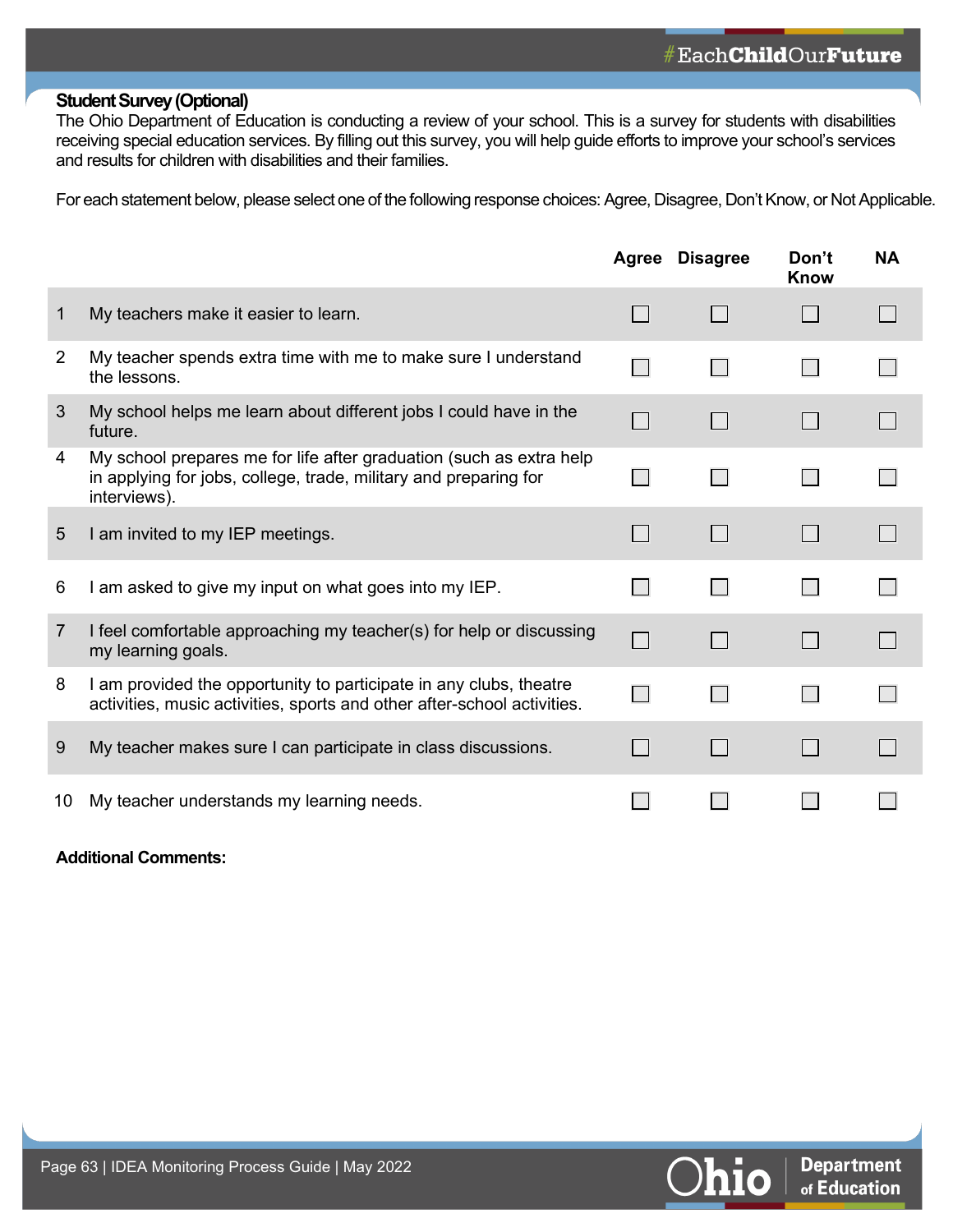**Student Survey (Optional)**

The Ohio Department of Education is conducting a review of your school. This is a survey for students with disabilities receiving special education services. By filling out this survey, you will help guide efforts to improve your school's services and results for children with disabilities and their families.

For each statement below, please select one of the following response choices: Agree, Disagree, Don't Know, or Not Applicable.

| | | Agree | Disagree | Don't Know | NA |
|---|---|---|---|---|---|
| 1 | My teachers make it easier to learn. | ☐ | ☐ | ☐ | ☐ |
| 2 | My teacher spends extra time with me to make sure I understand the lessons. | ☐ | ☐ | ☐ | ☐ |
| 3 | My school helps me learn about different jobs I could have in the future. | ☐ | ☐ | ☐ | ☐ |
| 4 | My school prepares me for life after graduation (such as extra help in applying for jobs, college, trade, military and preparing for interviews). | ☐ | ☐ | ☐ | ☐ |
| 5 | I am invited to my IEP meetings. | ☐ | ☐ | ☐ | ☐ |
| 6 | I am asked to give my input on what goes into my IEP. | ☐ | ☐ | ☐ | ☐ |
| 7 | I feel comfortable approaching my teacher(s) for help or discussing my learning goals. | ☐ | ☐ | ☐ | ☐ |
| 8 | I am provided the opportunity to participate in any clubs, theatre activities, music activities, sports and other after-school activities. | ☐ | ☐ | ☐ | ☐ |
| 9 | My teacher makes sure I can participate in class discussions. | ☐ | ☐ | ☐ | ☐ |
| 10 | My teacher understands my learning needs. | ☐ | ☐ | ☐ | ☐ |

**Additional Comments:**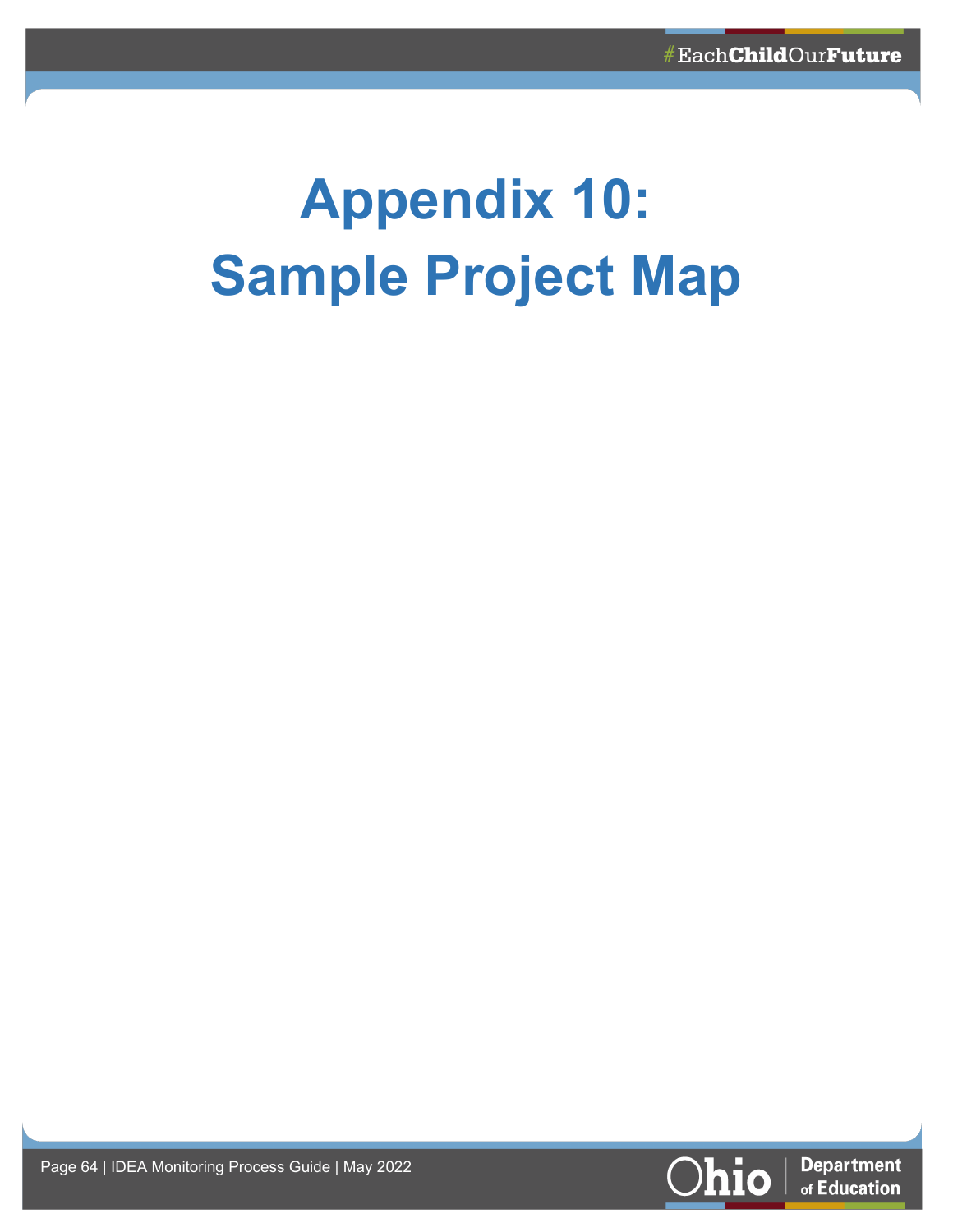# Appendix 10: Sample Project Map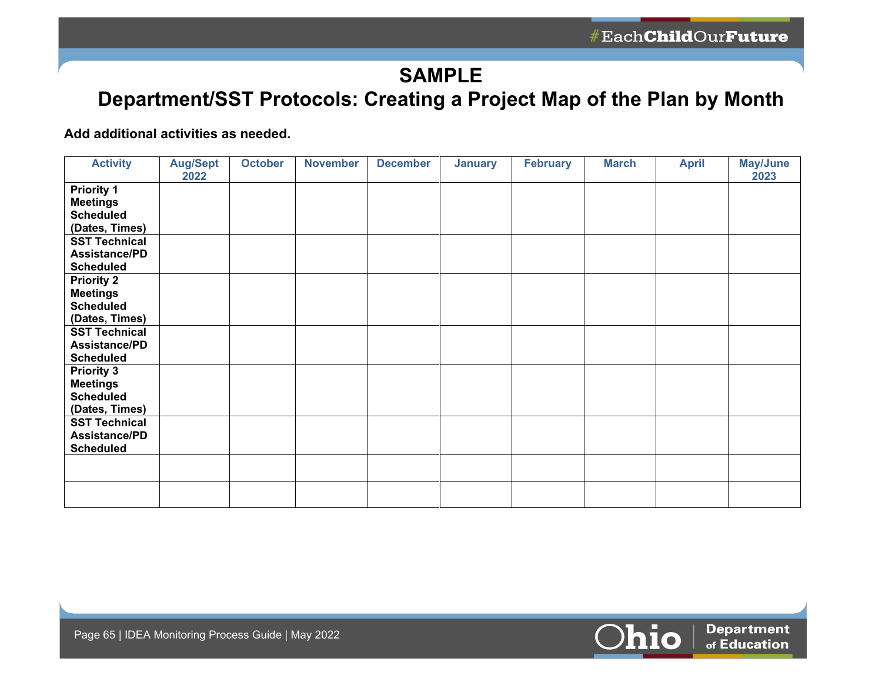# SAMPLE

## Department/SST Protocols: Creating a Project Map of the Plan by Month

**Add additional activities as needed.**

| Activity | Aug/Sept 2022 | October | November | December | January | February | March | April | May/June 2023 |
|---|---|---|---|---|---|---|---|---|---|
| **Priority 1 Meetings Scheduled (Dates, Times)** | | | | | | | | | |
| **SST Technical Assistance/PD Scheduled** | | | | | | | | | |
| **Priority 2 Meetings Scheduled (Dates, Times)** | | | | | | | | | |
| **SST Technical Assistance/PD Scheduled** | | | | | | | | | |
| **Priority 3 Meetings Scheduled (Dates, Times)** | | | | | | | | | |
| **SST Technical Assistance/PD Scheduled** | | | | | | | | | |
| | | | | | | | | | |
| | | | | | | | | | |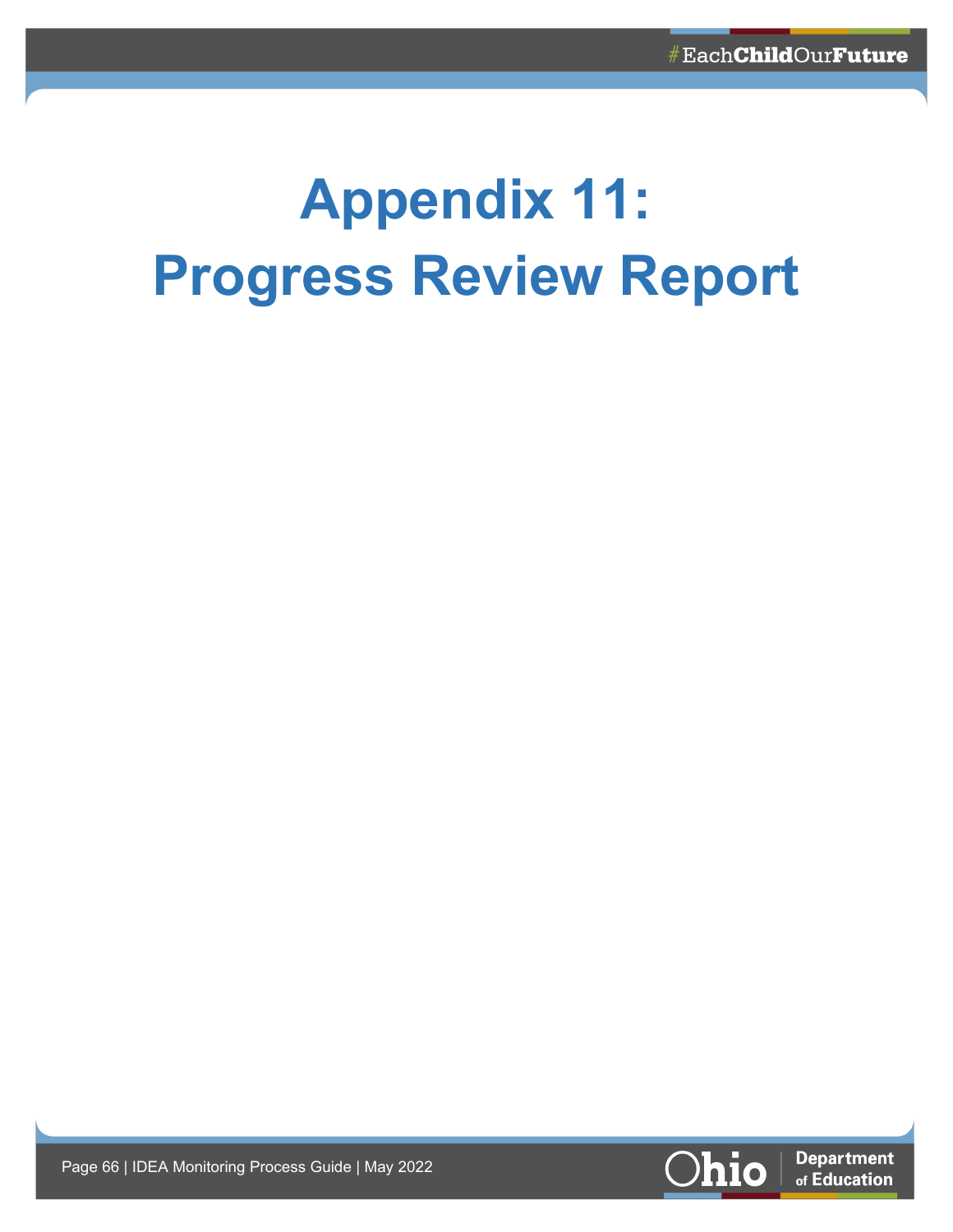# Appendix 11: Progress Review Report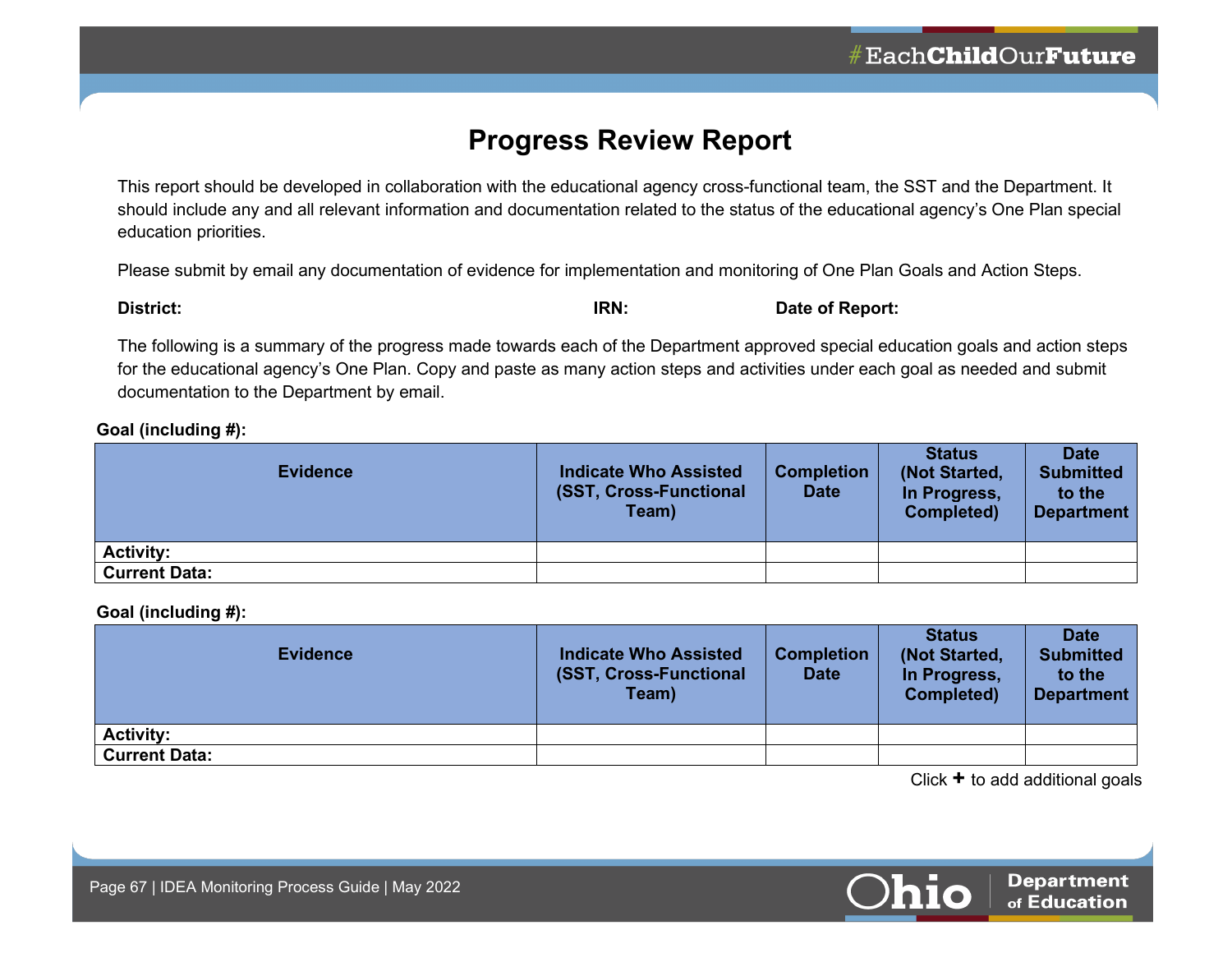# Progress Review Report

This report should be developed in collaboration with the educational agency cross-functional team, the SST and the Department. It should include any and all relevant information and documentation related to the status of the educational agency's One Plan special education priorities.

Please submit by email any documentation of evidence for implementation and monitoring of One Plan Goals and Action Steps.

**District:** **IRN:** **Date of Report:**

The following is a summary of the progress made towards each of the Department approved special education goals and action steps for the educational agency's One Plan. Copy and paste as many action steps and activities under each goal as needed and submit documentation to the Department by email.

**Goal (including #):**

| Evidence | Indicate Who Assisted (SST, Cross-Functional Team) | Completion Date | Status (Not Started, In Progress, Completed) | Date Submitted to the Department |
|---|---|---|---|---|
| **Activity:** | | | | |
| **Current Data:** | | | | |

**Goal (including #):**

| Evidence | Indicate Who Assisted (SST, Cross-Functional Team) | Completion Date | Status (Not Started, In Progress, Completed) | Date Submitted to the Department |
|---|---|---|---|---|
| **Activity:** | | | | |
| **Current Data:** | | | | |

Click **+** to add additional goals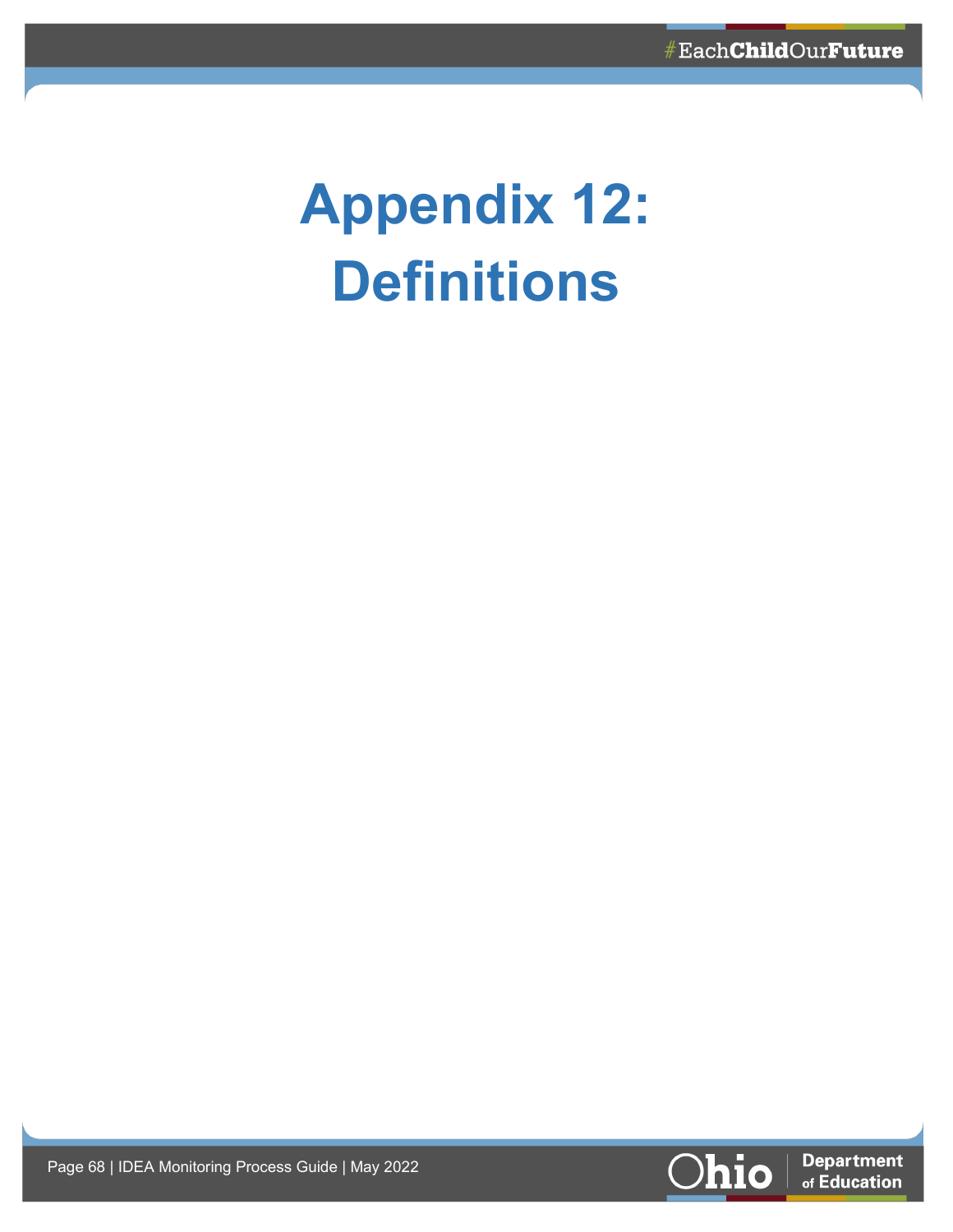# Appendix 12: Definitions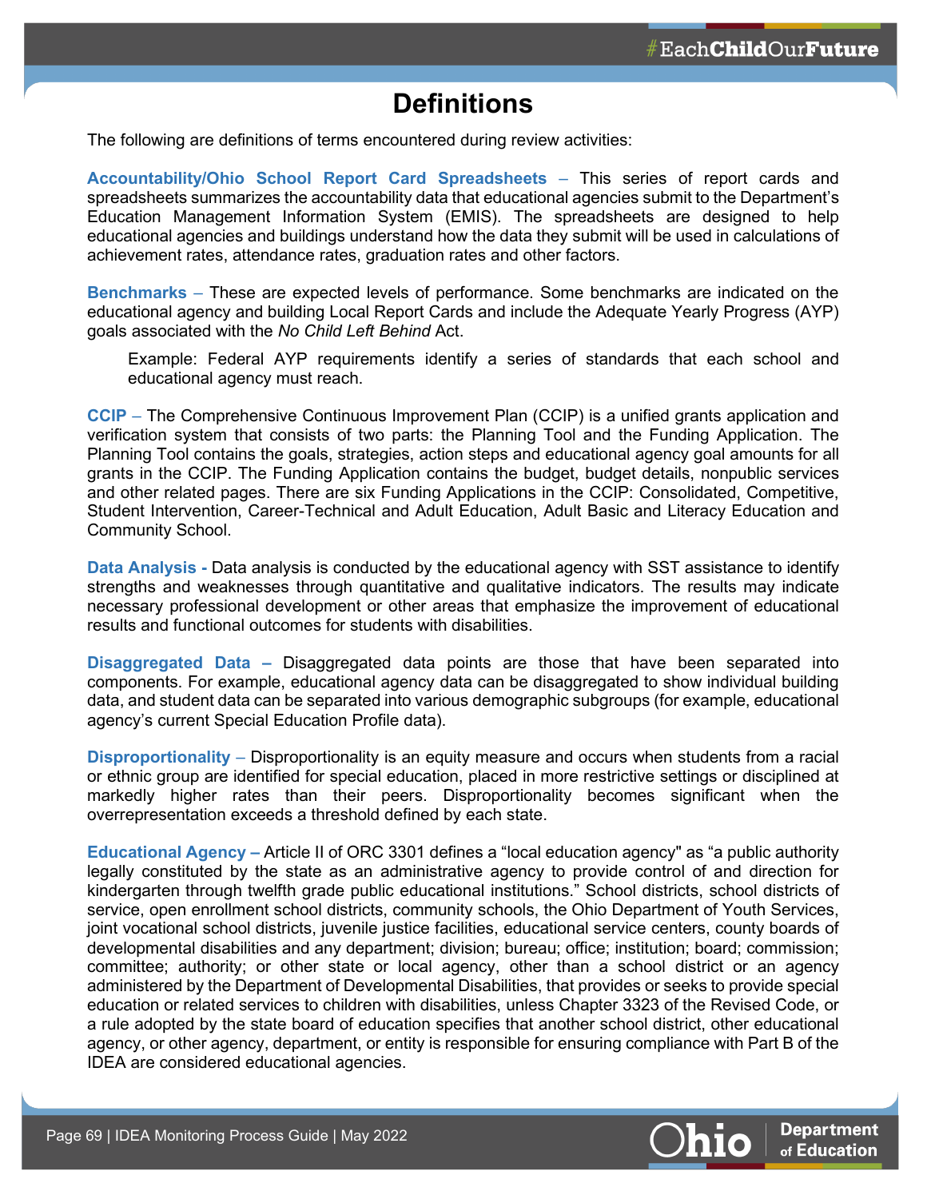# Definitions

The following are definitions of terms encountered during review activities:

**Accountability/Ohio School Report Card Spreadsheets** – This series of report cards and spreadsheets summarizes the accountability data that educational agencies submit to the Department's Education Management Information System (EMIS). The spreadsheets are designed to help educational agencies and buildings understand how the data they submit will be used in calculations of achievement rates, attendance rates, graduation rates and other factors.

**Benchmarks** – These are expected levels of performance. Some benchmarks are indicated on the educational agency and building Local Report Cards and include the Adequate Yearly Progress (AYP) goals associated with the *No Child Left Behind* Act.

> Example: Federal AYP requirements identify a series of standards that each school and educational agency must reach.

**CCIP** – The Comprehensive Continuous Improvement Plan (CCIP) is a unified grants application and verification system that consists of two parts: the Planning Tool and the Funding Application. The Planning Tool contains the goals, strategies, action steps and educational agency goal amounts for all grants in the CCIP. The Funding Application contains the budget, budget details, nonpublic services and other related pages. There are six Funding Applications in the CCIP: Consolidated, Competitive, Student Intervention, Career-Technical and Adult Education, Adult Basic and Literacy Education and Community School.

**Data Analysis -** Data analysis is conducted by the educational agency with SST assistance to identify strengths and weaknesses through quantitative and qualitative indicators. The results may indicate necessary professional development or other areas that emphasize the improvement of educational results and functional outcomes for students with disabilities.

**Disaggregated Data –** Disaggregated data points are those that have been separated into components. For example, educational agency data can be disaggregated to show individual building data, and student data can be separated into various demographic subgroups (for example, educational agency's current Special Education Profile data).

**Disproportionality** – Disproportionality is an equity measure and occurs when students from a racial or ethnic group are identified for special education, placed in more restrictive settings or disciplined at markedly higher rates than their peers. Disproportionality becomes significant when the overrepresentation exceeds a threshold defined by each state.

**Educational Agency –** Article II of ORC 3301 defines a "local education agency" as "a public authority legally constituted by the state as an administrative agency to provide control of and direction for kindergarten through twelfth grade public educational institutions." School districts, school districts of service, open enrollment school districts, community schools, the Ohio Department of Youth Services, joint vocational school districts, juvenile justice facilities, educational service centers, county boards of developmental disabilities and any department; division; bureau; office; institution; board; commission; committee; authority; or other state or local agency, other than a school district or an agency administered by the Department of Developmental Disabilities, that provides or seeks to provide special education or related services to children with disabilities, unless Chapter 3323 of the Revised Code, or a rule adopted by the state board of education specifies that another school district, other educational agency, or other agency, department, or entity is responsible for ensuring compliance with Part B of the IDEA are considered educational agencies.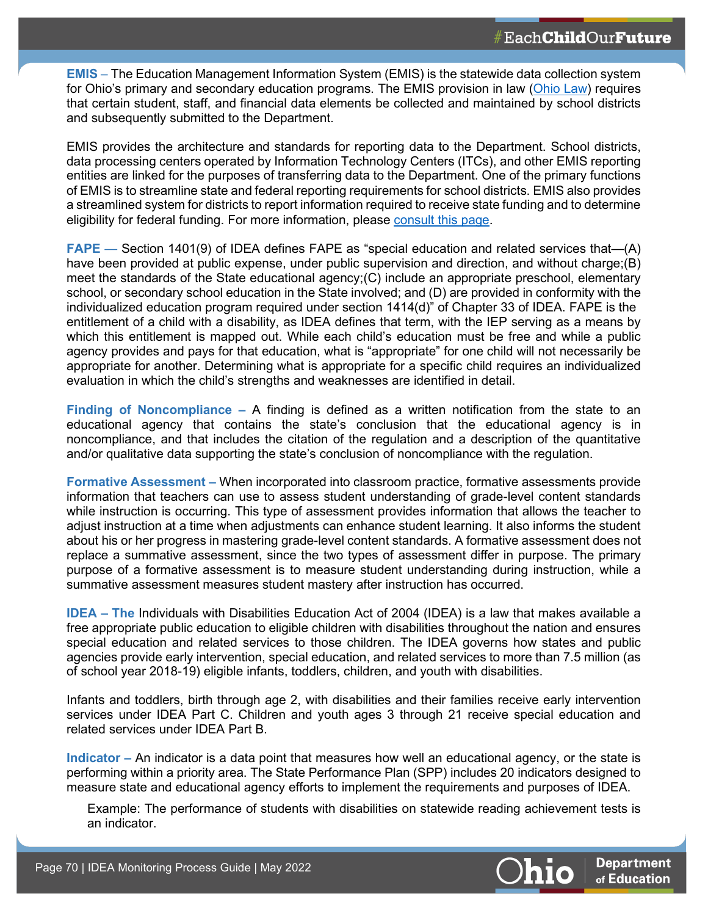**EMIS** – The Education Management Information System (EMIS) is the statewide data collection system for Ohio's primary and secondary education programs. The EMIS provision in law (Ohio Law) requires that certain student, staff, and financial data elements be collected and maintained by school districts and subsequently submitted to the Department.

EMIS provides the architecture and standards for reporting data to the Department. School districts, data processing centers operated by Information Technology Centers (ITCs), and other EMIS reporting entities are linked for the purposes of transferring data to the Department. One of the primary functions of EMIS is to streamline state and federal reporting requirements for school districts. EMIS also provides a streamlined system for districts to report information required to receive state funding and to determine eligibility for federal funding. For more information, please consult this page.

**FAPE** — Section 1401(9) of IDEA defines FAPE as "special education and related services that—(A) have been provided at public expense, under public supervision and direction, and without charge;(B) meet the standards of the State educational agency;(C) include an appropriate preschool, elementary school, or secondary school education in the State involved; and (D) are provided in conformity with the individualized education program required under section 1414(d)" of Chapter 33 of IDEA. FAPE is the entitlement of a child with a disability, as IDEA defines that term, with the IEP serving as a means by which this entitlement is mapped out. While each child's education must be free and while a public agency provides and pays for that education, what is "appropriate" for one child will not necessarily be appropriate for another. Determining what is appropriate for a specific child requires an individualized evaluation in which the child's strengths and weaknesses are identified in detail.

**Finding of Noncompliance** – A finding is defined as a written notification from the state to an educational agency that contains the state's conclusion that the educational agency is in noncompliance, and that includes the citation of the regulation and a description of the quantitative and/or qualitative data supporting the state's conclusion of noncompliance with the regulation.

**Formative Assessment** – When incorporated into classroom practice, formative assessments provide information that teachers can use to assess student understanding of grade-level content standards while instruction is occurring. This type of assessment provides information that allows the teacher to adjust instruction at a time when adjustments can enhance student learning. It also informs the student about his or her progress in mastering grade-level content standards. A formative assessment does not replace a summative assessment, since the two types of assessment differ in purpose. The primary purpose of a formative assessment is to measure student understanding during instruction, while a summative assessment measures student mastery after instruction has occurred.

**IDEA – The** Individuals with Disabilities Education Act of 2004 (IDEA) is a law that makes available a free appropriate public education to eligible children with disabilities throughout the nation and ensures special education and related services to those children. The IDEA governs how states and public agencies provide early intervention, special education, and related services to more than 7.5 million (as of school year 2018-19) eligible infants, toddlers, children, and youth with disabilities.

Infants and toddlers, birth through age 2, with disabilities and their families receive early intervention services under IDEA Part C. Children and youth ages 3 through 21 receive special education and related services under IDEA Part B.

**Indicator** – An indicator is a data point that measures how well an educational agency, or the state is performing within a priority area. The State Performance Plan (SPP) includes 20 indicators designed to measure state and educational agency efforts to implement the requirements and purposes of IDEA.

> Example: The performance of students with disabilities on statewide reading achievement tests is an indicator.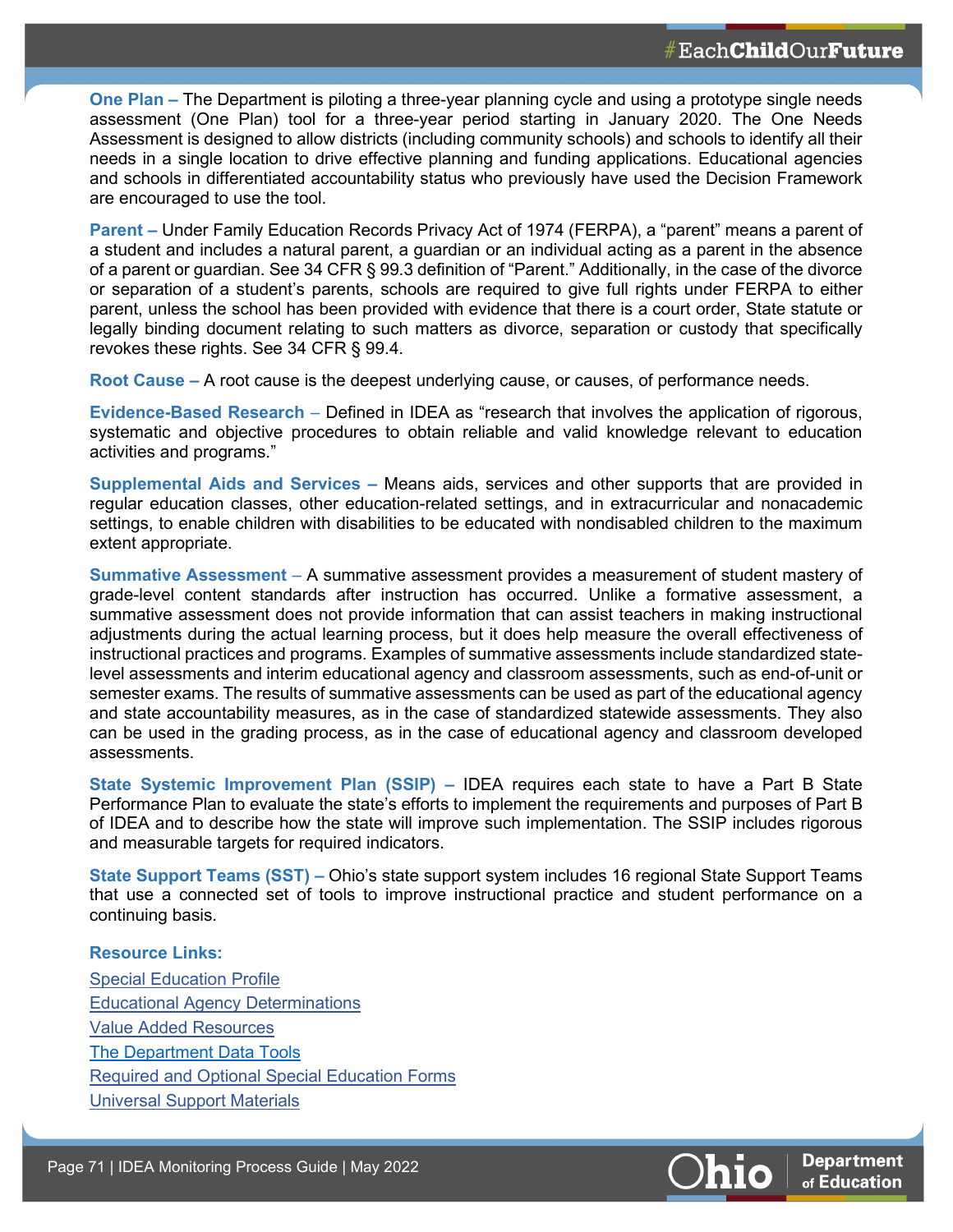**One Plan –** The Department is piloting a three-year planning cycle and using a prototype single needs assessment (One Plan) tool for a three-year period starting in January 2020. The One Needs Assessment is designed to allow districts (including community schools) and schools to identify all their needs in a single location to drive effective planning and funding applications. Educational agencies and schools in differentiated accountability status who previously have used the Decision Framework are encouraged to use the tool.

**Parent –** Under Family Education Records Privacy Act of 1974 (FERPA), a "parent" means a parent of a student and includes a natural parent, a guardian or an individual acting as a parent in the absence of a parent or guardian. See 34 CFR § 99.3 definition of "Parent." Additionally, in the case of the divorce or separation of a student's parents, schools are required to give full rights under FERPA to either parent, unless the school has been provided with evidence that there is a court order, State statute or legally binding document relating to such matters as divorce, separation or custody that specifically revokes these rights. See 34 CFR § 99.4.

**Root Cause –** A root cause is the deepest underlying cause, or causes, of performance needs.

**Evidence-Based Research –** Defined in IDEA as "research that involves the application of rigorous, systematic and objective procedures to obtain reliable and valid knowledge relevant to education activities and programs."

**Supplemental Aids and Services –** Means aids, services and other supports that are provided in regular education classes, other education-related settings, and in extracurricular and nonacademic settings, to enable children with disabilities to be educated with nondisabled children to the maximum extent appropriate.

**Summative Assessment –** A summative assessment provides a measurement of student mastery of grade-level content standards after instruction has occurred. Unlike a formative assessment, a summative assessment does not provide information that can assist teachers in making instructional adjustments during the actual learning process, but it does help measure the overall effectiveness of instructional practices and programs. Examples of summative assessments include standardized state-level assessments and interim educational agency and classroom assessments, such as end-of-unit or semester exams. The results of summative assessments can be used as part of the educational agency and state accountability measures, as in the case of standardized statewide assessments. They also can be used in the grading process, as in the case of educational agency and classroom developed assessments.

**State Systemic Improvement Plan (SSIP) –** IDEA requires each state to have a Part B State Performance Plan to evaluate the state's efforts to implement the requirements and purposes of Part B of IDEA and to describe how the state will improve such implementation. The SSIP includes rigorous and measurable targets for required indicators.

**State Support Teams (SST) –** Ohio's state support system includes 16 regional State Support Teams that use a connected set of tools to improve instructional practice and student performance on a continuing basis.

**Resource Links:**

Special Education Profile
Educational Agency Determinations
Value Added Resources
The Department Data Tools
Required and Optional Special Education Forms
Universal Support Materials